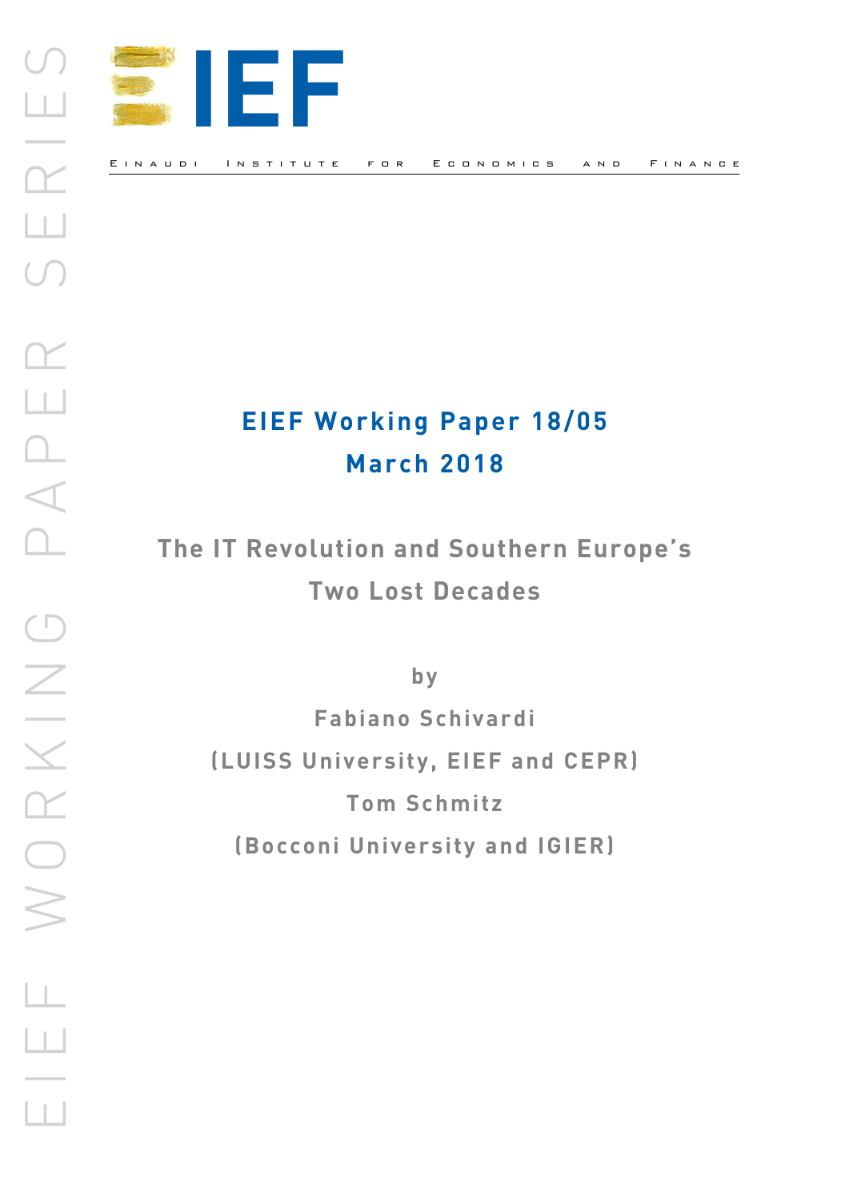EIEF

EINAUDI INSTITUTE FOR ECONOMICS AND FINANCE

**EIEF Working Paper 18/05**

**March 2018**

# The IT Revolution and Southern Europe's Two Lost Decades

by

**Fabiano Schivardi**

**(LUISS University, EIEF and CEPR)**

**Tom Schmitz**

**(Bocconi University and IGIER)**

EIEF WORKING PAPER SERIES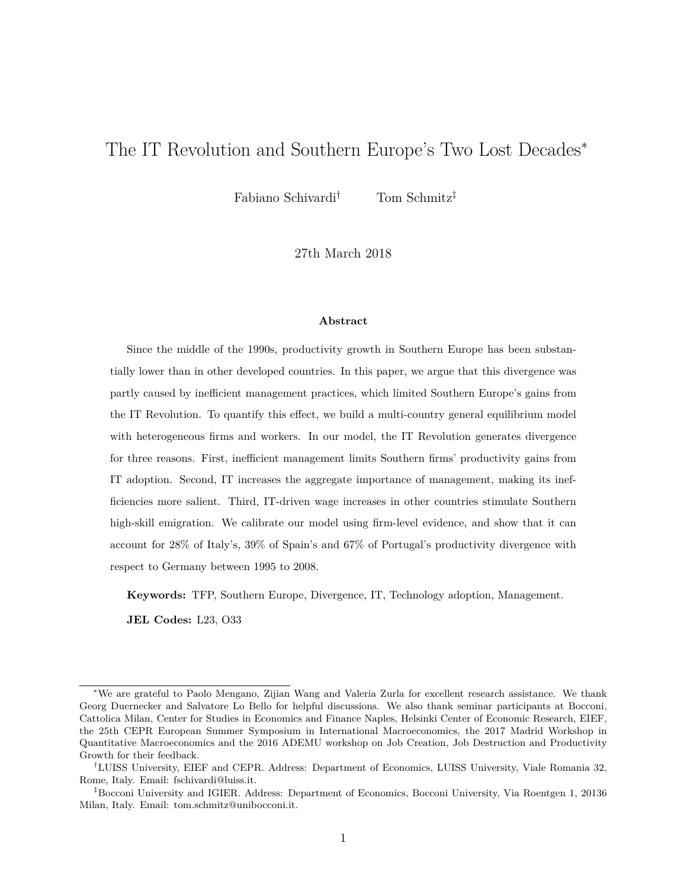# The IT Revolution and Southern Europe's Two Lost Decades[*]

Fabiano Schivardi[†] Tom Schmitz[‡]

27th March 2018

### Abstract

Since the middle of the 1990s, productivity growth in Southern Europe has been substantially lower than in other developed countries. In this paper, we argue that this divergence was partly caused by inefficient management practices, which limited Southern Europe's gains from the IT Revolution. To quantify this effect, we build a multi-country general equilibrium model with heterogeneous firms and workers. In our model, the IT Revolution generates divergence for three reasons. First, inefficient management limits Southern firms' productivity gains from IT adoption. Second, IT increases the aggregate importance of management, making its inefficiencies more salient. Third, IT-driven wage increases in other countries stimulate Southern high-skill emigration. We calibrate our model using firm-level evidence, and show that it can account for 28% of Italy's, 39% of Spain's and 67% of Portugal's productivity divergence with respect to Germany between 1995 to 2008.

**Keywords:** TFP, Southern Europe, Divergence, IT, Technology adoption, Management.

**JEL Codes:** L23, O33

---

[*] We are grateful to Paolo Mengano, Zijian Wang and Valeria Zurla for excellent research assistance. We thank Georg Duernecker and Salvatore Lo Bello for helpful discussions. We also thank seminar participants at Bocconi, Cattolica Milan, Center for Studies in Economics and Finance Naples, Helsinki Center of Economic Research, EIEF, the 25th CEPR European Summer Symposium in International Macroeconomics, the 2017 Madrid Workshop in Quantitative Macroeconomics and the 2016 ADEMU workshop on Job Creation, Job Destruction and Productivity Growth for their feedback.

[†] LUISS University, EIEF and CEPR. Address: Department of Economics, LUISS University, Viale Romania 32, Rome, Italy. Email: fschivardi@luiss.it.

[‡] Bocconi University and IGIER. Address: Department of Economics, Bocconi University, Via Roentgen 1, 20136 Milan, Italy. Email: tom.schmitz@unibocconi.it.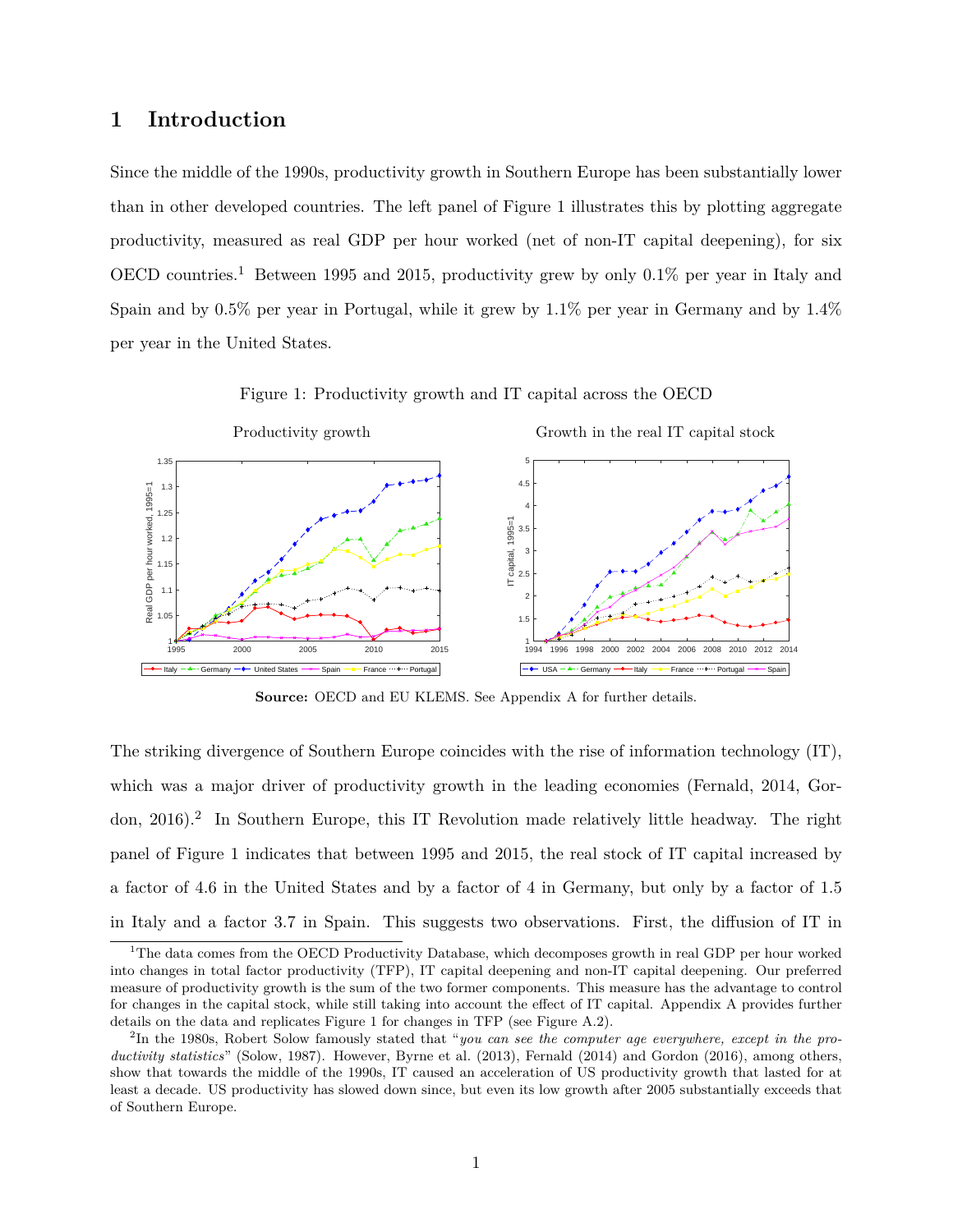# 1 Introduction

Since the middle of the 1990s, productivity growth in Southern Europe has been substantially lower than in other developed countries. The left panel of Figure 1 illustrates this by plotting aggregate productivity, measured as real GDP per hour worked (net of non-IT capital deepening), for six OECD countries.[1] Between 1995 and 2015, productivity grew by only 0.1% per year in Italy and Spain and by 0.5% per year in Portugal, while it grew by 1.1% per year in Germany and by 1.4% per year in the United States.

Figure 1: Productivity growth and IT capital across the OECD

Productivity growth | Growth in the real IT capital stock

**Source:** OECD and EU KLEMS. See Appendix A for further details.

The striking divergence of Southern Europe coincides with the rise of information technology (IT), which was a major driver of productivity growth in the leading economies (Fernald, 2014, Gordon, 2016).[2] In Southern Europe, this IT Revolution made relatively little headway. The right panel of Figure 1 indicates that between 1995 and 2015, the real stock of IT capital increased by a factor of 4.6 in the United States and by a factor of 4 in Germany, but only by a factor of 1.5 in Italy and a factor 3.7 in Spain. This suggests two observations. First, the diffusion of IT in

---

[1] The data comes from the OECD Productivity Database, which decomposes growth in real GDP per hour worked into changes in total factor productivity (TFP), IT capital deepening and non-IT capital deepening. Our preferred measure of productivity growth is the sum of the two former components. This measure has the advantage to control for changes in the capital stock, while still taking into account the effect of IT capital. Appendix A provides further details on the data and replicates Figure 1 for changes in TFP (see Figure A.2).

[2] In the 1980s, Robert Solow famously stated that "*you can see the computer age everywhere, except in the productivity statistics*" (Solow, 1987). However, Byrne et al. (2013), Fernald (2014) and Gordon (2016), among others, show that towards the middle of the 1990s, IT caused an acceleration of US productivity growth that lasted for at least a decade. US productivity has slowed down since, but even its low growth after 2005 substantially exceeds that of Southern Europe.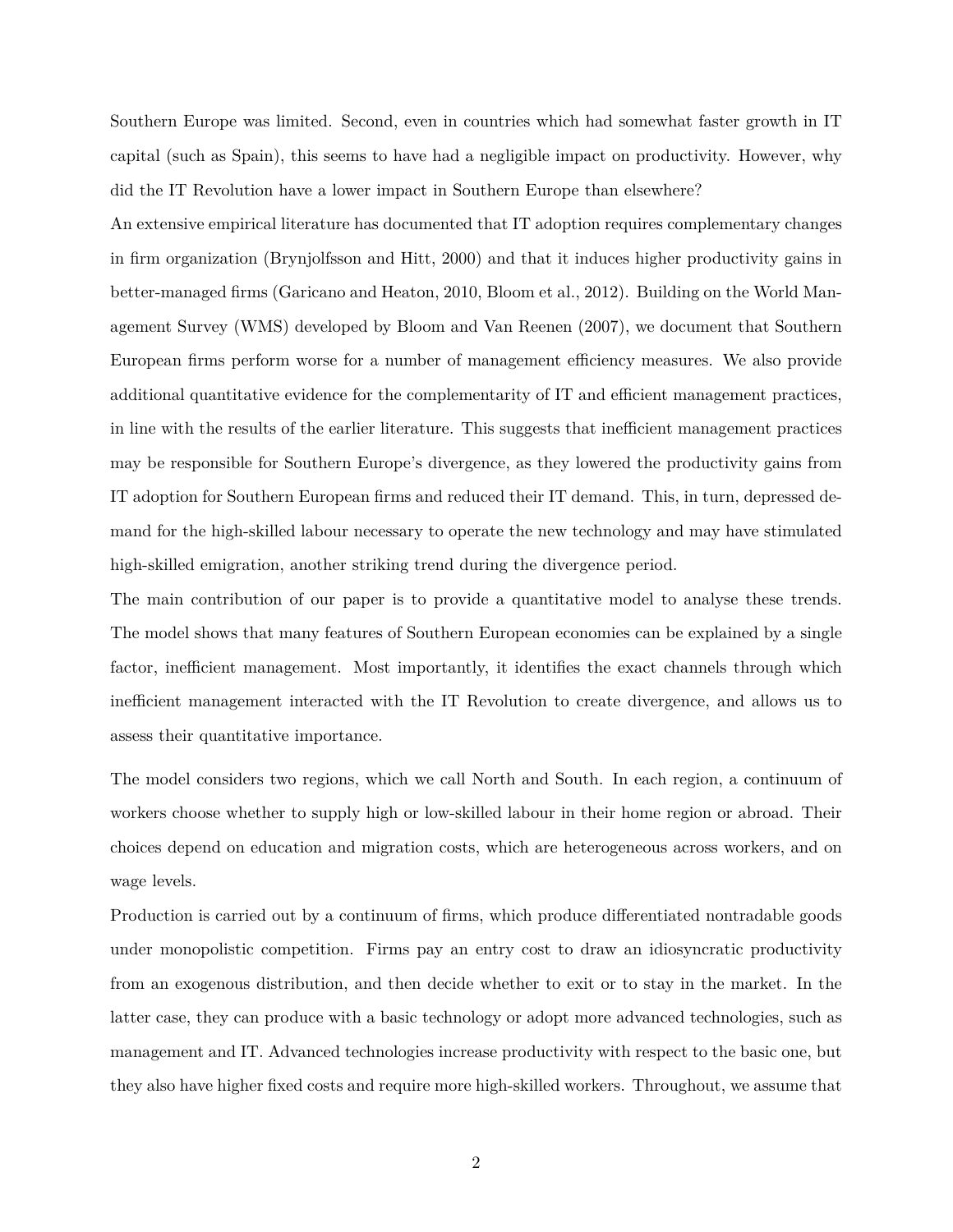Southern Europe was limited. Second, even in countries which had somewhat faster growth in IT capital (such as Spain), this seems to have had a negligible impact on productivity. However, why did the IT Revolution have a lower impact in Southern Europe than elsewhere?

An extensive empirical literature has documented that IT adoption requires complementary changes in firm organization (Brynjolfsson and Hitt, 2000) and that it induces higher productivity gains in better-managed firms (Garicano and Heaton, 2010, Bloom et al., 2012). Building on the World Management Survey (WMS) developed by Bloom and Van Reenen (2007), we document that Southern European firms perform worse for a number of management efficiency measures. We also provide additional quantitative evidence for the complementarity of IT and efficient management practices, in line with the results of the earlier literature. This suggests that inefficient management practices may be responsible for Southern Europe's divergence, as they lowered the productivity gains from IT adoption for Southern European firms and reduced their IT demand. This, in turn, depressed demand for the high-skilled labour necessary to operate the new technology and may have stimulated high-skilled emigration, another striking trend during the divergence period.

The main contribution of our paper is to provide a quantitative model to analyse these trends. The model shows that many features of Southern European economies can be explained by a single factor, inefficient management. Most importantly, it identifies the exact channels through which inefficient management interacted with the IT Revolution to create divergence, and allows us to assess their quantitative importance.

The model considers two regions, which we call North and South. In each region, a continuum of workers choose whether to supply high or low-skilled labour in their home region or abroad. Their choices depend on education and migration costs, which are heterogeneous across workers, and on wage levels.

Production is carried out by a continuum of firms, which produce differentiated nontradable goods under monopolistic competition. Firms pay an entry cost to draw an idiosyncratic productivity from an exogenous distribution, and then decide whether to exit or to stay in the market. In the latter case, they can produce with a basic technology or adopt more advanced technologies, such as management and IT. Advanced technologies increase productivity with respect to the basic one, but they also have higher fixed costs and require more high-skilled workers. Throughout, we assume that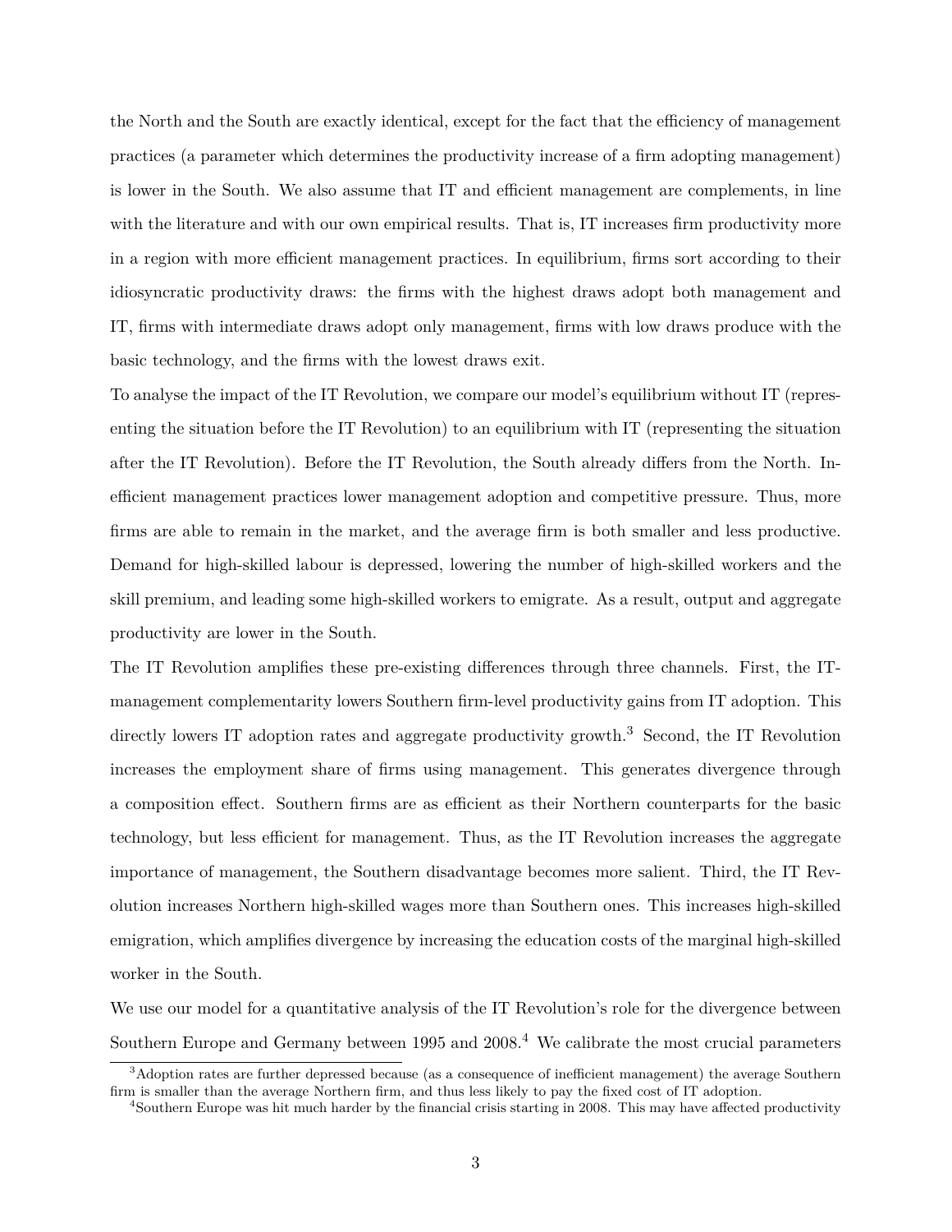the North and the South are exactly identical, except for the fact that the efficiency of management practices (a parameter which determines the productivity increase of a firm adopting management) is lower in the South. We also assume that IT and efficient management are complements, in line with the literature and with our own empirical results. That is, IT increases firm productivity more in a region with more efficient management practices. In equilibrium, firms sort according to their idiosyncratic productivity draws: the firms with the highest draws adopt both management and IT, firms with intermediate draws adopt only management, firms with low draws produce with the basic technology, and the firms with the lowest draws exit.

To analyse the impact of the IT Revolution, we compare our model's equilibrium without IT (representing the situation before the IT Revolution) to an equilibrium with IT (representing the situation after the IT Revolution). Before the IT Revolution, the South already differs from the North. Inefficient management practices lower management adoption and competitive pressure. Thus, more firms are able to remain in the market, and the average firm is both smaller and less productive. Demand for high-skilled labour is depressed, lowering the number of high-skilled workers and the skill premium, and leading some high-skilled workers to emigrate. As a result, output and aggregate productivity are lower in the South.

The IT Revolution amplifies these pre-existing differences through three channels. First, the IT-management complementarity lowers Southern firm-level productivity gains from IT adoption. This directly lowers IT adoption rates and aggregate productivity growth.[3] Second, the IT Revolution increases the employment share of firms using management. This generates divergence through a composition effect. Southern firms are as efficient as their Northern counterparts for the basic technology, but less efficient for management. Thus, as the IT Revolution increases the aggregate importance of management, the Southern disadvantage becomes more salient. Third, the IT Revolution increases Northern high-skilled wages more than Southern ones. This increases high-skilled emigration, which amplifies divergence by increasing the education costs of the marginal high-skilled worker in the South.

We use our model for a quantitative analysis of the IT Revolution's role for the divergence between Southern Europe and Germany between 1995 and 2008.[4] We calibrate the most crucial parameters

[3] Adoption rates are further depressed because (as a consequence of inefficient management) the average Southern firm is smaller than the average Northern firm, and thus less likely to pay the fixed cost of IT adoption.

[4] Southern Europe was hit much harder by the financial crisis starting in 2008. This may have affected productivity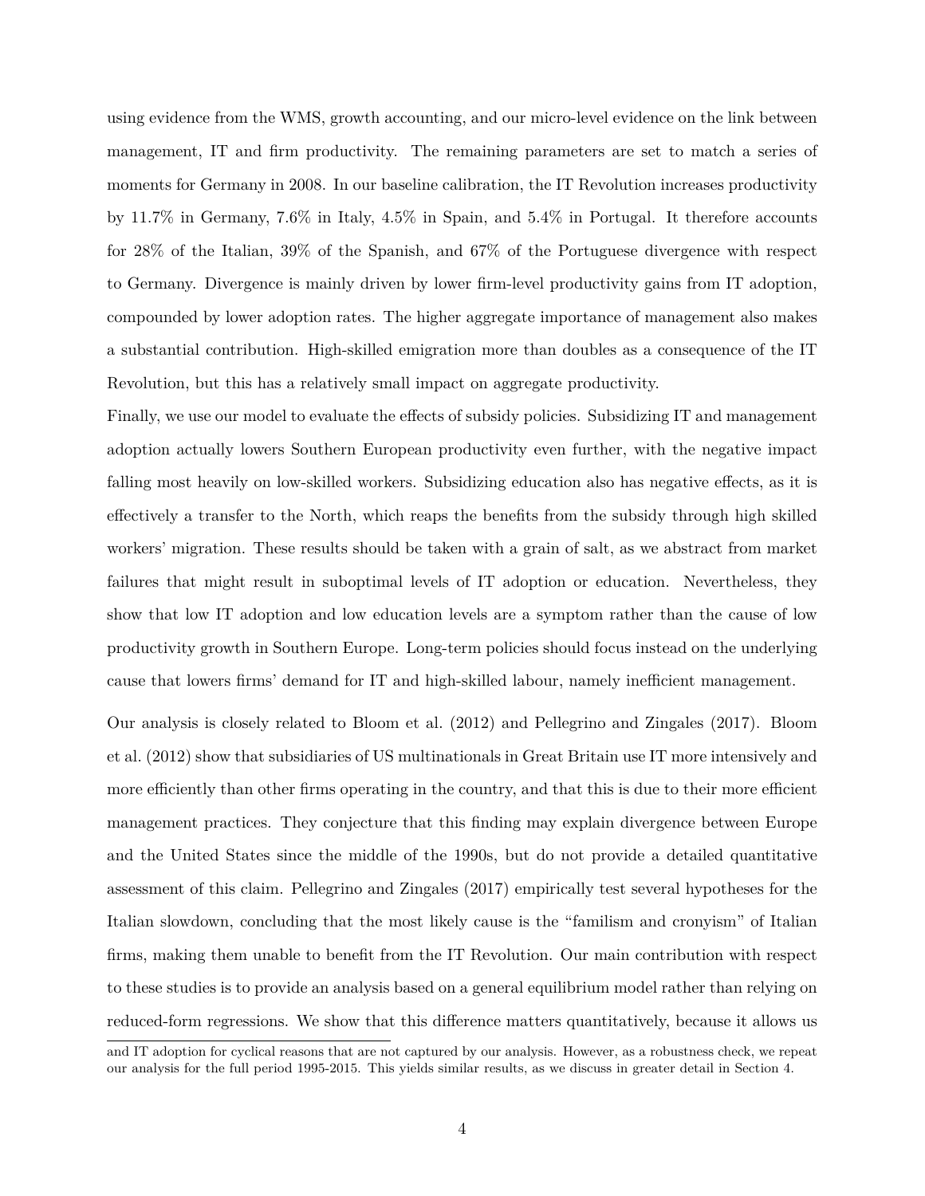using evidence from the WMS, growth accounting, and our micro-level evidence on the link between management, IT and firm productivity. The remaining parameters are set to match a series of moments for Germany in 2008. In our baseline calibration, the IT Revolution increases productivity by 11.7% in Germany, 7.6% in Italy, 4.5% in Spain, and 5.4% in Portugal. It therefore accounts for 28% of the Italian, 39% of the Spanish, and 67% of the Portuguese divergence with respect to Germany. Divergence is mainly driven by lower firm-level productivity gains from IT adoption, compounded by lower adoption rates. The higher aggregate importance of management also makes a substantial contribution. High-skilled emigration more than doubles as a consequence of the IT Revolution, but this has a relatively small impact on aggregate productivity.

Finally, we use our model to evaluate the effects of subsidy policies. Subsidizing IT and management adoption actually lowers Southern European productivity even further, with the negative impact falling most heavily on low-skilled workers. Subsidizing education also has negative effects, as it is effectively a transfer to the North, which reaps the benefits from the subsidy through high skilled workers' migration. These results should be taken with a grain of salt, as we abstract from market failures that might result in suboptimal levels of IT adoption or education. Nevertheless, they show that low IT adoption and low education levels are a symptom rather than the cause of low productivity growth in Southern Europe. Long-term policies should focus instead on the underlying cause that lowers firms' demand for IT and high-skilled labour, namely inefficient management.

Our analysis is closely related to Bloom et al. (2012) and Pellegrino and Zingales (2017). Bloom et al. (2012) show that subsidiaries of US multinationals in Great Britain use IT more intensively and more efficiently than other firms operating in the country, and that this is due to their more efficient management practices. They conjecture that this finding may explain divergence between Europe and the United States since the middle of the 1990s, but do not provide a detailed quantitative assessment of this claim. Pellegrino and Zingales (2017) empirically test several hypotheses for the Italian slowdown, concluding that the most likely cause is the "familism and cronyism" of Italian firms, making them unable to benefit from the IT Revolution. Our main contribution with respect to these studies is to provide an analysis based on a general equilibrium model rather than relying on reduced-form regressions. We show that this difference matters quantitatively, because it allows us

and IT adoption for cyclical reasons that are not captured by our analysis. However, as a robustness check, we repeat our analysis for the full period 1995-2015. This yields similar results, as we discuss in greater detail in Section 4.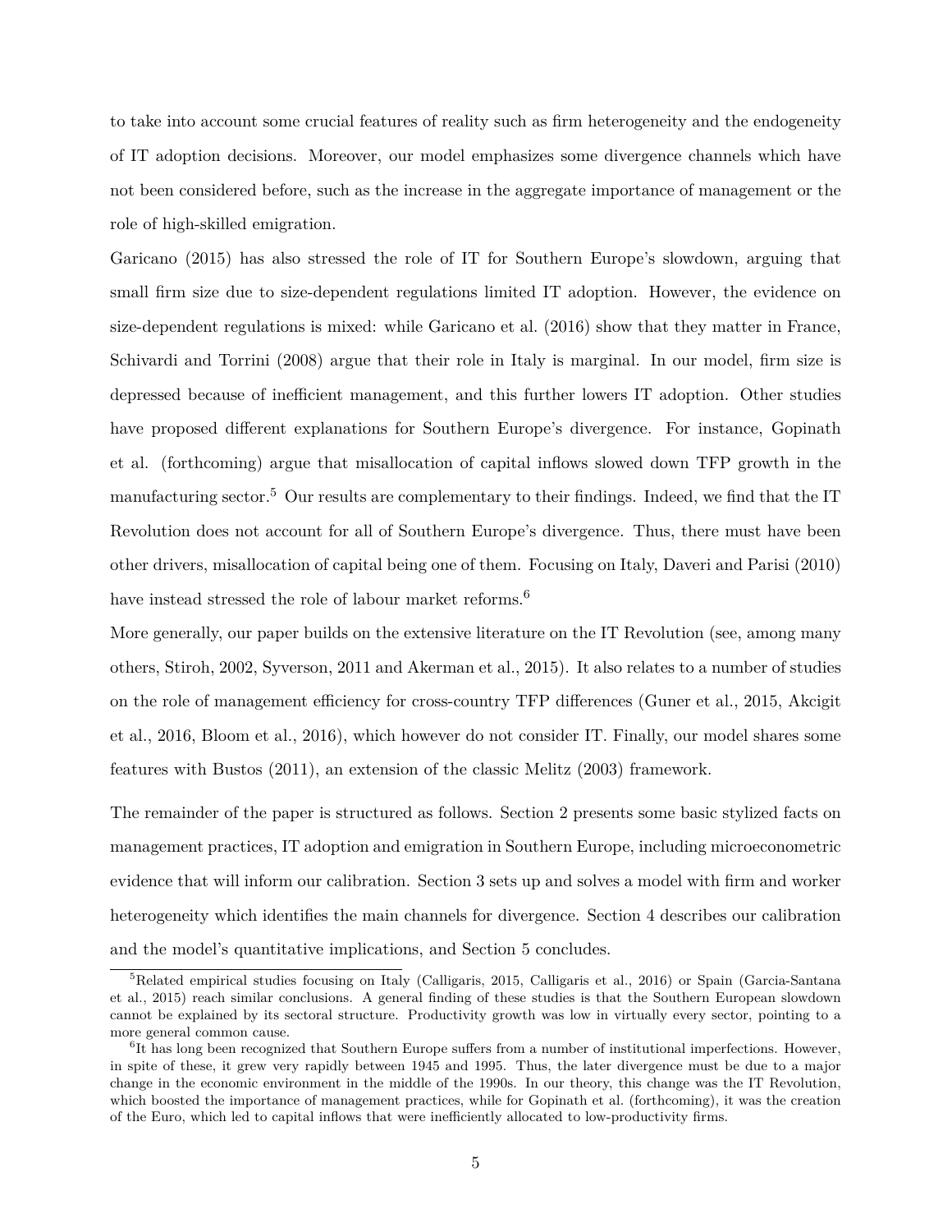to take into account some crucial features of reality such as firm heterogeneity and the endogeneity of IT adoption decisions. Moreover, our model emphasizes some divergence channels which have not been considered before, such as the increase in the aggregate importance of management or the role of high-skilled emigration.

Garicano (2015) has also stressed the role of IT for Southern Europe's slowdown, arguing that small firm size due to size-dependent regulations limited IT adoption. However, the evidence on size-dependent regulations is mixed: while Garicano et al. (2016) show that they matter in France, Schivardi and Torrini (2008) argue that their role in Italy is marginal. In our model, firm size is depressed because of inefficient management, and this further lowers IT adoption. Other studies have proposed different explanations for Southern Europe's divergence. For instance, Gopinath et al. (forthcoming) argue that misallocation of capital inflows slowed down TFP growth in the manufacturing sector.[5] Our results are complementary to their findings. Indeed, we find that the IT Revolution does not account for all of Southern Europe's divergence. Thus, there must have been other drivers, misallocation of capital being one of them. Focusing on Italy, Daveri and Parisi (2010) have instead stressed the role of labour market reforms.[6]

More generally, our paper builds on the extensive literature on the IT Revolution (see, among many others, Stiroh, 2002, Syverson, 2011 and Akerman et al., 2015). It also relates to a number of studies on the role of management efficiency for cross-country TFP differences (Guner et al., 2015, Akcigit et al., 2016, Bloom et al., 2016), which however do not consider IT. Finally, our model shares some features with Bustos (2011), an extension of the classic Melitz (2003) framework.

The remainder of the paper is structured as follows. Section 2 presents some basic stylized facts on management practices, IT adoption and emigration in Southern Europe, including microeconometric evidence that will inform our calibration. Section 3 sets up and solves a model with firm and worker heterogeneity which identifies the main channels for divergence. Section 4 describes our calibration and the model's quantitative implications, and Section 5 concludes.

[5] Related empirical studies focusing on Italy (Calligaris, 2015, Calligaris et al., 2016) or Spain (Garcia-Santana et al., 2015) reach similar conclusions. A general finding of these studies is that the Southern European slowdown cannot be explained by its sectoral structure. Productivity growth was low in virtually every sector, pointing to a more general common cause.

[6] It has long been recognized that Southern Europe suffers from a number of institutional imperfections. However, in spite of these, it grew very rapidly between 1945 and 1995. Thus, the later divergence must be due to a major change in the economic environment in the middle of the 1990s. In our theory, this change was the IT Revolution, which boosted the importance of management practices, while for Gopinath et al. (forthcoming), it was the creation of the Euro, which led to capital inflows that were inefficiently allocated to low-productivity firms.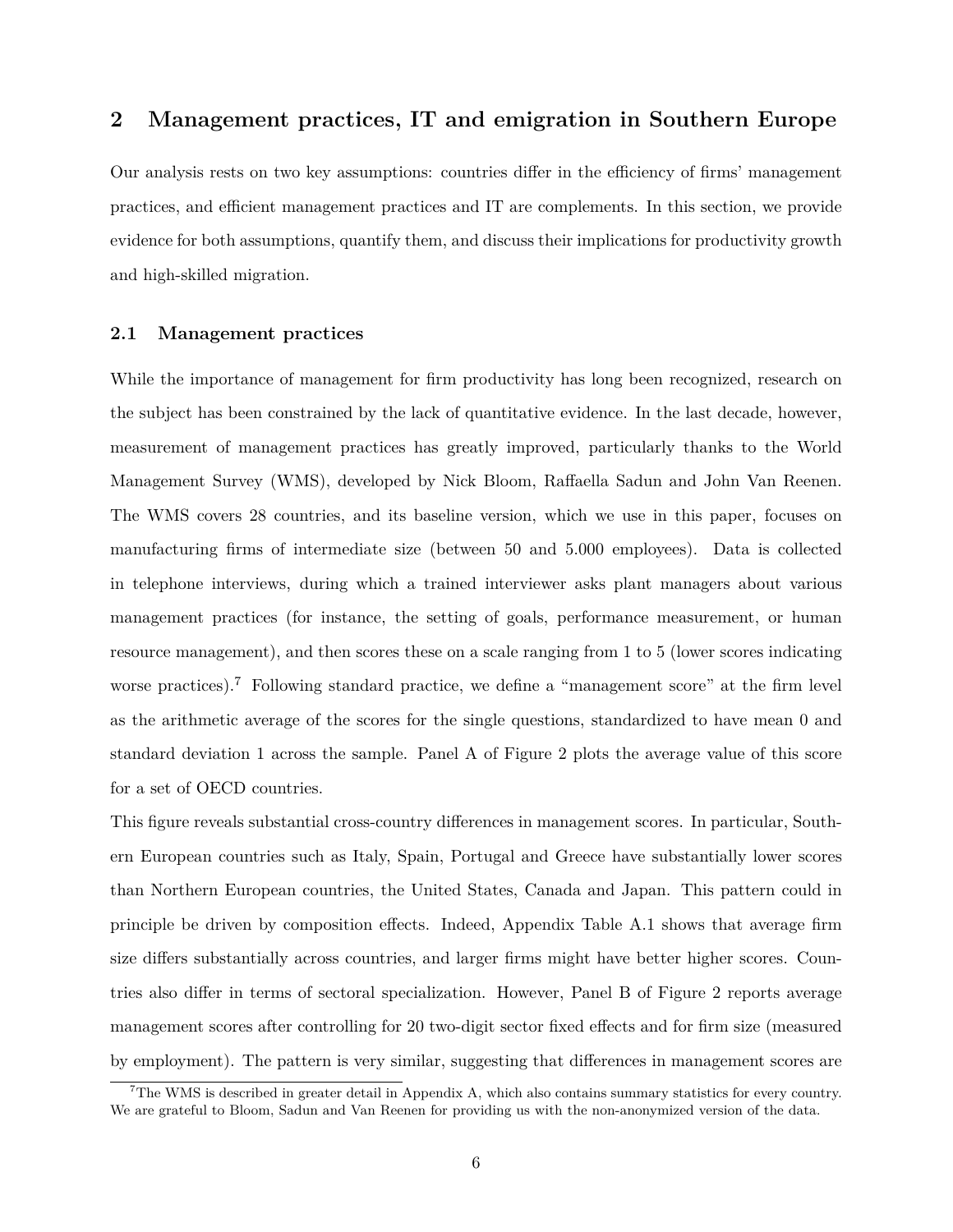## 2 Management practices, IT and emigration in Southern Europe

Our analysis rests on two key assumptions: countries differ in the efficiency of firms' management practices, and efficient management practices and IT are complements. In this section, we provide evidence for both assumptions, quantify them, and discuss their implications for productivity growth and high-skilled migration.

### 2.1 Management practices

While the importance of management for firm productivity has long been recognized, research on the subject has been constrained by the lack of quantitative evidence. In the last decade, however, measurement of management practices has greatly improved, particularly thanks to the World Management Survey (WMS), developed by Nick Bloom, Raffaella Sadun and John Van Reenen. The WMS covers 28 countries, and its baseline version, which we use in this paper, focuses on manufacturing firms of intermediate size (between 50 and 5.000 employees). Data is collected in telephone interviews, during which a trained interviewer asks plant managers about various management practices (for instance, the setting of goals, performance measurement, or human resource management), and then scores these on a scale ranging from 1 to 5 (lower scores indicating worse practices).[7] Following standard practice, we define a "management score" at the firm level as the arithmetic average of the scores for the single questions, standardized to have mean 0 and standard deviation 1 across the sample. Panel A of Figure 2 plots the average value of this score for a set of OECD countries.

This figure reveals substantial cross-country differences in management scores. In particular, Southern European countries such as Italy, Spain, Portugal and Greece have substantially lower scores than Northern European countries, the United States, Canada and Japan. This pattern could in principle be driven by composition effects. Indeed, Appendix Table A.1 shows that average firm size differs substantially across countries, and larger firms might have better higher scores. Countries also differ in terms of sectoral specialization. However, Panel B of Figure 2 reports average management scores after controlling for 20 two-digit sector fixed effects and for firm size (measured by employment). The pattern is very similar, suggesting that differences in management scores are

[7] The WMS is described in greater detail in Appendix A, which also contains summary statistics for every country. We are grateful to Bloom, Sadun and Van Reenen for providing us with the non-anonymized version of the data.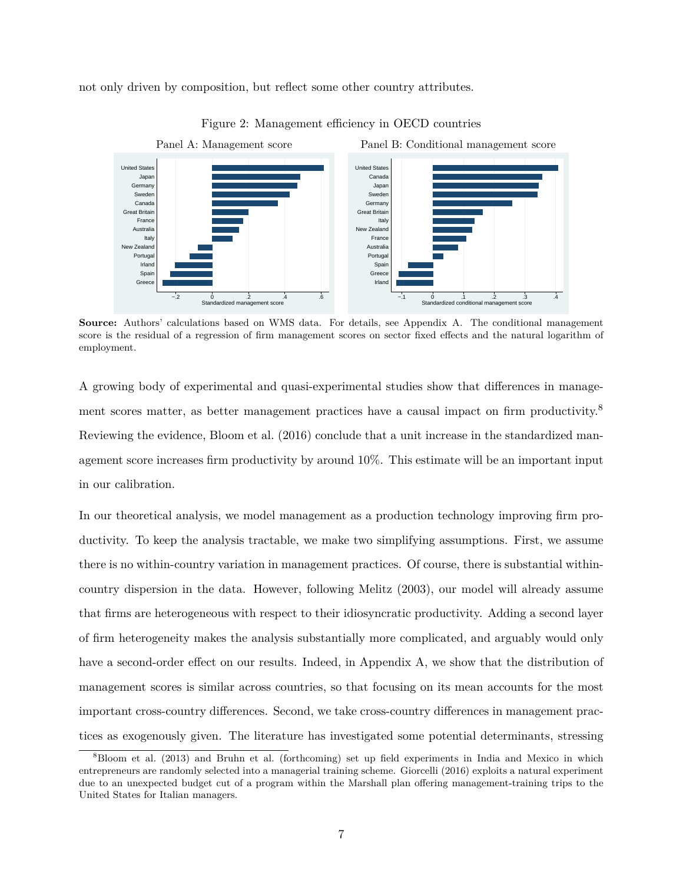not only driven by composition, but reflect some other country attributes.

Figure 2: Management efficiency in OECD countries

Panel A: Management score

Panel B: Conditional management score

**Source:** Authors' calculations based on WMS data. For details, see Appendix A. The conditional management score is the residual of a regression of firm management scores on sector fixed effects and the natural logarithm of employment.

A growing body of experimental and quasi-experimental studies show that differences in management scores matter, as better management practices have a causal impact on firm productivity.[8] Reviewing the evidence, Bloom et al. (2016) conclude that a unit increase in the standardized management score increases firm productivity by around 10%. This estimate will be an important input in our calibration.

In our theoretical analysis, we model management as a production technology improving firm productivity. To keep the analysis tractable, we make two simplifying assumptions. First, we assume there is no within-country variation in management practices. Of course, there is substantial within-country dispersion in the data. However, following Melitz (2003), our model will already assume that firms are heterogeneous with respect to their idiosyncratic productivity. Adding a second layer of firm heterogeneity makes the analysis substantially more complicated, and arguably would only have a second-order effect on our results. Indeed, in Appendix A, we show that the distribution of management scores is similar across countries, so that focusing on its mean accounts for the most important cross-country differences. Second, we take cross-country differences in management practices as exogenously given. The literature has investigated some potential determinants, stressing

[8] Bloom et al. (2013) and Bruhn et al. (forthcoming) set up field experiments in India and Mexico in which entrepreneurs are randomly selected into a managerial training scheme. Giorcelli (2016) exploits a natural experiment due to an unexpected budget cut of a program within the Marshall plan offering management-training trips to the United States for Italian managers.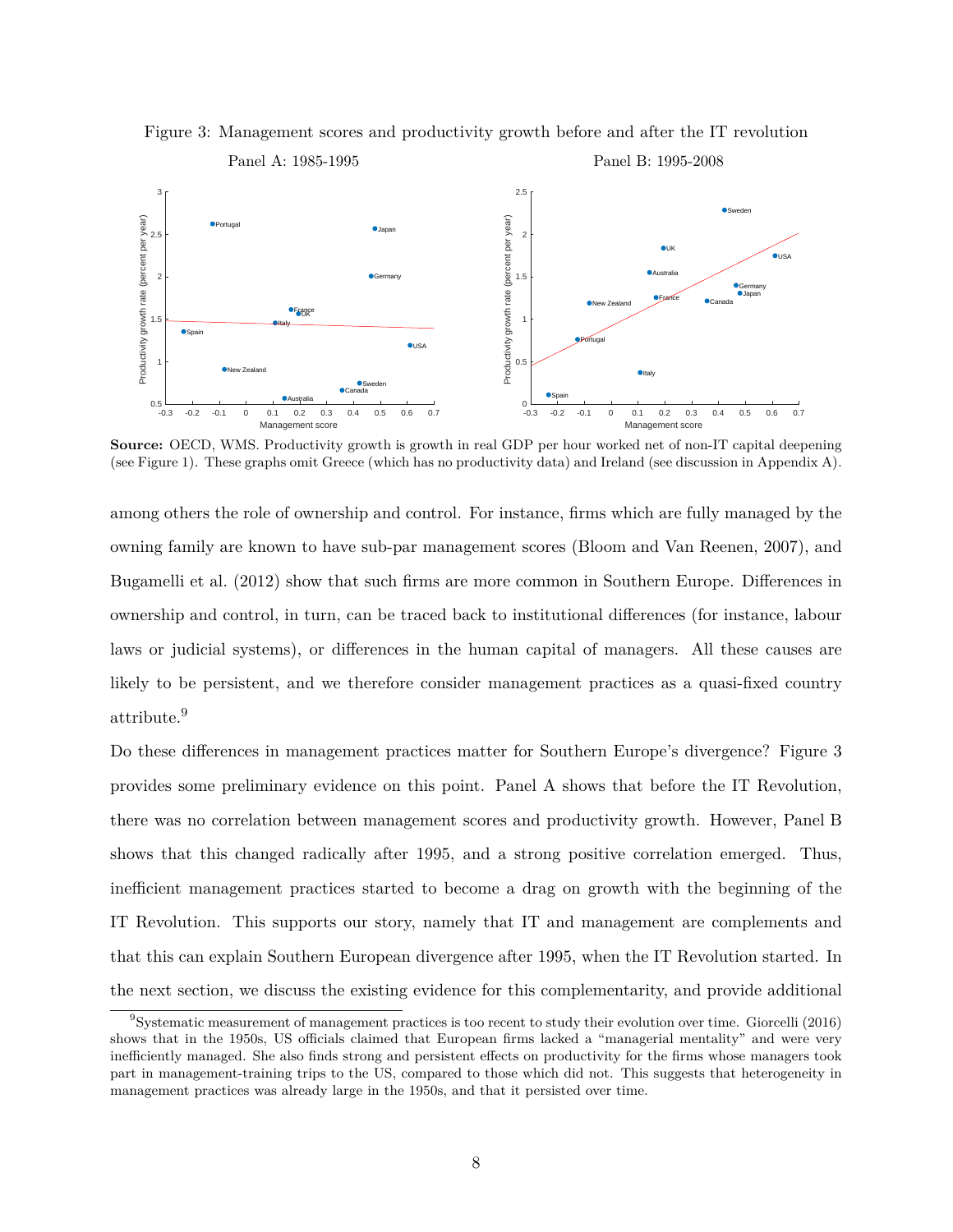Figure 3: Management scores and productivity growth before and after the IT revolution

Panel A: 1985-1995

Panel B: 1995-2008

**Source:** OECD, WMS. Productivity growth is growth in real GDP per hour worked net of non-IT capital deepening (see Figure 1). These graphs omit Greece (which has no productivity data) and Ireland (see discussion in Appendix A).

among others the role of ownership and control. For instance, firms which are fully managed by the owning family are known to have sub-par management scores (Bloom and Van Reenen, 2007), and Bugamelli et al. (2012) show that such firms are more common in Southern Europe. Differences in ownership and control, in turn, can be traced back to institutional differences (for instance, labour laws or judicial systems), or differences in the human capital of managers. All these causes are likely to be persistent, and we therefore consider management practices as a quasi-fixed country attribute.[9]

Do these differences in management practices matter for Southern Europe's divergence? Figure 3 provides some preliminary evidence on this point. Panel A shows that before the IT Revolution, there was no correlation between management scores and productivity growth. However, Panel B shows that this changed radically after 1995, and a strong positive correlation emerged. Thus, inefficient management practices started to become a drag on growth with the beginning of the IT Revolution. This supports our story, namely that IT and management are complements and that this can explain Southern European divergence after 1995, when the IT Revolution started. In the next section, we discuss the existing evidence for this complementarity, and provide additional

[9] Systematic measurement of management practices is too recent to study their evolution over time. Giorcelli (2016) shows that in the 1950s, US officials claimed that European firms lacked a "managerial mentality" and were very inefficiently managed. She also finds strong and persistent effects on productivity for the firms whose managers took part in management-training trips to the US, compared to those which did not. This suggests that heterogeneity in management practices was already large in the 1950s, and that it persisted over time.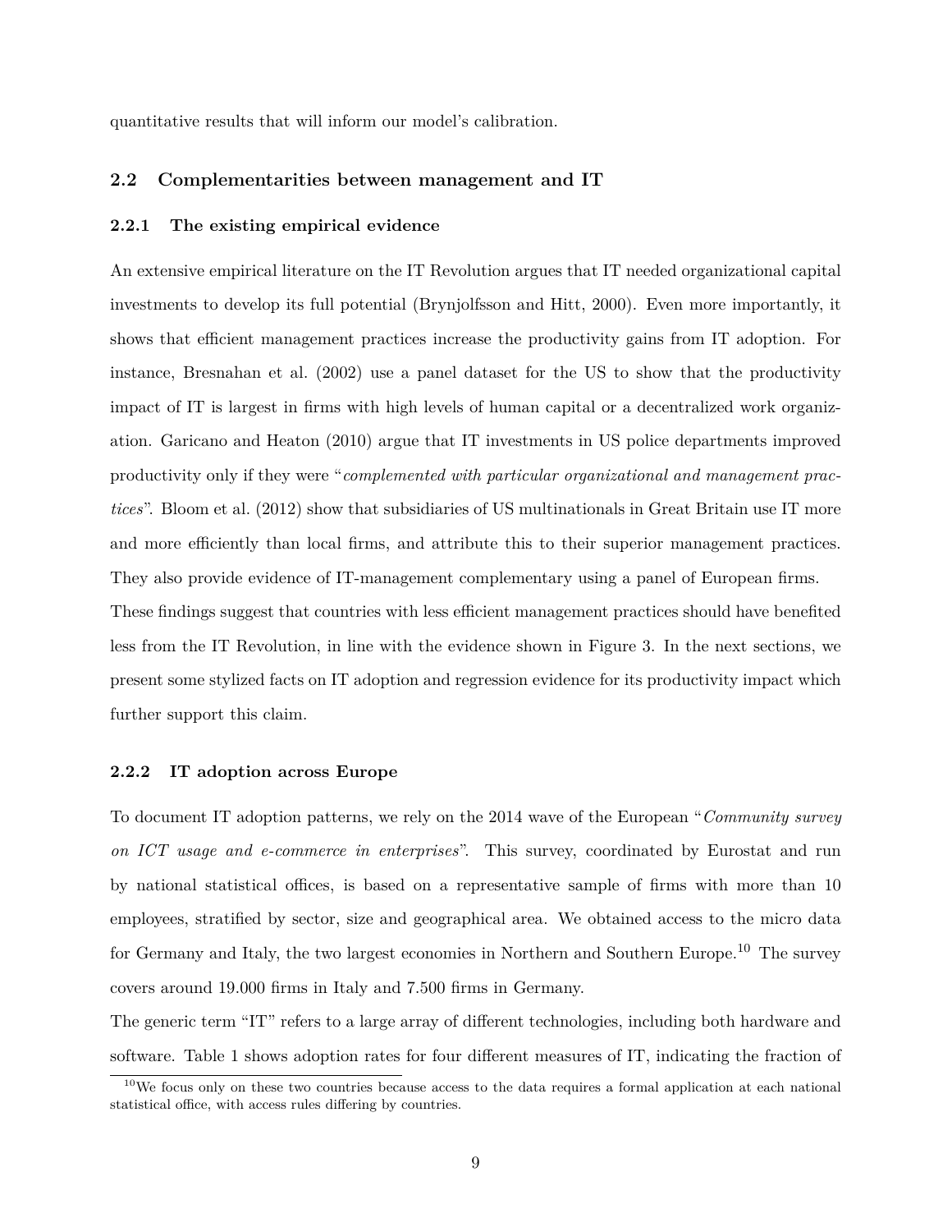quantitative results that will inform our model's calibration.

## 2.2 Complementarities between management and IT

### 2.2.1 The existing empirical evidence

An extensive empirical literature on the IT Revolution argues that IT needed organizational capital investments to develop its full potential (Brynjolfsson and Hitt, 2000). Even more importantly, it shows that efficient management practices increase the productivity gains from IT adoption. For instance, Bresnahan et al. (2002) use a panel dataset for the US to show that the productivity impact of IT is largest in firms with high levels of human capital or a decentralized work organization. Garicano and Heaton (2010) argue that IT investments in US police departments improved productivity only if they were "*complemented with particular organizational and management practices*". Bloom et al. (2012) show that subsidiaries of US multinationals in Great Britain use IT more and more efficiently than local firms, and attribute this to their superior management practices. They also provide evidence of IT-management complementary using a panel of European firms.

These findings suggest that countries with less efficient management practices should have benefited less from the IT Revolution, in line with the evidence shown in Figure 3. In the next sections, we present some stylized facts on IT adoption and regression evidence for its productivity impact which further support this claim.

### 2.2.2 IT adoption across Europe

To document IT adoption patterns, we rely on the 2014 wave of the European "*Community survey on ICT usage and e-commerce in enterprises*". This survey, coordinated by Eurostat and run by national statistical offices, is based on a representative sample of firms with more than 10 employees, stratified by sector, size and geographical area. We obtained access to the micro data for Germany and Italy, the two largest economies in Northern and Southern Europe.[10] The survey covers around 19.000 firms in Italy and 7.500 firms in Germany.

The generic term "IT" refers to a large array of different technologies, including both hardware and software. Table 1 shows adoption rates for four different measures of IT, indicating the fraction of

[10] We focus only on these two countries because access to the data requires a formal application at each national statistical office, with access rules differing by countries.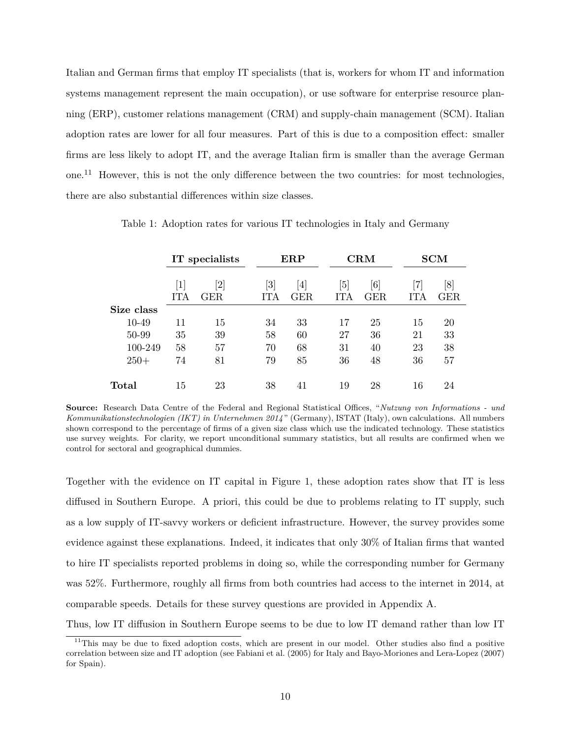Italian and German firms that employ IT specialists (that is, workers for whom IT and information systems management represent the main occupation), or use software for enterprise resource planning (ERP), customer relations management (CRM) and supply-chain management (SCM). Italian adoption rates are lower for all four measures. Part of this is due to a composition effect: smaller firms are less likely to adopt IT, and the average Italian firm is smaller than the average German one.[11] However, this is not the only difference between the two countries: for most technologies, there are also substantial differences within size classes.

Table 1: Adoption rates for various IT technologies in Italy and Germany

| | **IT specialists** | | **ERP** | | **CRM** | | **SCM** | |
|---|---|---|---|---|---|---|---|---|
| | [1] ITA | [2] GER | [3] ITA | [4] GER | [5] ITA | [6] GER | [7] ITA | [8] GER |
| **Size class** | | | | | | | | |
| 10-49 | 11 | 15 | 34 | 33 | 17 | 25 | 15 | 20 |
| 50-99 | 35 | 39 | 58 | 60 | 27 | 36 | 21 | 33 |
| 100-249 | 58 | 57 | 70 | 68 | 31 | 40 | 23 | 38 |
| 250+ | 74 | 81 | 79 | 85 | 36 | 48 | 36 | 57 |
| **Total** | 15 | 23 | 38 | 41 | 19 | 28 | 16 | 24 |

**Source:** Research Data Centre of the Federal and Regional Statistical Offices, "*Nutzung von Informations - und Kommunikationstechnologien (IKT) in Unternehmen 2014*" (Germany), ISTAT (Italy), own calculations. All numbers shown correspond to the percentage of firms of a given size class which use the indicated technology. These statistics use survey weights. For clarity, we report unconditional summary statistics, but all results are confirmed when we control for sectoral and geographical dummies.

Together with the evidence on IT capital in Figure 1, these adoption rates show that IT is less diffused in Southern Europe. A priori, this could be due to problems relating to IT supply, such as a low supply of IT-savvy workers or deficient infrastructure. However, the survey provides some evidence against these explanations. Indeed, it indicates that only 30% of Italian firms that wanted to hire IT specialists reported problems in doing so, while the corresponding number for Germany was 52%. Furthermore, roughly all firms from both countries had access to the internet in 2014, at comparable speeds. Details for these survey questions are provided in Appendix A.

Thus, low IT diffusion in Southern Europe seems to be due to low IT demand rather than low IT

[11] This may be due to fixed adoption costs, which are present in our model. Other studies also find a positive correlation between size and IT adoption (see Fabiani et al. (2005) for Italy and Bayo-Moriones and Lera-Lopez (2007) for Spain).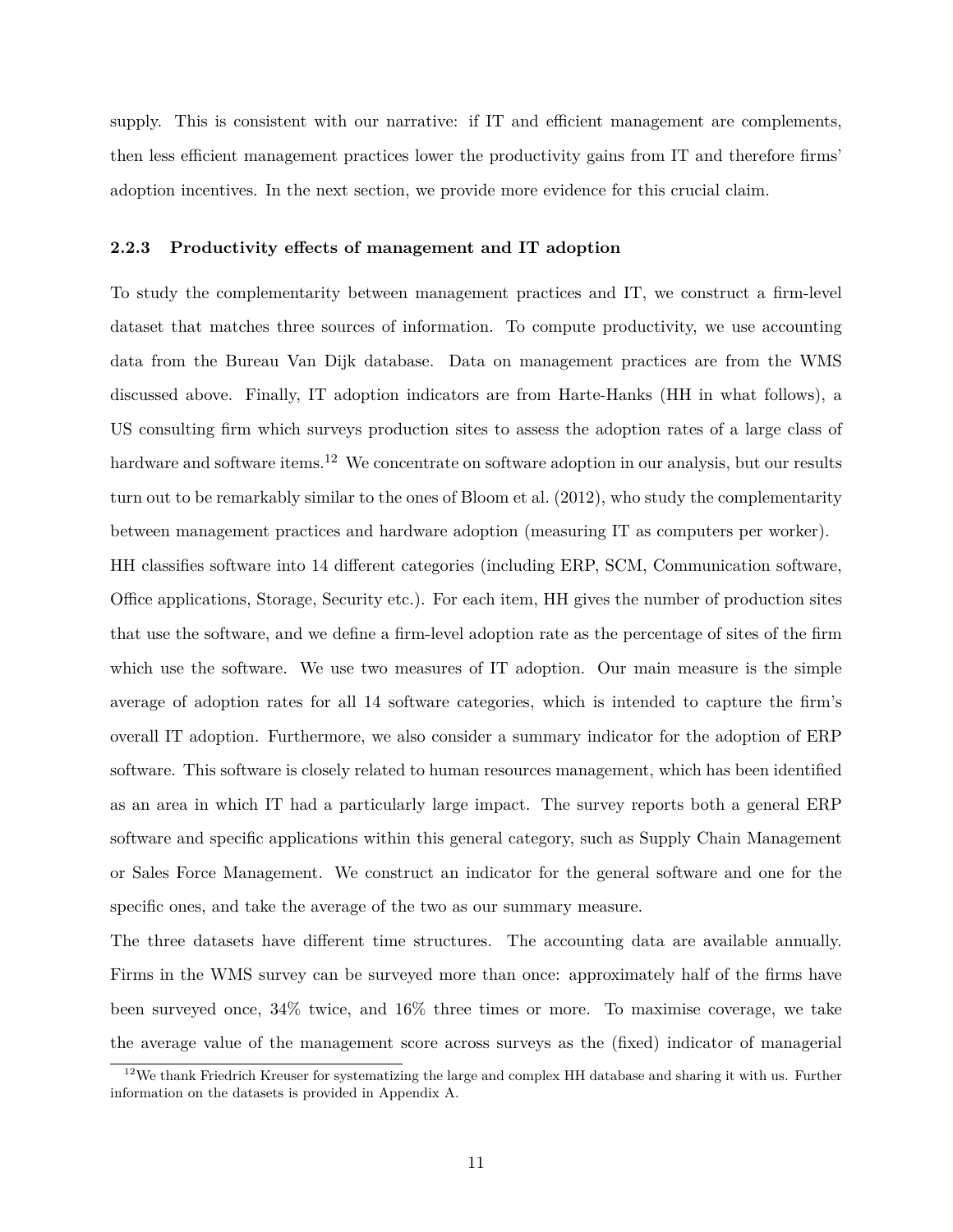supply. This is consistent with our narrative: if IT and efficient management are complements, then less efficient management practices lower the productivity gains from IT and therefore firms' adoption incentives. In the next section, we provide more evidence for this crucial claim.

### 2.2.3 Productivity effects of management and IT adoption

To study the complementarity between management practices and IT, we construct a firm-level dataset that matches three sources of information. To compute productivity, we use accounting data from the Bureau Van Dijk database. Data on management practices are from the WMS discussed above. Finally, IT adoption indicators are from Harte-Hanks (HH in what follows), a US consulting firm which surveys production sites to assess the adoption rates of a large class of hardware and software items.[12] We concentrate on software adoption in our analysis, but our results turn out to be remarkably similar to the ones of Bloom et al. (2012), who study the complementarity between management practices and hardware adoption (measuring IT as computers per worker).

HH classifies software into 14 different categories (including ERP, SCM, Communication software, Office applications, Storage, Security etc.). For each item, HH gives the number of production sites that use the software, and we define a firm-level adoption rate as the percentage of sites of the firm which use the software. We use two measures of IT adoption. Our main measure is the simple average of adoption rates for all 14 software categories, which is intended to capture the firm's overall IT adoption. Furthermore, we also consider a summary indicator for the adoption of ERP software. This software is closely related to human resources management, which has been identified as an area in which IT had a particularly large impact. The survey reports both a general ERP software and specific applications within this general category, such as Supply Chain Management or Sales Force Management. We construct an indicator for the general software and one for the specific ones, and take the average of the two as our summary measure.

The three datasets have different time structures. The accounting data are available annually. Firms in the WMS survey can be surveyed more than once: approximately half of the firms have been surveyed once, 34% twice, and 16% three times or more. To maximise coverage, we take the average value of the management score across surveys as the (fixed) indicator of managerial

[12] We thank Friedrich Kreuser for systematizing the large and complex HH database and sharing it with us. Further information on the datasets is provided in Appendix A.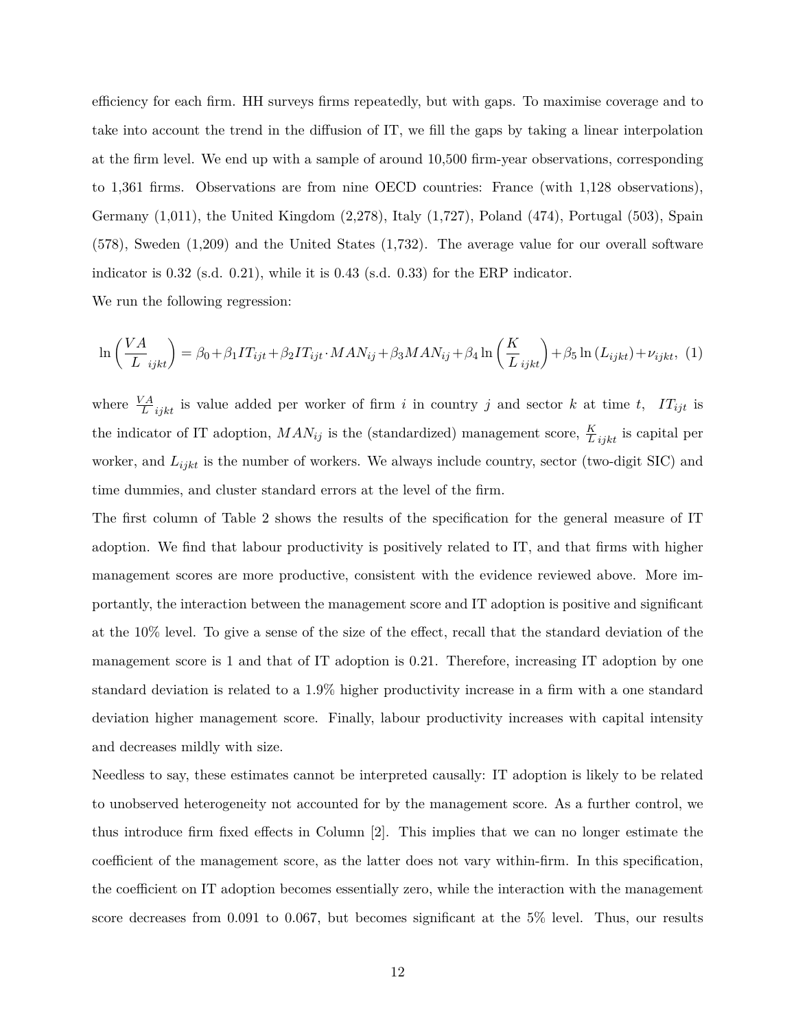efficiency for each firm. HH surveys firms repeatedly, but with gaps. To maximise coverage and to take into account the trend in the diffusion of IT, we fill the gaps by taking a linear interpolation at the firm level. We end up with a sample of around 10,500 firm-year observations, corresponding to 1,361 firms. Observations are from nine OECD countries: France (with 1,128 observations), Germany (1,011), the United Kingdom (2,278), Italy (1,727), Poland (474), Portugal (503), Spain (578), Sweden (1,209) and the United States (1,732). The average value for our overall software indicator is 0.32 (s.d. 0.21), while it is 0.43 (s.d. 0.33) for the ERP indicator.

We run the following regression:

$$\ln\left(\frac{VA}{L}_{ijkt}\right) = \beta_0 + \beta_1 IT_{ijt} + \beta_2 IT_{ijt} \cdot MAN_{ij} + \beta_3 MAN_{ij} + \beta_4 \ln\left(\frac{K}{L}_{ijkt}\right) + \beta_5 \ln\left(L_{ijkt}\right) + \nu_{ijkt}, \quad (1)$$

where $\frac{VA}{L}_{ijkt}$ is value added per worker of firm $i$ in country $j$ and sector $k$ at time $t$, $IT_{ijt}$ is the indicator of IT adoption, $MAN_{ij}$ is the (standardized) management score, $\frac{K}{L}_{ijkt}$ is capital per worker, and $L_{ijkt}$ is the number of workers. We always include country, sector (two-digit SIC) and time dummies, and cluster standard errors at the level of the firm.

The first column of Table 2 shows the results of the specification for the general measure of IT adoption. We find that labour productivity is positively related to IT, and that firms with higher management scores are more productive, consistent with the evidence reviewed above. More importantly, the interaction between the management score and IT adoption is positive and significant at the 10% level. To give a sense of the size of the effect, recall that the standard deviation of the management score is 1 and that of IT adoption is 0.21. Therefore, increasing IT adoption by one standard deviation is related to a 1.9% higher productivity increase in a firm with a one standard deviation higher management score. Finally, labour productivity increases with capital intensity and decreases mildly with size.

Needless to say, these estimates cannot be interpreted causally: IT adoption is likely to be related to unobserved heterogeneity not accounted for by the management score. As a further control, we thus introduce firm fixed effects in Column [2]. This implies that we can no longer estimate the coefficient of the management score, as the latter does not vary within-firm. In this specification, the coefficient on IT adoption becomes essentially zero, while the interaction with the management score decreases from 0.091 to 0.067, but becomes significant at the 5% level. Thus, our results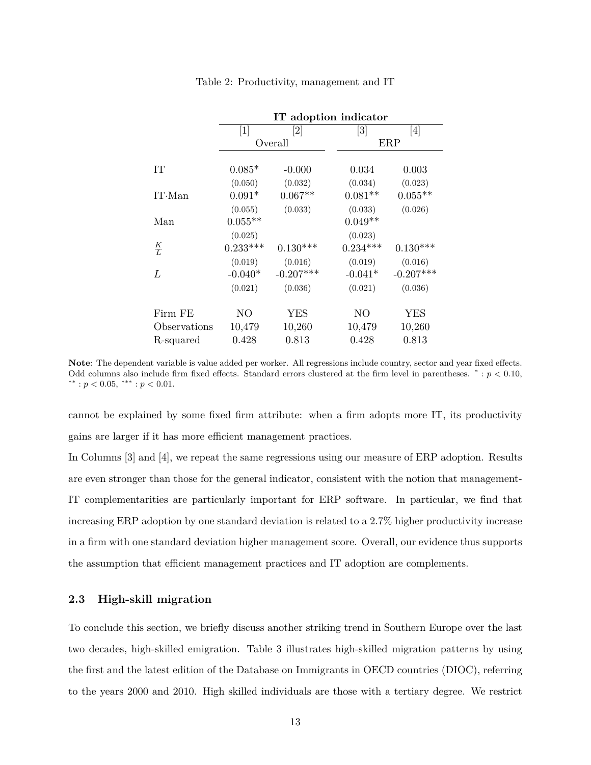Table 2: Productivity, management and IT

| | IT adoption indicator | | | |
|---|---|---|---|---|
| | [1] | [2] | [3] | [4] |
| | Overall | | ERP | |
| IT | 0.085* | -0.000 | 0.034 | 0.003 |
| | (0.050) | (0.032) | (0.034) | (0.023) |
| IT·Man | 0.091* | 0.067** | 0.081** | 0.055** |
| | (0.055) | (0.033) | (0.033) | (0.026) |
| Man | 0.055** | | 0.049** | |
| | (0.025) | | (0.023) | |
| $\frac{K}{L}$ | 0.233*** | 0.130*** | 0.234*** | 0.130*** |
| | (0.019) | (0.016) | (0.019) | (0.016) |
| $L$ | -0.040* | -0.207*** | -0.041* | -0.207*** |
| | (0.021) | (0.036) | (0.021) | (0.036) |
| Firm FE | NO | YES | NO | YES |
| Observations | 10,479 | 10,260 | 10,479 | 10,260 |
| R-squared | 0.428 | 0.813 | 0.428 | 0.813 |

**Note**: The dependent variable is value added per worker. All regressions include country, sector and year fixed effects. Odd columns also include firm fixed effects. Standard errors clustered at the firm level in parentheses. $^{*}: p < 0.10$, $^{**}: p < 0.05$, $^{***}: p < 0.01$.

cannot be explained by some fixed firm attribute: when a firm adopts more IT, its productivity gains are larger if it has more efficient management practices.

In Columns [3] and [4], we repeat the same regressions using our measure of ERP adoption. Results are even stronger than those for the general indicator, consistent with the notion that management-IT complementarities are particularly important for ERP software. In particular, we find that increasing ERP adoption by one standard deviation is related to a 2.7% higher productivity increase in a firm with one standard deviation higher management score. Overall, our evidence thus supports the assumption that efficient management practices and IT adoption are complements.

### 2.3 High-skill migration

To conclude this section, we briefly discuss another striking trend in Southern Europe over the last two decades, high-skilled emigration. Table 3 illustrates high-skilled migration patterns by using the first and the latest edition of the Database on Immigrants in OECD countries (DIOC), referring to the years 2000 and 2010. High skilled individuals are those with a tertiary degree. We restrict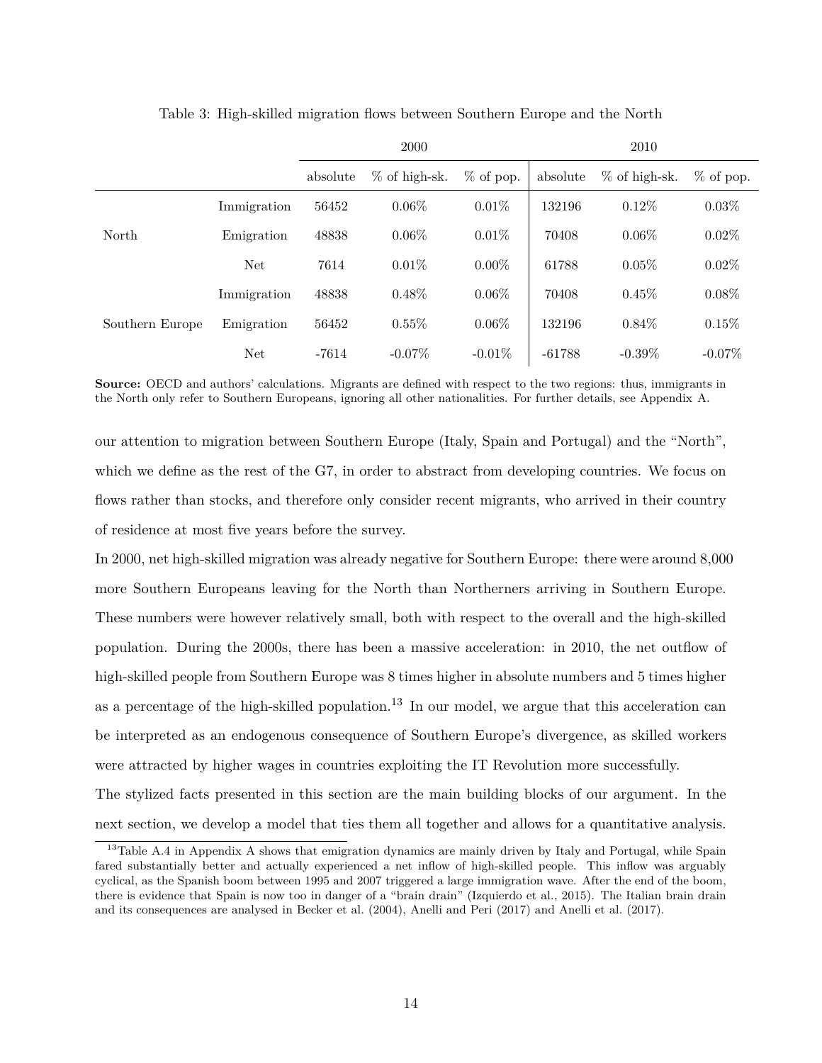Table 3: High-skilled migration flows between Southern Europe and the North

| | | 2000 | | | 2010 | | |
|---|---|---|---|---|---|---|---|
| | | absolute | % of high-sk. | % of pop. | absolute | % of high-sk. | % of pop. |
| North | Immigration | 56452 | 0.06% | 0.01% | 132196 | 0.12% | 0.03% |
| | Emigration | 48838 | 0.06% | 0.01% | 70408 | 0.06% | 0.02% |
| | Net | 7614 | 0.01% | 0.00% | 61788 | 0.05% | 0.02% |
| Southern Europe | Immigration | 48838 | 0.48% | 0.06% | 70408 | 0.45% | 0.08% |
| | Emigration | 56452 | 0.55% | 0.06% | 132196 | 0.84% | 0.15% |
| | Net | -7614 | -0.07% | -0.01% | -61788 | -0.39% | -0.07% |

**Source:** OECD and authors' calculations. Migrants are defined with respect to the two regions: thus, immigrants in the North only refer to Southern Europeans, ignoring all other nationalities. For further details, see Appendix A.

our attention to migration between Southern Europe (Italy, Spain and Portugal) and the "North", which we define as the rest of the G7, in order to abstract from developing countries. We focus on flows rather than stocks, and therefore only consider recent migrants, who arrived in their country of residence at most five years before the survey.

In 2000, net high-skilled migration was already negative for Southern Europe: there were around 8,000 more Southern Europeans leaving for the North than Northerners arriving in Southern Europe. These numbers were however relatively small, both with respect to the overall and the high-skilled population. During the 2000s, there has been a massive acceleration: in 2010, the net outflow of high-skilled people from Southern Europe was 8 times higher in absolute numbers and 5 times higher as a percentage of the high-skilled population.[13] In our model, we argue that this acceleration can be interpreted as an endogenous consequence of Southern Europe's divergence, as skilled workers were attracted by higher wages in countries exploiting the IT Revolution more successfully.

The stylized facts presented in this section are the main building blocks of our argument. In the next section, we develop a model that ties them all together and allows for a quantitative analysis.

[13] Table A.4 in Appendix A shows that emigration dynamics are mainly driven by Italy and Portugal, while Spain fared substantially better and actually experienced a net inflow of high-skilled people. This inflow was arguably cyclical, as the Spanish boom between 1995 and 2007 triggered a large immigration wave. After the end of the boom, there is evidence that Spain is now too in danger of a "brain drain" (Izquierdo et al., 2015). The Italian brain drain and its consequences are analysed in Becker et al. (2004), Anelli and Peri (2017) and Anelli et al. (2017).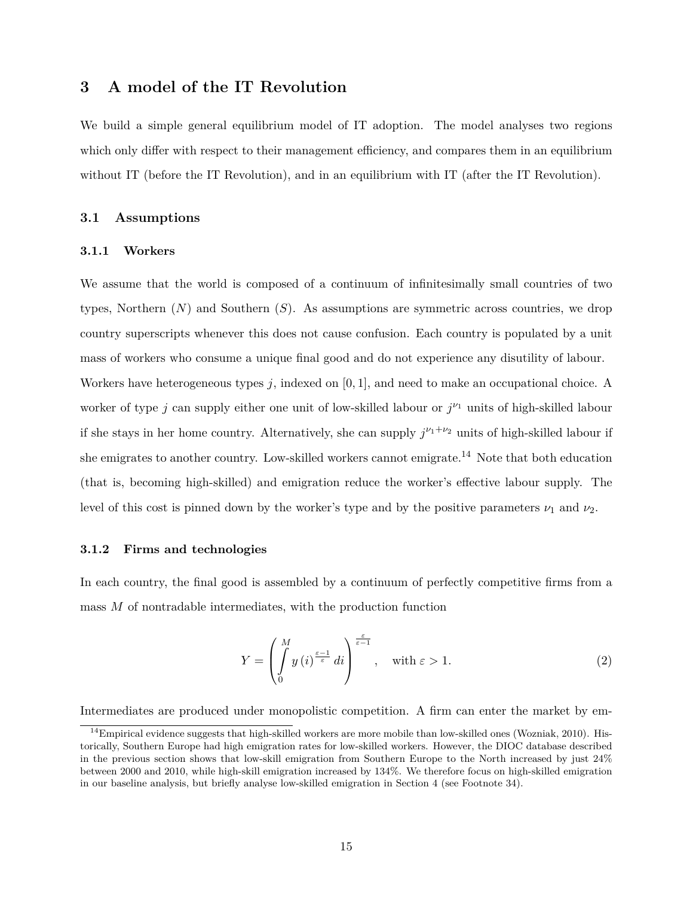# 3 A model of the IT Revolution

We build a simple general equilibrium model of IT adoption. The model analyses two regions which only differ with respect to their management efficiency, and compares them in an equilibrium without IT (before the IT Revolution), and in an equilibrium with IT (after the IT Revolution).

## 3.1 Assumptions

### 3.1.1 Workers

We assume that the world is composed of a continuum of infinitesimally small countries of two types, Northern ($N$) and Southern ($S$). As assumptions are symmetric across countries, we drop country superscripts whenever this does not cause confusion. Each country is populated by a unit mass of workers who consume a unique final good and do not experience any disutility of labour. Workers have heterogeneous types $j$, indexed on $[0, 1]$, and need to make an occupational choice. A worker of type $j$ can supply either one unit of low-skilled labour or $j^{\nu_1}$ units of high-skilled labour if she stays in her home country. Alternatively, she can supply $j^{\nu_1+\nu_2}$ units of high-skilled labour if she emigrates to another country. Low-skilled workers cannot emigrate.[14] Note that both education (that is, becoming high-skilled) and emigration reduce the worker's effective labour supply. The level of this cost is pinned down by the worker's type and by the positive parameters $\nu_1$ and $\nu_2$.

### 3.1.2 Firms and technologies

In each country, the final good is assembled by a continuum of perfectly competitive firms from a mass $M$ of nontradable intermediates, with the production function

$$Y = \left( \int_0^M y(i)^{\frac{\varepsilon-1}{\varepsilon}} \, di \right)^{\frac{\varepsilon}{\varepsilon-1}}, \quad \text{with } \varepsilon > 1. \tag{2}$$

Intermediates are produced under monopolistic competition. A firm can enter the market by em-

[14] Empirical evidence suggests that high-skilled workers are more mobile than low-skilled ones (Wozniak, 2010). Historically, Southern Europe had high emigration rates for low-skilled workers. However, the DIOC database described in the previous section shows that low-skill emigration from Southern Europe to the North increased by just 24% between 2000 and 2010, while high-skill emigration increased by 134%. We therefore focus on high-skilled emigration in our baseline analysis, but briefly analyse low-skilled emigration in Section 4 (see Footnote 34).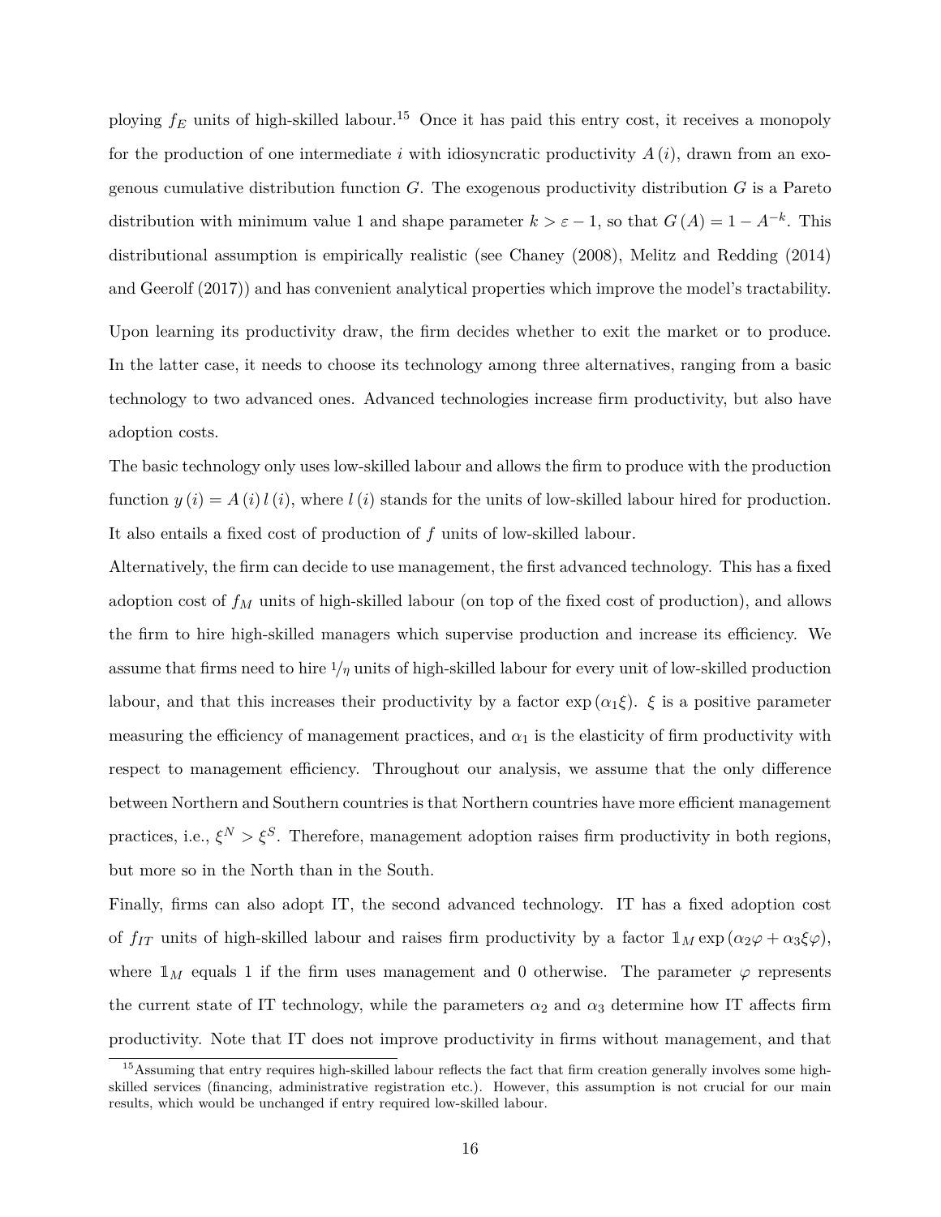ploying $f_E$ units of high-skilled labour.[15] Once it has paid this entry cost, it receives a monopoly for the production of one intermediate $i$ with idiosyncratic productivity $A(i)$, drawn from an exogenous cumulative distribution function $G$. The exogenous productivity distribution $G$ is a Pareto distribution with minimum value 1 and shape parameter $k > \varepsilon - 1$, so that $G(A) = 1 - A^{-k}$. This distributional assumption is empirically realistic (see Chaney (2008), Melitz and Redding (2014) and Geerolf (2017)) and has convenient analytical properties which improve the model's tractability.

Upon learning its productivity draw, the firm decides whether to exit the market or to produce. In the latter case, it needs to choose its technology among three alternatives, ranging from a basic technology to two advanced ones. Advanced technologies increase firm productivity, but also have adoption costs.

The basic technology only uses low-skilled labour and allows the firm to produce with the production function $y(i) = A(i)\,l(i)$, where $l(i)$ stands for the units of low-skilled labour hired for production. It also entails a fixed cost of production of $f$ units of low-skilled labour.

Alternatively, the firm can decide to use management, the first advanced technology. This has a fixed adoption cost of $f_M$ units of high-skilled labour (on top of the fixed cost of production), and allows the firm to hire high-skilled managers which supervise production and increase its efficiency. We assume that firms need to hire $1/\eta$ units of high-skilled labour for every unit of low-skilled production labour, and that this increases their productivity by a factor $\exp(\alpha_1 \xi)$. $\xi$ is a positive parameter measuring the efficiency of management practices, and $\alpha_1$ is the elasticity of firm productivity with respect to management efficiency. Throughout our analysis, we assume that the only difference between Northern and Southern countries is that Northern countries have more efficient management practices, i.e., $\xi^N > \xi^S$. Therefore, management adoption raises firm productivity in both regions, but more so in the North than in the South.

Finally, firms can also adopt IT, the second advanced technology. IT has a fixed adoption cost of $f_{IT}$ units of high-skilled labour and raises firm productivity by a factor $\mathbb{1}_M \exp(\alpha_2 \varphi + \alpha_3 \xi \varphi)$, where $\mathbb{1}_M$ equals 1 if the firm uses management and 0 otherwise. The parameter $\varphi$ represents the current state of IT technology, while the parameters $\alpha_2$ and $\alpha_3$ determine how IT affects firm productivity. Note that IT does not improve productivity in firms without management, and that

[15] Assuming that entry requires high-skilled labour reflects the fact that firm creation generally involves some high-skilled services (financing, administrative registration etc.). However, this assumption is not crucial for our main results, which would be unchanged if entry required low-skilled labour.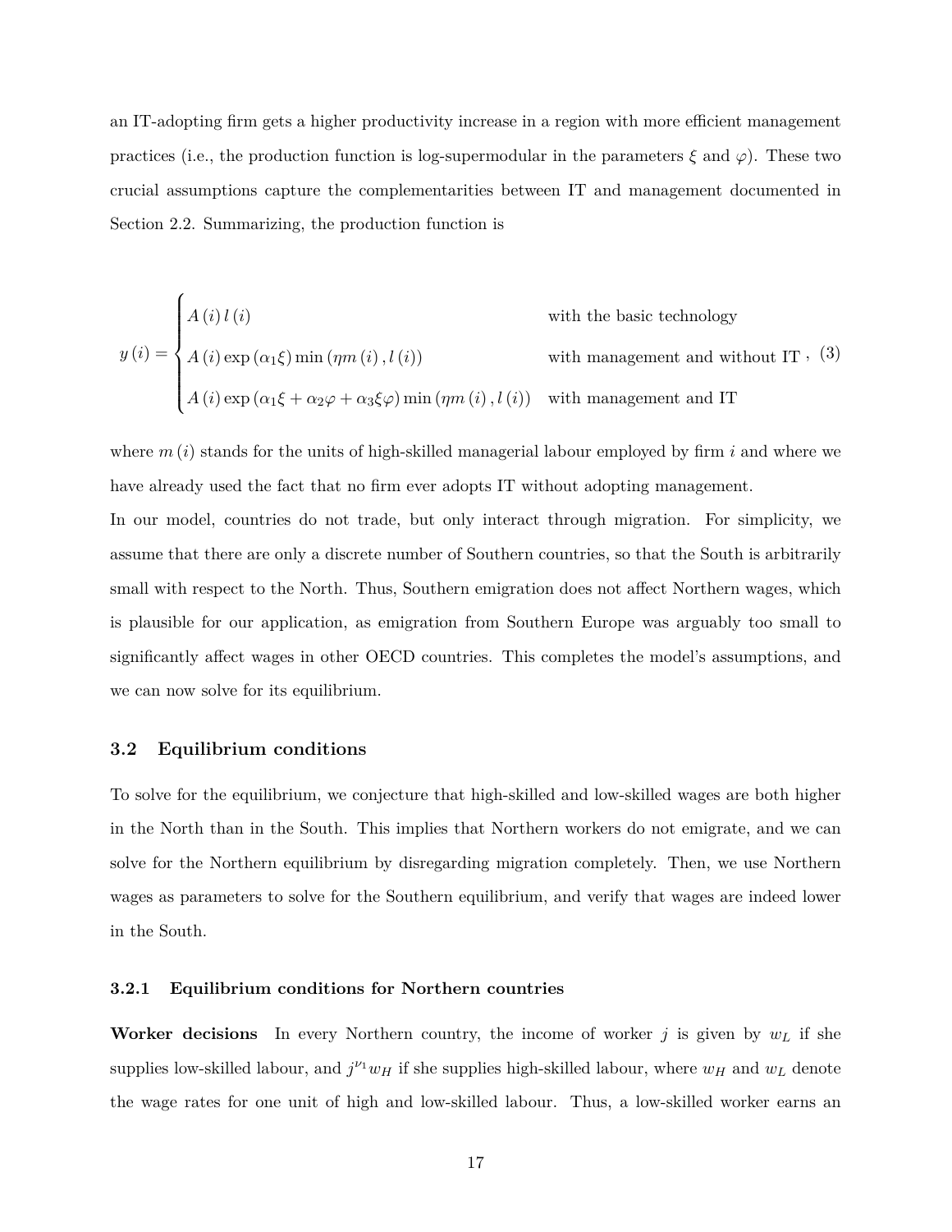an IT-adopting firm gets a higher productivity increase in a region with more efficient management practices (i.e., the production function is log-supermodular in the parameters $\xi$ and $\varphi$). These two crucial assumptions capture the complementarities between IT and management documented in Section 2.2. Summarizing, the production function is

$$
y(i) = \begin{cases} A(i)\, l(i) & \text{with the basic technology} \\ A(i) \exp(\alpha_1 \xi) \min(\eta m(i), l(i)) & \text{with management and without IT} \\ A(i) \exp(\alpha_1 \xi + \alpha_2 \varphi + \alpha_3 \xi \varphi) \min(\eta m(i), l(i)) & \text{with management and IT} \end{cases}, \tag{3}
$$

where $m(i)$ stands for the units of high-skilled managerial labour employed by firm $i$ and where we have already used the fact that no firm ever adopts IT without adopting management.

In our model, countries do not trade, but only interact through migration. For simplicity, we assume that there are only a discrete number of Southern countries, so that the South is arbitrarily small with respect to the North. Thus, Southern emigration does not affect Northern wages, which is plausible for our application, as emigration from Southern Europe was arguably too small to significantly affect wages in other OECD countries. This completes the model's assumptions, and we can now solve for its equilibrium.

### 3.2 Equilibrium conditions

To solve for the equilibrium, we conjecture that high-skilled and low-skilled wages are both higher in the North than in the South. This implies that Northern workers do not emigrate, and we can solve for the Northern equilibrium by disregarding migration completely. Then, we use Northern wages as parameters to solve for the Southern equilibrium, and verify that wages are indeed lower in the South.

#### 3.2.1 Equilibrium conditions for Northern countries

**Worker decisions** In every Northern country, the income of worker $j$ is given by $w_L$ if she supplies low-skilled labour, and $j^{\nu_1} w_H$ if she supplies high-skilled labour, where $w_H$ and $w_L$ denote the wage rates for one unit of high and low-skilled labour. Thus, a low-skilled worker earns an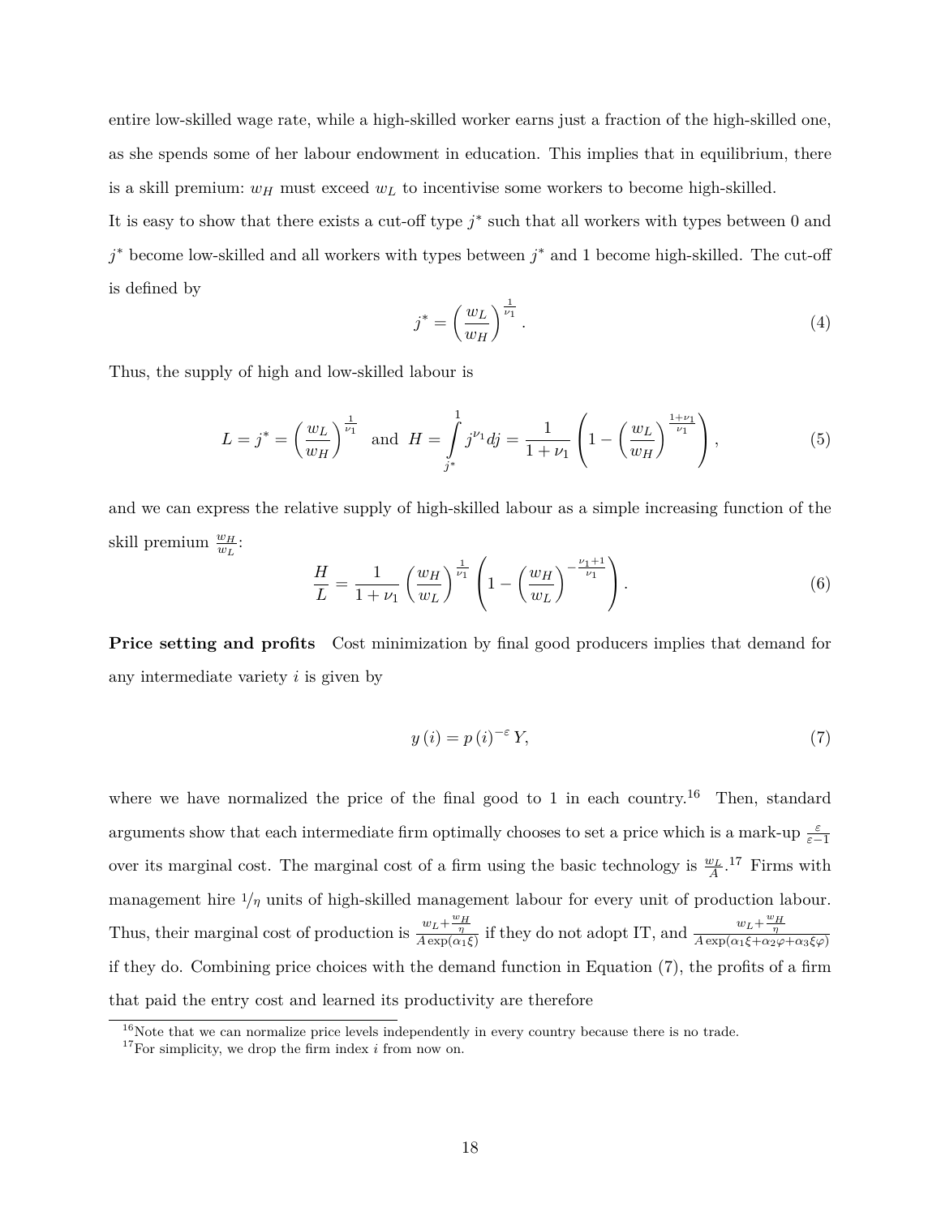entire low-skilled wage rate, while a high-skilled worker earns just a fraction of the high-skilled one, as she spends some of her labour endowment in education. This implies that in equilibrium, there is a skill premium: $w_H$ must exceed $w_L$ to incentivise some workers to become high-skilled.

It is easy to show that there exists a cut-off type $j^*$ such that all workers with types between 0 and $j^*$ become low-skilled and all workers with types between $j^*$ and 1 become high-skilled. The cut-off is defined by

$$j^* = \left(\frac{w_L}{w_H}\right)^{\frac{1}{\nu_1}}. \tag{4}$$

Thus, the supply of high and low-skilled labour is

$$L = j^* = \left(\frac{w_L}{w_H}\right)^{\frac{1}{\nu_1}} \quad \text{and} \quad H = \int_{j^*}^{1} j^{\nu_1} dj = \frac{1}{1+\nu_1}\left(1 - \left(\frac{w_L}{w_H}\right)^{\frac{1+\nu_1}{\nu_1}}\right), \tag{5}$$

and we can express the relative supply of high-skilled labour as a simple increasing function of the skill premium $\frac{w_H}{w_L}$:

$$\frac{H}{L} = \frac{1}{1+\nu_1}\left(\frac{w_H}{w_L}\right)^{\frac{1}{\nu_1}}\left(1 - \left(\frac{w_H}{w_L}\right)^{-\frac{\nu_1+1}{\nu_1}}\right). \tag{6}$$

**Price setting and profits** Cost minimization by final good producers implies that demand for any intermediate variety $i$ is given by

$$y(i) = p(i)^{-\varepsilon} Y, \tag{7}$$

where we have normalized the price of the final good to 1 in each country.[16] Then, standard arguments show that each intermediate firm optimally chooses to set a price which is a mark-up $\frac{\varepsilon}{\varepsilon-1}$ over its marginal cost. The marginal cost of a firm using the basic technology is $\frac{w_L}{A}$.[17] Firms with management hire $1/\eta$ units of high-skilled management labour for every unit of production labour. Thus, their marginal cost of production is $\frac{w_L + \frac{w_H}{\eta}}{A\exp(\alpha_1\xi)}$ if they do not adopt IT, and $\frac{w_L + \frac{w_H}{\eta}}{A\exp(\alpha_1\xi + \alpha_2\varphi + \alpha_3\xi\varphi)}$ if they do. Combining price choices with the demand function in Equation (7), the profits of a firm that paid the entry cost and learned its productivity are therefore

[16] Note that we can normalize price levels independently in every country because there is no trade.

[17] For simplicity, we drop the firm index $i$ from now on.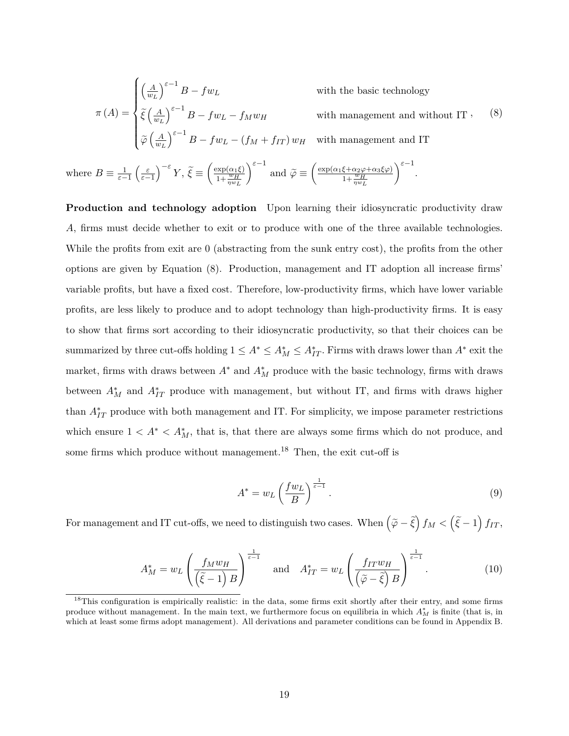$$
\pi(A) = \begin{cases} \left(\frac{A}{w_L}\right)^{\varepsilon-1} B - f w_L & \text{with the basic technology} \\ \widetilde{\xi} \left(\frac{A}{w_L}\right)^{\varepsilon-1} B - f w_L - f_M w_H & \text{with management and without IT} \\ \widetilde{\varphi} \left(\frac{A}{w_L}\right)^{\varepsilon-1} B - f w_L - (f_M + f_{IT}) w_H & \text{with management and IT} \end{cases}, \tag{8}
$$

where $B \equiv \frac{1}{\varepsilon-1}\left(\frac{\varepsilon}{\varepsilon-1}\right)^{-\varepsilon} Y$, $\widetilde{\xi} \equiv \left(\frac{\exp(\alpha_1 \xi)}{1+\frac{w_H}{\eta w_L}}\right)^{\varepsilon-1}$ and $\widetilde{\varphi} \equiv \left(\frac{\exp(\alpha_1 \xi + \alpha_2 \varphi + \alpha_3 \xi \varphi)}{1+\frac{w_H}{\eta w_L}}\right)^{\varepsilon-1}$.

**Production and technology adoption** Upon learning their idiosyncratic productivity draw $A$, firms must decide whether to exit or to produce with one of the three available technologies. While the profits from exit are 0 (abstracting from the sunk entry cost), the profits from the other options are given by Equation (8). Production, management and IT adoption all increase firms' variable profits, but have a fixed cost. Therefore, low-productivity firms, which have lower variable profits, are less likely to produce and to adopt technology than high-productivity firms. It is easy to show that firms sort according to their idiosyncratic productivity, so that their choices can be summarized by three cut-offs holding $1 \leq A^* \leq A^*_M \leq A^*_{IT}$. Firms with draws lower than $A^*$ exit the market, firms with draws between $A^*$ and $A^*_M$ produce with the basic technology, firms with draws between $A^*_M$ and $A^*_{IT}$ produce with management, but without IT, and firms with draws higher than $A^*_{IT}$ produce with both management and IT. For simplicity, we impose parameter restrictions which ensure $1 < A^* < A^*_M$, that is, that there are always some firms which do not produce, and some firms which produce without management.[18] Then, the exit cut-off is

$$
A^* = w_L \left(\frac{f w_L}{B}\right)^{\frac{1}{\varepsilon-1}}. \tag{9}
$$

For management and IT cut-offs, we need to distinguish two cases. When $\left(\widetilde{\varphi} - \widetilde{\xi}\right) f_M < \left(\widetilde{\xi} - 1\right) f_{IT}$,

$$
A^*_M = w_L \left(\frac{f_M w_H}{\left(\widetilde{\xi} - 1\right) B}\right)^{\frac{1}{\varepsilon-1}} \quad \text{and} \quad A^*_{IT} = w_L \left(\frac{f_{IT} w_H}{\left(\widetilde{\varphi} - \widetilde{\xi}\right) B}\right)^{\frac{1}{\varepsilon-1}}. \tag{10}
$$

[18] This configuration is empirically realistic: in the data, some firms exit shortly after their entry, and some firms produce without management. In the main text, we furthermore focus on equilibria in which $A^*_M$ is finite (that is, in which at least some firms adopt management). All derivations and parameter conditions can be found in Appendix B.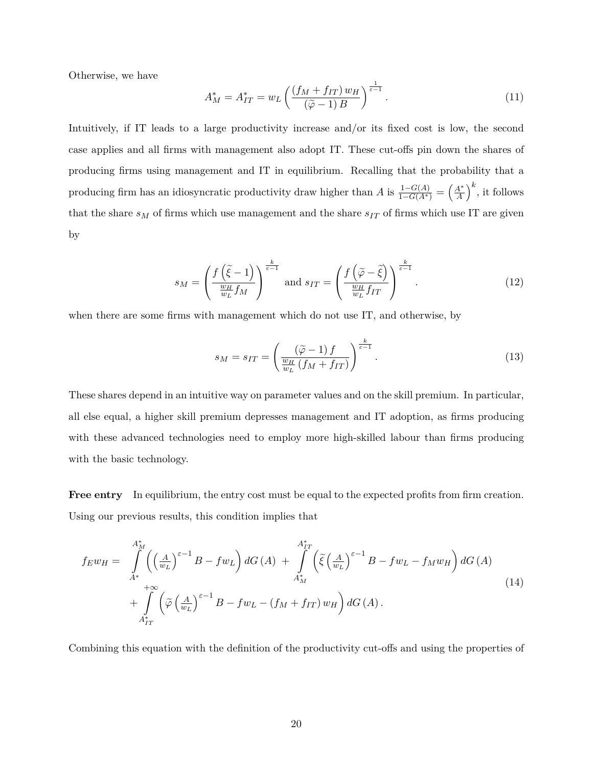Otherwise, we have

$$A_M^* = A_{IT}^* = w_L \left( \frac{(f_M + f_{IT}) w_H}{(\widetilde{\varphi} - 1) B} \right)^{\frac{1}{\varepsilon - 1}}. \tag{11}$$

Intuitively, if IT leads to a large productivity increase and/or its fixed cost is low, the second case applies and all firms with management also adopt IT. These cut-offs pin down the shares of producing firms using management and IT in equilibrium. Recalling that the probability that a producing firm has an idiosyncratic productivity draw higher than $A$ is $\frac{1-G(A)}{1-G(A^*)} = \left(\frac{A^*}{A}\right)^k$, it follows that the share $s_M$ of firms which use management and the share $s_{IT}$ of firms which use IT are given by

$$s_M = \left( \frac{f\left(\widetilde{\xi} - 1\right)}{\frac{w_H}{w_L} f_M} \right)^{\frac{k}{\varepsilon - 1}} \text{ and } s_{IT} = \left( \frac{f\left(\widetilde{\varphi} - \widetilde{\xi}\right)}{\frac{w_H}{w_L} f_{IT}} \right)^{\frac{k}{\varepsilon - 1}}. \tag{12}$$

when there are some firms with management which do not use IT, and otherwise, by

$$s_M = s_{IT} = \left( \frac{(\widetilde{\varphi} - 1) f}{\frac{w_H}{w_L} (f_M + f_{IT})} \right)^{\frac{k}{\varepsilon - 1}}. \tag{13}$$

These shares depend in an intuitive way on parameter values and on the skill premium. In particular, all else equal, a higher skill premium depresses management and IT adoption, as firms producing with these advanced technologies need to employ more high-skilled labour than firms producing with the basic technology.

**Free entry** In equilibrium, the entry cost must be equal to the expected profits from firm creation. Using our previous results, this condition implies that

$$\begin{aligned} f_E w_H = & \int_{A^*}^{A_M^*} \left( \left(\frac{A}{w_L}\right)^{\varepsilon - 1} B - f w_L \right) dG(A) + \int_{A_M^*}^{A_{IT}^*} \left( \widetilde{\xi} \left(\frac{A}{w_L}\right)^{\varepsilon - 1} B - f w_L - f_M w_H \right) dG(A) \\ & + \int_{A_{IT}^*}^{+\infty} \left( \widetilde{\varphi} \left(\frac{A}{w_L}\right)^{\varepsilon - 1} B - f w_L - (f_M + f_{IT}) w_H \right) dG(A). \end{aligned} \tag{14}$$

Combining this equation with the definition of the productivity cut-offs and using the properties of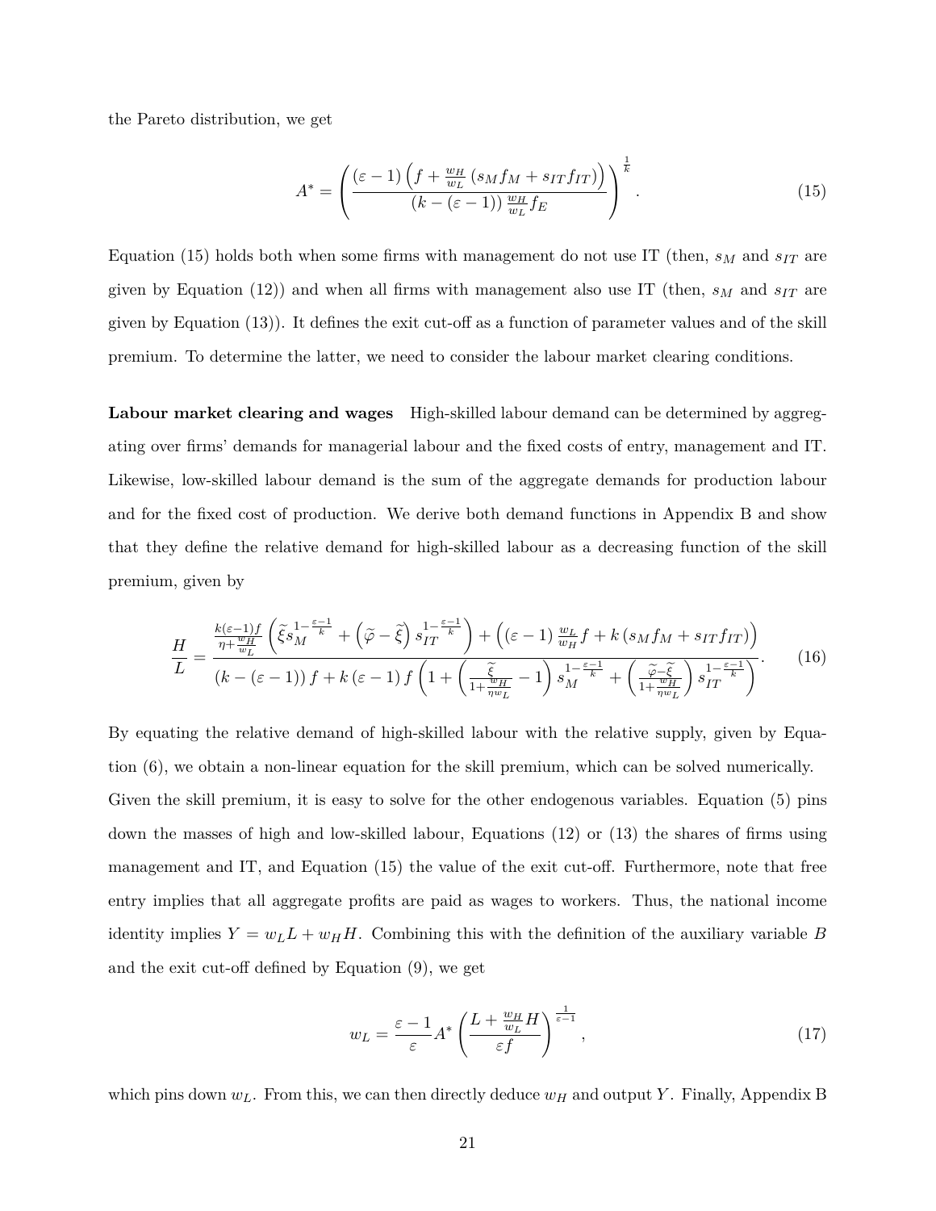the Pareto distribution, we get

$$A^* = \left( \frac{(\varepsilon - 1)\left(f + \frac{w_H}{w_L}\left(s_M f_M + s_{IT} f_{IT}\right)\right)}{(k - (\varepsilon - 1))\frac{w_H}{w_L} f_E} \right)^{\frac{1}{k}}. \tag{15}$$

Equation (15) holds both when some firms with management do not use IT (then, $s_M$ and $s_{IT}$ are given by Equation (12)) and when all firms with management also use IT (then, $s_M$ and $s_{IT}$ are given by Equation (13)). It defines the exit cut-off as a function of parameter values and of the skill premium. To determine the latter, we need to consider the labour market clearing conditions.

**Labour market clearing and wages** High-skilled labour demand can be determined by aggregating over firms' demands for managerial labour and the fixed costs of entry, management and IT. Likewise, low-skilled labour demand is the sum of the aggregate demands for production labour and for the fixed cost of production. We derive both demand functions in Appendix B and show that they define the relative demand for high-skilled labour as a decreasing function of the skill premium, given by

$$\frac{H}{L} = \frac{\frac{k(\varepsilon-1)f}{\eta + \frac{w_H}{w_L}}\left(\widetilde{\xi} s_M^{1-\frac{\varepsilon-1}{k}} + \left(\widetilde{\varphi} - \widetilde{\xi}\right) s_{IT}^{1-\frac{\varepsilon-1}{k}}\right) + \left((\varepsilon - 1)\frac{w_L}{w_H} f + k\left(s_M f_M + s_{IT} f_{IT}\right)\right)}{(k - (\varepsilon - 1)) f + k(\varepsilon - 1) f\left(1 + \left(\frac{\widetilde{\xi}}{1 + \frac{w_H}{\eta w_L}} - 1\right) s_M^{1-\frac{\varepsilon-1}{k}} + \left(\frac{\widetilde{\varphi} - \widetilde{\xi}}{1 + \frac{w_H}{\eta w_L}}\right) s_{IT}^{1-\frac{\varepsilon-1}{k}}\right)}. \tag{16}$$

By equating the relative demand of high-skilled labour with the relative supply, given by Equation (6), we obtain a non-linear equation for the skill premium, which can be solved numerically. Given the skill premium, it is easy to solve for the other endogenous variables. Equation (5) pins down the masses of high and low-skilled labour, Equations (12) or (13) the shares of firms using management and IT, and Equation (15) the value of the exit cut-off. Furthermore, note that free entry implies that all aggregate profits are paid as wages to workers. Thus, the national income identity implies $Y = w_L L + w_H H$. Combining this with the definition of the auxiliary variable $B$ and the exit cut-off defined by Equation (9), we get

$$w_L = \frac{\varepsilon - 1}{\varepsilon} A^* \left( \frac{L + \frac{w_H}{w_L} H}{\varepsilon f} \right)^{\frac{1}{\varepsilon - 1}}, \tag{17}$$

which pins down $w_L$. From this, we can then directly deduce $w_H$ and output $Y$. Finally, Appendix B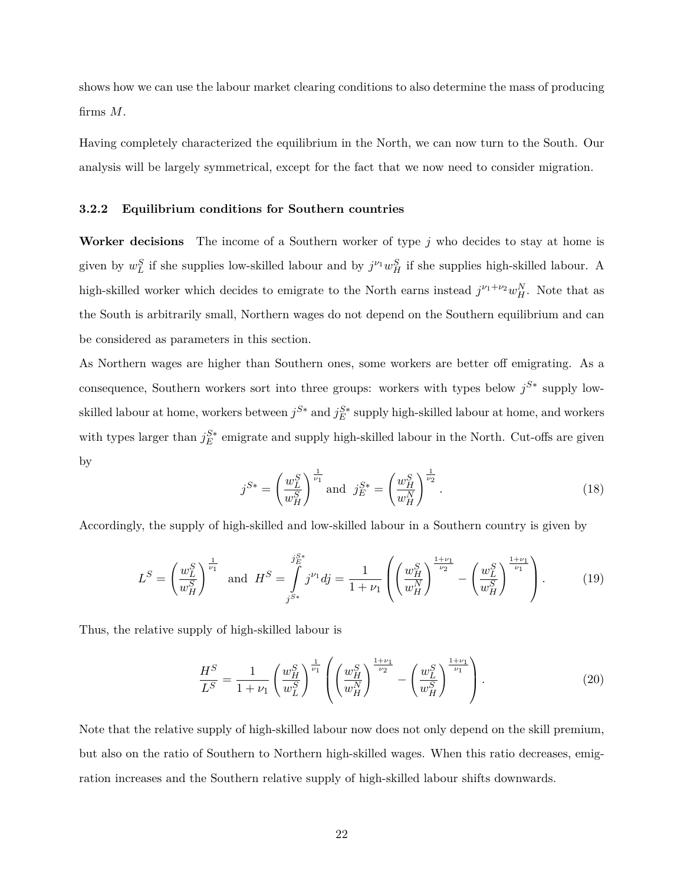shows how we can use the labour market clearing conditions to also determine the mass of producing firms $M$.

Having completely characterized the equilibrium in the North, we can now turn to the South. Our analysis will be largely symmetrical, except for the fact that we now need to consider migration.

### 3.2.2 Equilibrium conditions for Southern countries

**Worker decisions** The income of a Southern worker of type $j$ who decides to stay at home is given by $w_L^S$ if she supplies low-skilled labour and by $j^{\nu_1} w_H^S$ if she supplies high-skilled labour. A high-skilled worker which decides to emigrate to the North earns instead $j^{\nu_1+\nu_2} w_H^N$. Note that as the South is arbitrarily small, Northern wages do not depend on the Southern equilibrium and can be considered as parameters in this section.

As Northern wages are higher than Southern ones, some workers are better off emigrating. As a consequence, Southern workers sort into three groups: workers with types below $j^{S*}$ supply low-skilled labour at home, workers between $j^{S*}$ and $j_E^{S*}$ supply high-skilled labour at home, and workers with types larger than $j_E^{S*}$ emigrate and supply high-skilled labour in the North. Cut-offs are given by

$$j^{S*} = \left(\frac{w_L^S}{w_H^S}\right)^{\frac{1}{\nu_1}} \text{ and } j_E^{S*} = \left(\frac{w_H^S}{w_H^N}\right)^{\frac{1}{\nu_2}}. \tag{18}$$

Accordingly, the supply of high-skilled and low-skilled labour in a Southern country is given by

$$L^S = \left(\frac{w_L^S}{w_H^S}\right)^{\frac{1}{\nu_1}} \quad \text{and} \quad H^S = \int_{j^{S*}}^{j_E^{S*}} j^{\nu_1} dj = \frac{1}{1+\nu_1}\left(\left(\frac{w_H^S}{w_H^N}\right)^{\frac{1+\nu_1}{\nu_2}} - \left(\frac{w_L^S}{w_H^S}\right)^{\frac{1+\nu_1}{\nu_1}}\right). \tag{19}$$

Thus, the relative supply of high-skilled labour is

$$\frac{H^S}{L^S} = \frac{1}{1+\nu_1}\left(\frac{w_H^S}{w_L^S}\right)^{\frac{1}{\nu_1}}\left(\left(\frac{w_H^S}{w_H^N}\right)^{\frac{1+\nu_1}{\nu_2}} - \left(\frac{w_L^S}{w_H^S}\right)^{\frac{1+\nu_1}{\nu_1}}\right). \tag{20}$$

Note that the relative supply of high-skilled labour now does not only depend on the skill premium, but also on the ratio of Southern to Northern high-skilled wages. When this ratio decreases, emigration increases and the Southern relative supply of high-skilled labour shifts downwards.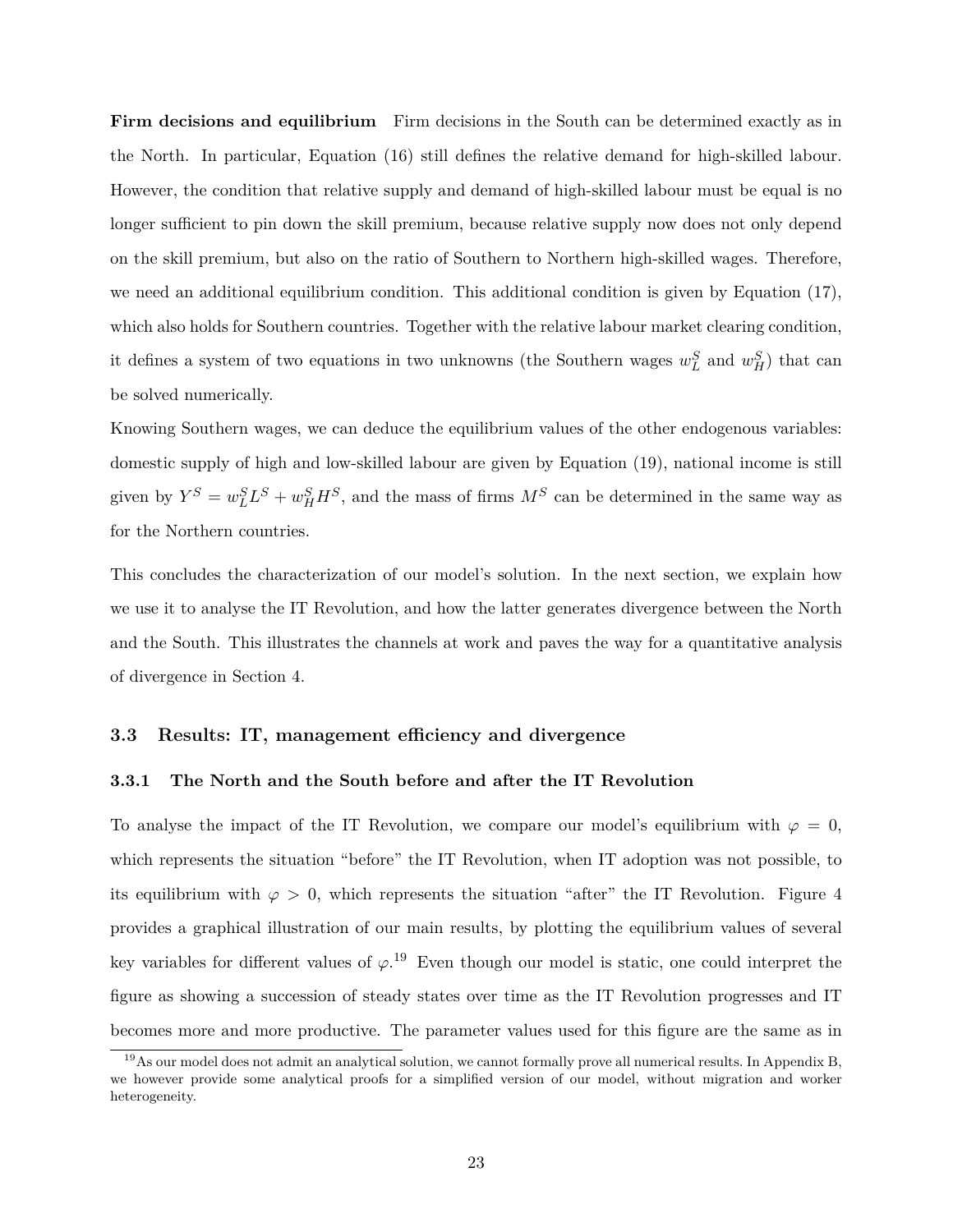**Firm decisions and equilibrium** Firm decisions in the South can be determined exactly as in the North. In particular, Equation (16) still defines the relative demand for high-skilled labour. However, the condition that relative supply and demand of high-skilled labour must be equal is no longer sufficient to pin down the skill premium, because relative supply now does not only depend on the skill premium, but also on the ratio of Southern to Northern high-skilled wages. Therefore, we need an additional equilibrium condition. This additional condition is given by Equation (17), which also holds for Southern countries. Together with the relative labour market clearing condition, it defines a system of two equations in two unknowns (the Southern wages $w_L^S$ and $w_H^S$) that can be solved numerically.

Knowing Southern wages, we can deduce the equilibrium values of the other endogenous variables: domestic supply of high and low-skilled labour are given by Equation (19), national income is still given by $Y^S = w_L^S L^S + w_H^S H^S$, and the mass of firms $M^S$ can be determined in the same way as for the Northern countries.

This concludes the characterization of our model's solution. In the next section, we explain how we use it to analyse the IT Revolution, and how the latter generates divergence between the North and the South. This illustrates the channels at work and paves the way for a quantitative analysis of divergence in Section 4.

### 3.3 Results: IT, management efficiency and divergence

#### 3.3.1 The North and the South before and after the IT Revolution

To analyse the impact of the IT Revolution, we compare our model's equilibrium with $\varphi = 0$, which represents the situation "before" the IT Revolution, when IT adoption was not possible, to its equilibrium with $\varphi > 0$, which represents the situation "after" the IT Revolution. Figure 4 provides a graphical illustration of our main results, by plotting the equilibrium values of several key variables for different values of $\varphi$.[19] Even though our model is static, one could interpret the figure as showing a succession of steady states over time as the IT Revolution progresses and IT becomes more and more productive. The parameter values used for this figure are the same as in

[19] As our model does not admit an analytical solution, we cannot formally prove all numerical results. In Appendix B, we however provide some analytical proofs for a simplified version of our model, without migration and worker heterogeneity.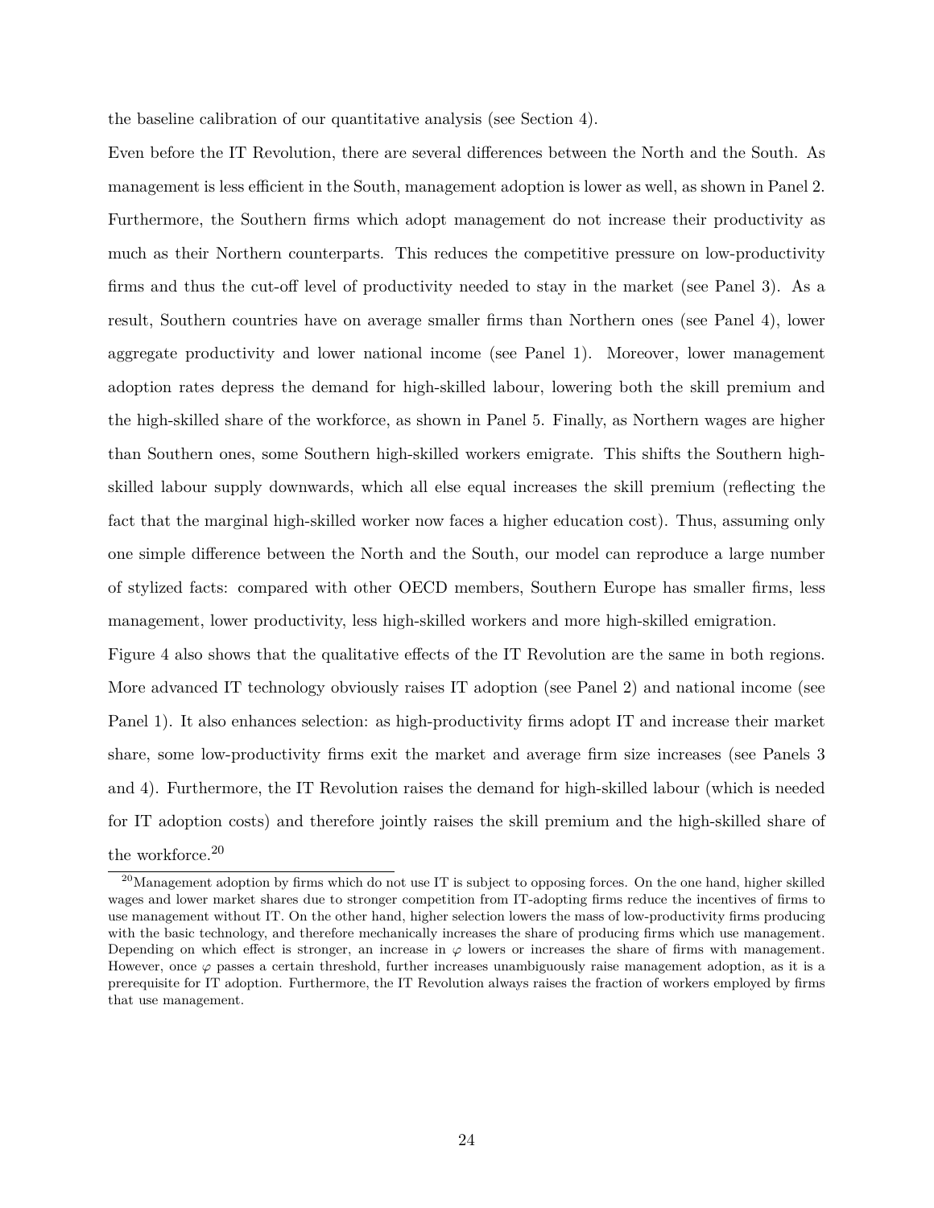the baseline calibration of our quantitative analysis (see Section 4).

Even before the IT Revolution, there are several differences between the North and the South. As management is less efficient in the South, management adoption is lower as well, as shown in Panel 2. Furthermore, the Southern firms which adopt management do not increase their productivity as much as their Northern counterparts. This reduces the competitive pressure on low-productivity firms and thus the cut-off level of productivity needed to stay in the market (see Panel 3). As a result, Southern countries have on average smaller firms than Northern ones (see Panel 4), lower aggregate productivity and lower national income (see Panel 1). Moreover, lower management adoption rates depress the demand for high-skilled labour, lowering both the skill premium and the high-skilled share of the workforce, as shown in Panel 5. Finally, as Northern wages are higher than Southern ones, some Southern high-skilled workers emigrate. This shifts the Southern high-skilled labour supply downwards, which all else equal increases the skill premium (reflecting the fact that the marginal high-skilled worker now faces a higher education cost). Thus, assuming only one simple difference between the North and the South, our model can reproduce a large number of stylized facts: compared with other OECD members, Southern Europe has smaller firms, less management, lower productivity, less high-skilled workers and more high-skilled emigration.

Figure 4 also shows that the qualitative effects of the IT Revolution are the same in both regions. More advanced IT technology obviously raises IT adoption (see Panel 2) and national income (see Panel 1). It also enhances selection: as high-productivity firms adopt IT and increase their market share, some low-productivity firms exit the market and average firm size increases (see Panels 3 and 4). Furthermore, the IT Revolution raises the demand for high-skilled labour (which is needed for IT adoption costs) and therefore jointly raises the skill premium and the high-skilled share of the workforce.[20]

[20] Management adoption by firms which do not use IT is subject to opposing forces. On the one hand, higher skilled wages and lower market shares due to stronger competition from IT-adopting firms reduce the incentives of firms to use management without IT. On the other hand, higher selection lowers the mass of low-productivity firms producing with the basic technology, and therefore mechanically increases the share of producing firms which use management. Depending on which effect is stronger, an increase in $\varphi$ lowers or increases the share of firms with management. However, once $\varphi$ passes a certain threshold, further increases unambiguously raise management adoption, as it is a prerequisite for IT adoption. Furthermore, the IT Revolution always raises the fraction of workers employed by firms that use management.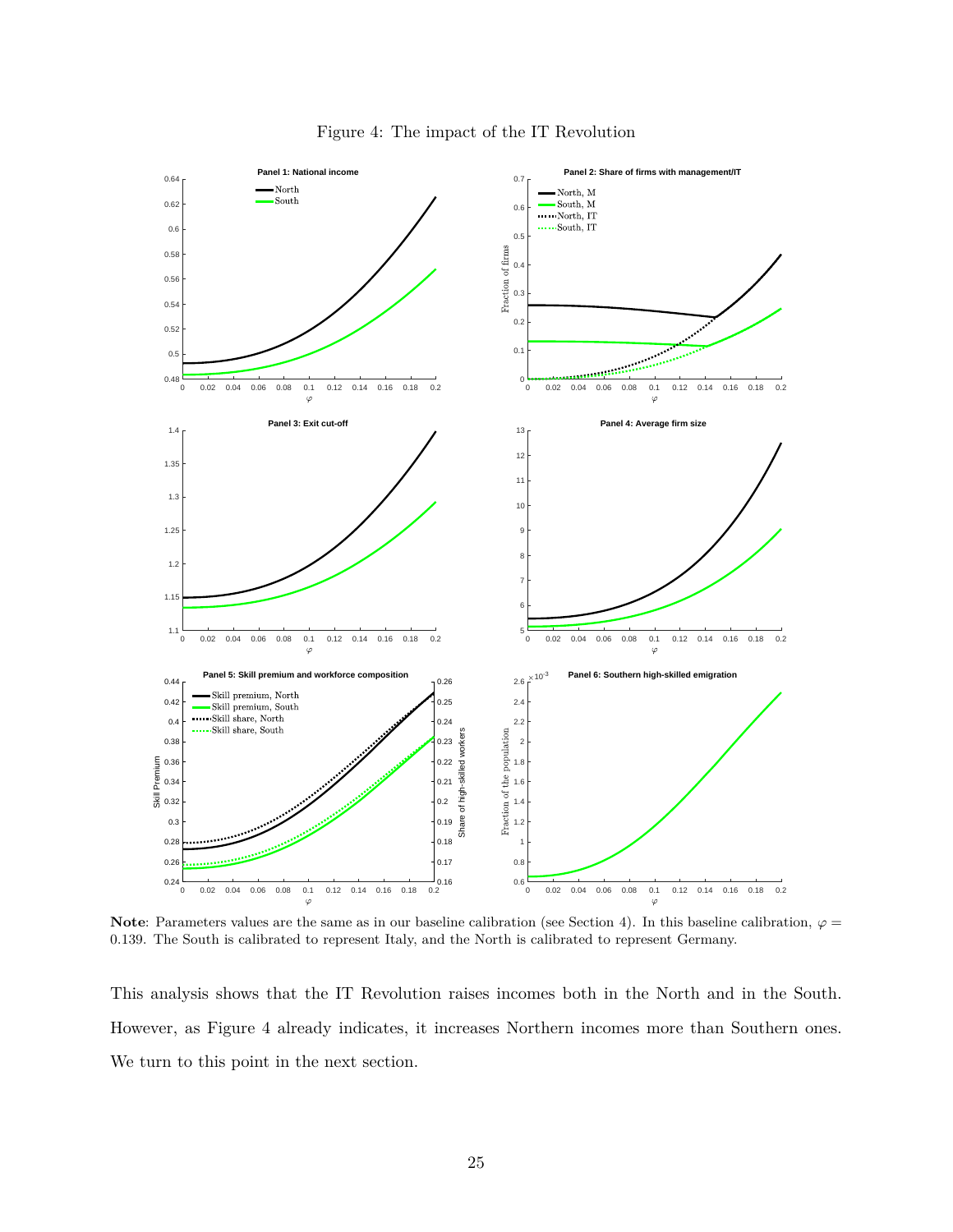Figure 4: The impact of the IT Revolution

**Note**: Parameters values are the same as in our baseline calibration (see Section 4). In this baseline calibration, $\varphi = 0.139$. The South is calibrated to represent Italy, and the North is calibrated to represent Germany.

This analysis shows that the IT Revolution raises incomes both in the North and in the South. However, as Figure 4 already indicates, it increases Northern incomes more than Southern ones. We turn to this point in the next section.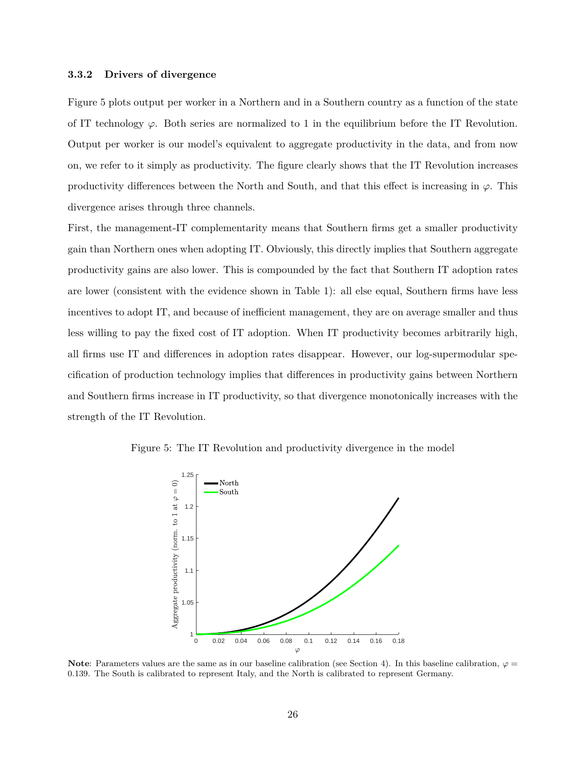### 3.3.2 Drivers of divergence

Figure 5 plots output per worker in a Northern and in a Southern country as a function of the state of IT technology $\varphi$. Both series are normalized to 1 in the equilibrium before the IT Revolution. Output per worker is our model's equivalent to aggregate productivity in the data, and from now on, we refer to it simply as productivity. The figure clearly shows that the IT Revolution increases productivity differences between the North and South, and that this effect is increasing in $\varphi$. This divergence arises through three channels.

First, the management-IT complementarity means that Southern firms get a smaller productivity gain than Northern ones when adopting IT. Obviously, this directly implies that Southern aggregate productivity gains are also lower. This is compounded by the fact that Southern IT adoption rates are lower (consistent with the evidence shown in Table 1): all else equal, Southern firms have less incentives to adopt IT, and because of inefficient management, they are on average smaller and thus less willing to pay the fixed cost of IT adoption. When IT productivity becomes arbitrarily high, all firms use IT and differences in adoption rates disappear. However, our log-supermodular specification of production technology implies that differences in productivity gains between Northern and Southern firms increase in IT productivity, so that divergence monotonically increases with the strength of the IT Revolution.

Figure 5: The IT Revolution and productivity divergence in the model

**Note**: Parameters values are the same as in our baseline calibration (see Section 4). In this baseline calibration, $\varphi = 0.139$. The South is calibrated to represent Italy, and the North is calibrated to represent Germany.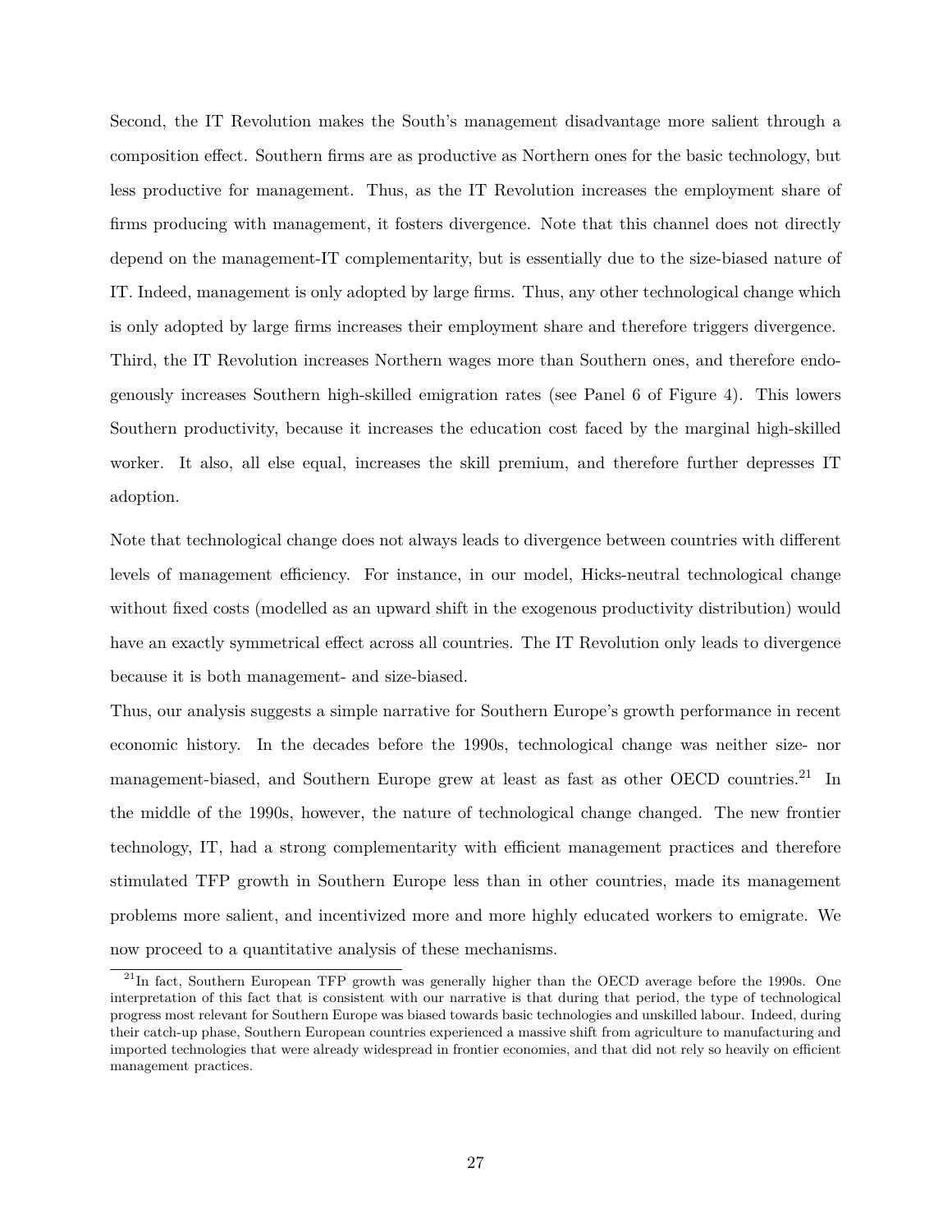Second, the IT Revolution makes the South's management disadvantage more salient through a composition effect. Southern firms are as productive as Northern ones for the basic technology, but less productive for management. Thus, as the IT Revolution increases the employment share of firms producing with management, it fosters divergence. Note that this channel does not directly depend on the management-IT complementarity, but is essentially due to the size-biased nature of IT. Indeed, management is only adopted by large firms. Thus, any other technological change which is only adopted by large firms increases their employment share and therefore triggers divergence.
Third, the IT Revolution increases Northern wages more than Southern ones, and therefore endogenously increases Southern high-skilled emigration rates (see Panel 6 of Figure 4). This lowers Southern productivity, because it increases the education cost faced by the marginal high-skilled worker. It also, all else equal, increases the skill premium, and therefore further depresses IT adoption.

Note that technological change does not always leads to divergence between countries with different levels of management efficiency. For instance, in our model, Hicks-neutral technological change without fixed costs (modelled as an upward shift in the exogenous productivity distribution) would have an exactly symmetrical effect across all countries. The IT Revolution only leads to divergence because it is both management- and size-biased.

Thus, our analysis suggests a simple narrative for Southern Europe's growth performance in recent economic history. In the decades before the 1990s, technological change was neither size- nor management-biased, and Southern Europe grew at least as fast as other OECD countries.[21] In the middle of the 1990s, however, the nature of technological change changed. The new frontier technology, IT, had a strong complementarity with efficient management practices and therefore stimulated TFP growth in Southern Europe less than in other countries, made its management problems more salient, and incentivized more and more highly educated workers to emigrate. We now proceed to a quantitative analysis of these mechanisms.

[21] In fact, Southern European TFP growth was generally higher than the OECD average before the 1990s. One interpretation of this fact that is consistent with our narrative is that during that period, the type of technological progress most relevant for Southern Europe was biased towards basic technologies and unskilled labour. Indeed, during their catch-up phase, Southern European countries experienced a massive shift from agriculture to manufacturing and imported technologies that were already widespread in frontier economies, and that did not rely so heavily on efficient management practices.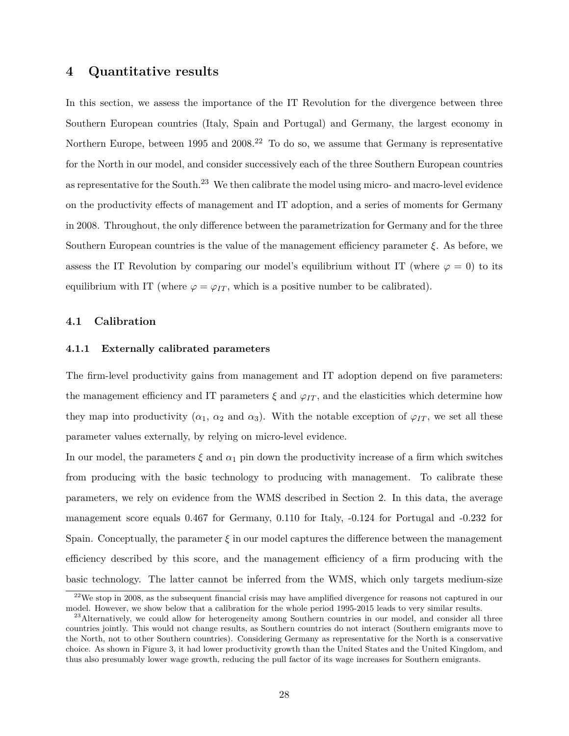# 4 Quantitative results

In this section, we assess the importance of the IT Revolution for the divergence between three Southern European countries (Italy, Spain and Portugal) and Germany, the largest economy in Northern Europe, between 1995 and 2008.[22] To do so, we assume that Germany is representative for the North in our model, and consider successively each of the three Southern European countries as representative for the South.[23] We then calibrate the model using micro- and macro-level evidence on the productivity effects of management and IT adoption, and a series of moments for Germany in 2008. Throughout, the only difference between the parametrization for Germany and for the three Southern European countries is the value of the management efficiency parameter $\xi$. As before, we assess the IT Revolution by comparing our model's equilibrium without IT (where $\varphi = 0$) to its equilibrium with IT (where $\varphi = \varphi_{IT}$, which is a positive number to be calibrated).

## 4.1 Calibration

### 4.1.1 Externally calibrated parameters

The firm-level productivity gains from management and IT adoption depend on five parameters: the management efficiency and IT parameters $\xi$ and $\varphi_{IT}$, and the elasticities which determine how they map into productivity ($\alpha_1$, $\alpha_2$ and $\alpha_3$). With the notable exception of $\varphi_{IT}$, we set all these parameter values externally, by relying on micro-level evidence.

In our model, the parameters $\xi$ and $\alpha_1$ pin down the productivity increase of a firm which switches from producing with the basic technology to producing with management. To calibrate these parameters, we rely on evidence from the WMS described in Section 2. In this data, the average management score equals 0.467 for Germany, 0.110 for Italy, -0.124 for Portugal and -0.232 for Spain. Conceptually, the parameter $\xi$ in our model captures the difference between the management efficiency described by this score, and the management efficiency of a firm producing with the basic technology. The latter cannot be inferred from the WMS, which only targets medium-size

[22] We stop in 2008, as the subsequent financial crisis may have amplified divergence for reasons not captured in our model. However, we show below that a calibration for the whole period 1995-2015 leads to very similar results.

[23] Alternatively, we could allow for heterogeneity among Southern countries in our model, and consider all three countries jointly. This would not change results, as Southern countries do not interact (Southern emigrants move to the North, not to other Southern countries). Considering Germany as representative for the North is a conservative choice. As shown in Figure 3, it had lower productivity growth than the United States and the United Kingdom, and thus also presumably lower wage growth, reducing the pull factor of its wage increases for Southern emigrants.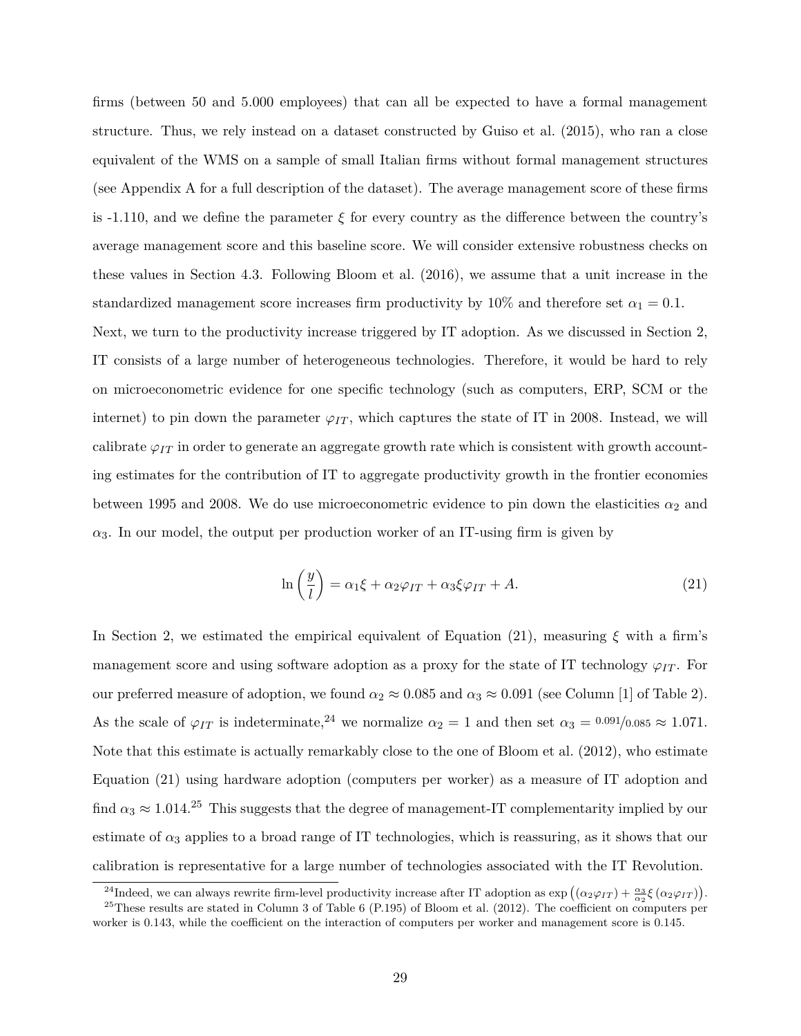firms (between 50 and 5.000 employees) that can all be expected to have a formal management structure. Thus, we rely instead on a dataset constructed by Guiso et al. (2015), who ran a close equivalent of the WMS on a sample of small Italian firms without formal management structures (see Appendix A for a full description of the dataset). The average management score of these firms is -1.110, and we define the parameter $\xi$ for every country as the difference between the country's average management score and this baseline score. We will consider extensive robustness checks on these values in Section 4.3. Following Bloom et al. (2016), we assume that a unit increase in the standardized management score increases firm productivity by 10% and therefore set $\alpha_1 = 0.1$.

Next, we turn to the productivity increase triggered by IT adoption. As we discussed in Section 2, IT consists of a large number of heterogeneous technologies. Therefore, it would be hard to rely on microeconometric evidence for one specific technology (such as computers, ERP, SCM or the internet) to pin down the parameter $\varphi_{IT}$, which captures the state of IT in 2008. Instead, we will calibrate $\varphi_{IT}$ in order to generate an aggregate growth rate which is consistent with growth accounting estimates for the contribution of IT to aggregate productivity growth in the frontier economies between 1995 and 2008. We do use microeconometric evidence to pin down the elasticities $\alpha_2$ and $\alpha_3$. In our model, the output per production worker of an IT-using firm is given by

$$\ln\left(\frac{y}{l}\right) = \alpha_1 \xi + \alpha_2 \varphi_{IT} + \alpha_3 \xi \varphi_{IT} + A. \tag{21}$$

In Section 2, we estimated the empirical equivalent of Equation (21), measuring $\xi$ with a firm's management score and using software adoption as a proxy for the state of IT technology $\varphi_{IT}$. For our preferred measure of adoption, we found $\alpha_2 \approx 0.085$ and $\alpha_3 \approx 0.091$ (see Column [1] of Table 2). As the scale of $\varphi_{IT}$ is indeterminate,[24] we normalize $\alpha_2 = 1$ and then set $\alpha_3 = {}^{0.091}/_{0.085} \approx 1.071$. Note that this estimate is actually remarkably close to the one of Bloom et al. (2012), who estimate Equation (21) using hardware adoption (computers per worker) as a measure of IT adoption and find $\alpha_3 \approx 1.014$.[25] This suggests that the degree of management-IT complementarity implied by our estimate of $\alpha_3$ applies to a broad range of IT technologies, which is reassuring, as it shows that our calibration is representative for a large number of technologies associated with the IT Revolution.

[24] Indeed, we can always rewrite firm-level productivity increase after IT adoption as $\exp\left((\alpha_2 \varphi_{IT}) + \frac{\alpha_3}{\alpha_2} \xi \left(\alpha_2 \varphi_{IT}\right)\right)$.

[25] These results are stated in Column 3 of Table 6 (P.195) of Bloom et al. (2012). The coefficient on computers per worker is 0.143, while the coefficient on the interaction of computers per worker and management score is 0.145.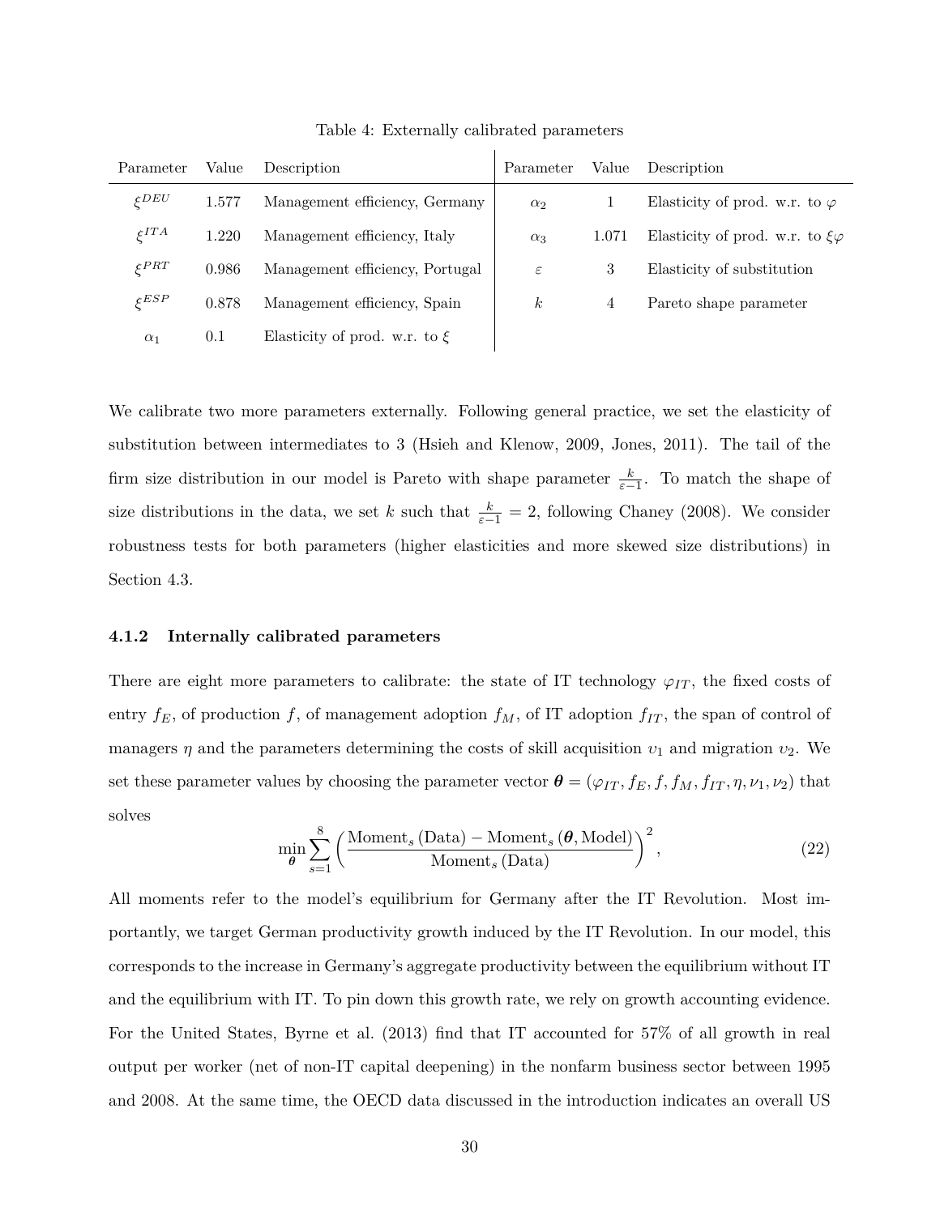Table 4: Externally calibrated parameters

| Parameter | Value | Description | Parameter | Value | Description |
|---|---|---|---|---|---|
| $\xi^{DEU}$ | 1.577 | Management efficiency, Germany | $\alpha_2$ | 1 | Elasticity of prod. w.r. to $\varphi$ |
| $\xi^{ITA}$ | 1.220 | Management efficiency, Italy | $\alpha_3$ | 1.071 | Elasticity of prod. w.r. to $\xi\varphi$ |
| $\xi^{PRT}$ | 0.986 | Management efficiency, Portugal | $\varepsilon$ | 3 | Elasticity of substitution |
| $\xi^{ESP}$ | 0.878 | Management efficiency, Spain | $k$ | 4 | Pareto shape parameter |
| $\alpha_1$ | 0.1 | Elasticity of prod. w.r. to $\xi$ | | | |

We calibrate two more parameters externally. Following general practice, we set the elasticity of substitution between intermediates to 3 (Hsieh and Klenow, 2009, Jones, 2011). The tail of the firm size distribution in our model is Pareto with shape parameter $\frac{k}{\varepsilon-1}$. To match the shape of size distributions in the data, we set $k$ such that $\frac{k}{\varepsilon-1} = 2$, following Chaney (2008). We consider robustness tests for both parameters (higher elasticities and more skewed size distributions) in Section 4.3.

#### 4.1.2 Internally calibrated parameters

There are eight more parameters to calibrate: the state of IT technology $\varphi_{IT}$, the fixed costs of entry $f_E$, of production $f$, of management adoption $f_M$, of IT adoption $f_{IT}$, the span of control of managers $\eta$ and the parameters determining the costs of skill acquisition $\upsilon_1$ and migration $\upsilon_2$. We set these parameter values by choosing the parameter vector $\boldsymbol{\theta} = (\varphi_{IT}, f_E, f, f_M, f_{IT}, \eta, \nu_1, \nu_2)$ that solves

$$\min_{\boldsymbol{\theta}} \sum_{s=1}^{8} \left( \frac{\text{Moment}_s\,(\text{Data}) - \text{Moment}_s\,(\boldsymbol{\theta}, \text{Model})}{\text{Moment}_s\,(\text{Data})} \right)^2, \tag{22}$$

All moments refer to the model's equilibrium for Germany after the IT Revolution. Most importantly, we target German productivity growth induced by the IT Revolution. In our model, this corresponds to the increase in Germany's aggregate productivity between the equilibrium without IT and the equilibrium with IT. To pin down this growth rate, we rely on growth accounting evidence. For the United States, Byrne et al. (2013) find that IT accounted for 57% of all growth in real output per worker (net of non-IT capital deepening) in the nonfarm business sector between 1995 and 2008. At the same time, the OECD data discussed in the introduction indicates an overall US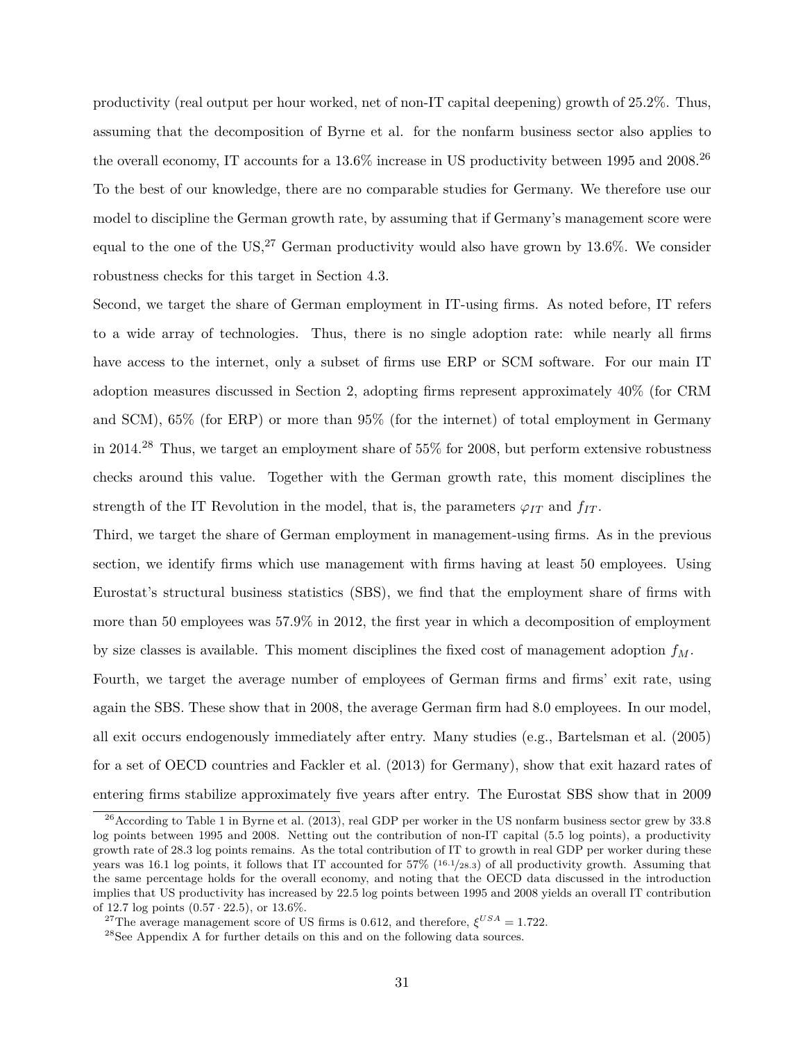productivity (real output per hour worked, net of non-IT capital deepening) growth of 25.2%. Thus, assuming that the decomposition of Byrne et al. for the nonfarm business sector also applies to the overall economy, IT accounts for a 13.6% increase in US productivity between 1995 and 2008.[26] To the best of our knowledge, there are no comparable studies for Germany. We therefore use our model to discipline the German growth rate, by assuming that if Germany's management score were equal to the one of the US,[27] German productivity would also have grown by 13.6%. We consider robustness checks for this target in Section 4.3.

Second, we target the share of German employment in IT-using firms. As noted before, IT refers to a wide array of technologies. Thus, there is no single adoption rate: while nearly all firms have access to the internet, only a subset of firms use ERP or SCM software. For our main IT adoption measures discussed in Section 2, adopting firms represent approximately 40% (for CRM and SCM), 65% (for ERP) or more than 95% (for the internet) of total employment in Germany in 2014.[28] Thus, we target an employment share of 55% for 2008, but perform extensive robustness checks around this value. Together with the German growth rate, this moment disciplines the strength of the IT Revolution in the model, that is, the parameters $\varphi_{IT}$ and $f_{IT}$.

Third, we target the share of German employment in management-using firms. As in the previous section, we identify firms which use management with firms having at least 50 employees. Using Eurostat's structural business statistics (SBS), we find that the employment share of firms with more than 50 employees was 57.9% in 2012, the first year in which a decomposition of employment by size classes is available. This moment disciplines the fixed cost of management adoption $f_M$.

Fourth, we target the average number of employees of German firms and firms' exit rate, using again the SBS. These show that in 2008, the average German firm had 8.0 employees. In our model, all exit occurs endogenously immediately after entry. Many studies (e.g., Bartelsman et al. (2005) for a set of OECD countries and Fackler et al. (2013) for Germany), show that exit hazard rates of entering firms stabilize approximately five years after entry. The Eurostat SBS show that in 2009

[26] According to Table 1 in Byrne et al. (2013), real GDP per worker in the US nonfarm business sector grew by 33.8 log points between 1995 and 2008. Netting out the contribution of non-IT capital (5.5 log points), a productivity growth rate of 28.3 log points remains. As the total contribution of IT to growth in real GDP per worker during these years was 16.1 log points, it follows that IT accounted for 57% ($^{16.1}/_{28.3}$) of all productivity growth. Assuming that the same percentage holds for the overall economy, and noting that the OECD data discussed in the introduction implies that US productivity has increased by 22.5 log points between 1995 and 2008 yields an overall IT contribution of 12.7 log points ($0.57 \cdot 22.5$), or 13.6%.

[27] The average management score of US firms is 0.612, and therefore, $\xi^{USA} = 1.722$.

[28] See Appendix A for further details on this and on the following data sources.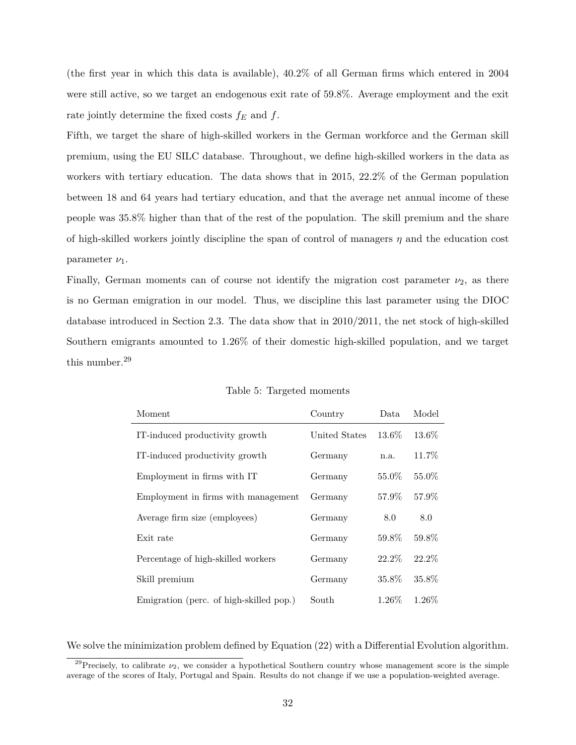(the first year in which this data is available), 40.2% of all German firms which entered in 2004 were still active, so we target an endogenous exit rate of 59.8%. Average employment and the exit rate jointly determine the fixed costs $f_E$ and $f$.

Fifth, we target the share of high-skilled workers in the German workforce and the German skill premium, using the EU SILC database. Throughout, we define high-skilled workers in the data as workers with tertiary education. The data shows that in 2015, 22.2% of the German population between 18 and 64 years had tertiary education, and that the average net annual income of these people was 35.8% higher than that of the rest of the population. The skill premium and the share of high-skilled workers jointly discipline the span of control of managers $\eta$ and the education cost parameter $\nu_1$.

Finally, German moments can of course not identify the migration cost parameter $\nu_2$, as there is no German emigration in our model. Thus, we discipline this last parameter using the DIOC database introduced in Section 2.3. The data show that in 2010/2011, the net stock of high-skilled Southern emigrants amounted to 1.26% of their domestic high-skilled population, and we target this number.[29]

Table 5: Targeted moments

| Moment | Country | Data | Model |
|---|---|---|---|
| IT-induced productivity growth | United States | 13.6% | 13.6% |
| IT-induced productivity growth | Germany | n.a. | 11.7% |
| Employment in firms with IT | Germany | 55.0% | 55.0% |
| Employment in firms with management | Germany | 57.9% | 57.9% |
| Average firm size (employees) | Germany | 8.0 | 8.0 |
| Exit rate | Germany | 59.8% | 59.8% |
| Percentage of high-skilled workers | Germany | 22.2% | 22.2% |
| Skill premium | Germany | 35.8% | 35.8% |
| Emigration (perc. of high-skilled pop.) | South | 1.26% | 1.26% |

We solve the minimization problem defined by Equation (22) with a Differential Evolution algorithm.

[29]Precisely, to calibrate $\nu_2$, we consider a hypothetical Southern country whose management score is the simple average of the scores of Italy, Portugal and Spain. Results do not change if we use a population-weighted average.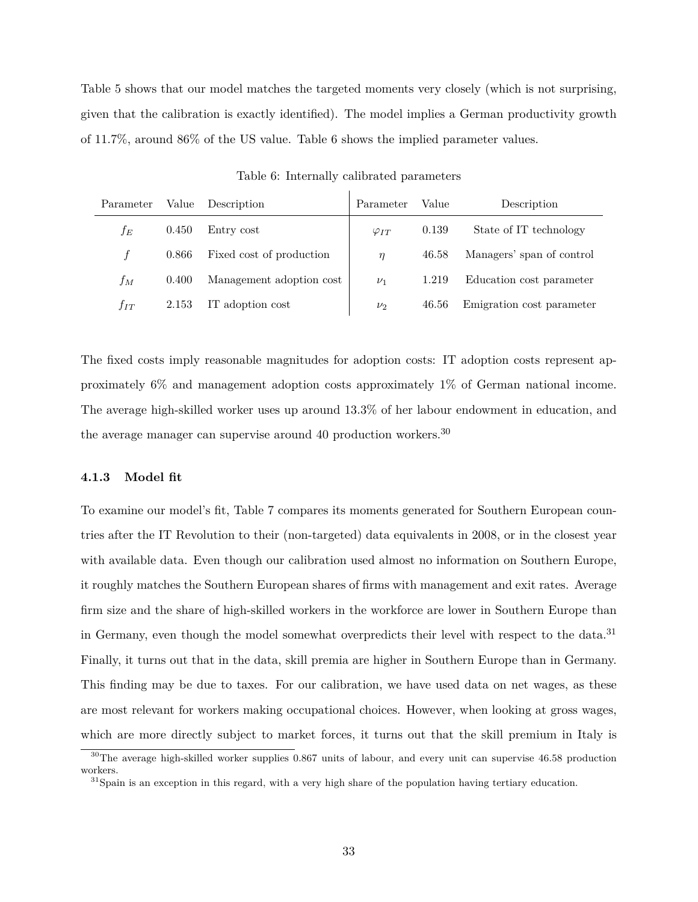Table 5 shows that our model matches the targeted moments very closely (which is not surprising, given that the calibration is exactly identified). The model implies a German productivity growth of 11.7%, around 86% of the US value. Table 6 shows the implied parameter values.

Table 6: Internally calibrated parameters

| Parameter | Value | Description | Parameter | Value | Description |
|---|---|---|---|---|---|
| $f_E$ | 0.450 | Entry cost | $\varphi_{IT}$ | 0.139 | State of IT technology |
| $f$ | 0.866 | Fixed cost of production | $\eta$ | 46.58 | Managers' span of control |
| $f_M$ | 0.400 | Management adoption cost | $\nu_1$ | 1.219 | Education cost parameter |
| $f_{IT}$ | 2.153 | IT adoption cost | $\nu_2$ | 46.56 | Emigration cost parameter |

The fixed costs imply reasonable magnitudes for adoption costs: IT adoption costs represent approximately 6% and management adoption costs approximately 1% of German national income. The average high-skilled worker uses up around 13.3% of her labour endowment in education, and the average manager can supervise around 40 production workers.[30]

#### 4.1.3 Model fit

To examine our model's fit, Table 7 compares its moments generated for Southern European countries after the IT Revolution to their (non-targeted) data equivalents in 2008, or in the closest year with available data. Even though our calibration used almost no information on Southern Europe, it roughly matches the Southern European shares of firms with management and exit rates. Average firm size and the share of high-skilled workers in the workforce are lower in Southern Europe than in Germany, even though the model somewhat overpredicts their level with respect to the data.[31] Finally, it turns out that in the data, skill premia are higher in Southern Europe than in Germany. This finding may be due to taxes. For our calibration, we have used data on net wages, as these are most relevant for workers making occupational choices. However, when looking at gross wages, which are more directly subject to market forces, it turns out that the skill premium in Italy is

[30] The average high-skilled worker supplies 0.867 units of labour, and every unit can supervise 46.58 production workers.

[31] Spain is an exception in this regard, with a very high share of the population having tertiary education.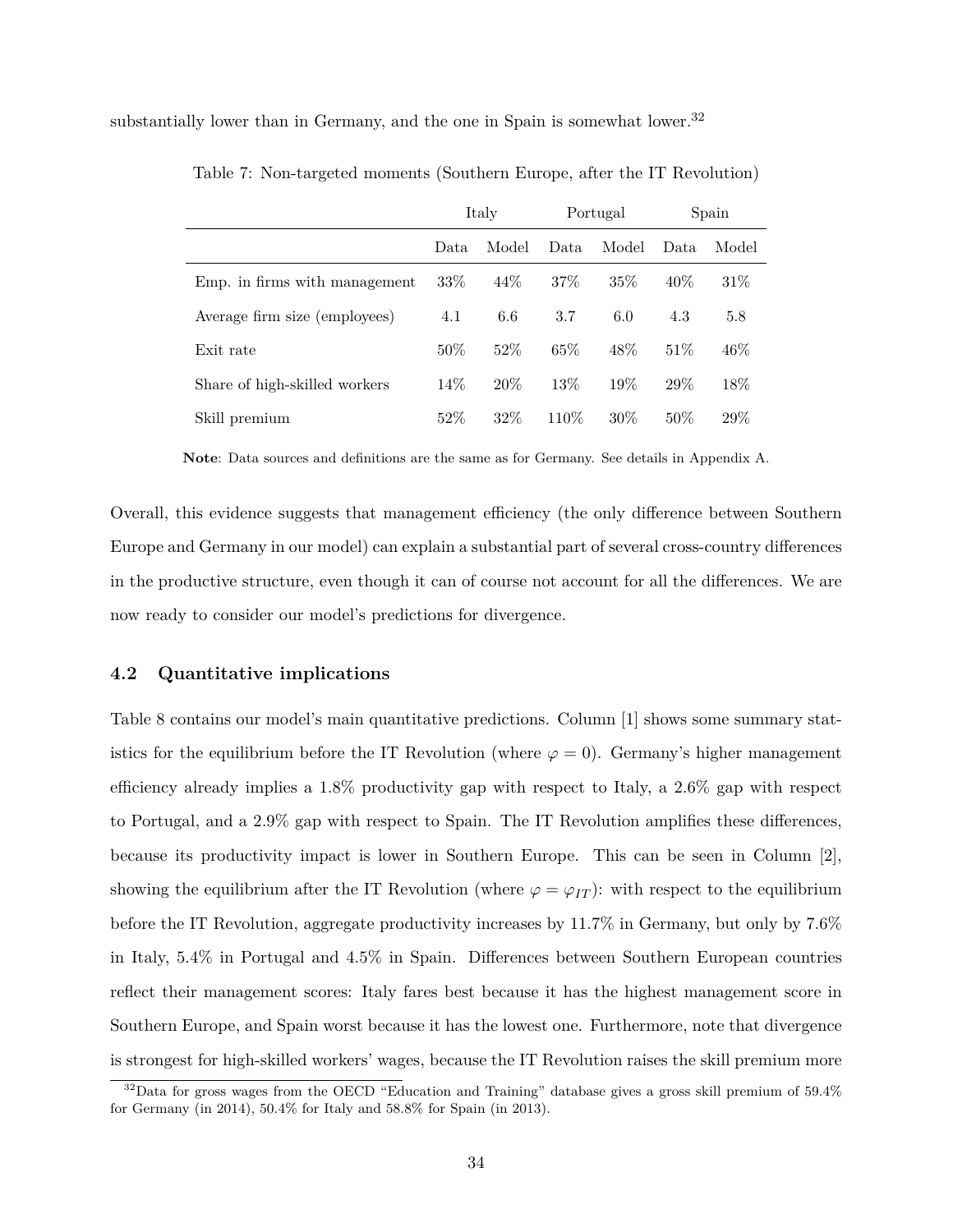substantially lower than in Germany, and the one in Spain is somewhat lower.[32]

Table 7: Non-targeted moments (Southern Europe, after the IT Revolution)

| | Italy | | Portugal | | Spain | |
|---|---|---|---|---|---|---|
| | Data | Model | Data | Model | Data | Model |
| Emp. in firms with management | 33% | 44% | 37% | 35% | 40% | 31% |
| Average firm size (employees) | 4.1 | 6.6 | 3.7 | 6.0 | 4.3 | 5.8 |
| Exit rate | 50% | 52% | 65% | 48% | 51% | 46% |
| Share of high-skilled workers | 14% | 20% | 13% | 19% | 29% | 18% |
| Skill premium | 52% | 32% | 110% | 30% | 50% | 29% |

**Note**: Data sources and definitions are the same as for Germany. See details in Appendix A.

Overall, this evidence suggests that management efficiency (the only difference between Southern Europe and Germany in our model) can explain a substantial part of several cross-country differences in the productive structure, even though it can of course not account for all the differences. We are now ready to consider our model's predictions for divergence.

### 4.2 Quantitative implications

Table 8 contains our model's main quantitative predictions. Column [1] shows some summary statistics for the equilibrium before the IT Revolution (where $\varphi = 0$). Germany's higher management efficiency already implies a 1.8% productivity gap with respect to Italy, a 2.6% gap with respect to Portugal, and a 2.9% gap with respect to Spain. The IT Revolution amplifies these differences, because its productivity impact is lower in Southern Europe. This can be seen in Column [2], showing the equilibrium after the IT Revolution (where $\varphi = \varphi_{IT}$): with respect to the equilibrium before the IT Revolution, aggregate productivity increases by 11.7% in Germany, but only by 7.6% in Italy, 5.4% in Portugal and 4.5% in Spain. Differences between Southern European countries reflect their management scores: Italy fares best because it has the highest management score in Southern Europe, and Spain worst because it has the lowest one. Furthermore, note that divergence is strongest for high-skilled workers' wages, because the IT Revolution raises the skill premium more

[32] Data for gross wages from the OECD "Education and Training" database gives a gross skill premium of 59.4% for Germany (in 2014), 50.4% for Italy and 58.8% for Spain (in 2013).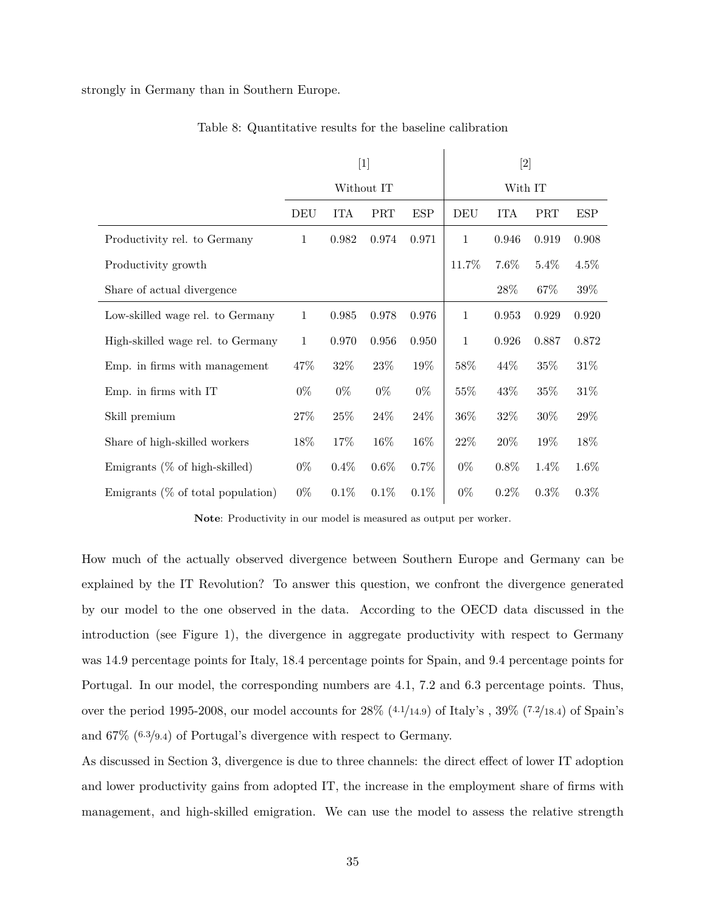strongly in Germany than in Southern Europe.

Table 8: Quantitative results for the baseline calibration

| | [1] | | | | [2] | | | |
|---|---|---|---|---|---|---|---|---|
| | Without IT | | | | With IT | | | |
| | DEU | ITA | PRT | ESP | DEU | ITA | PRT | ESP |
| Productivity rel. to Germany | 1 | 0.982 | 0.974 | 0.971 | 1 | 0.946 | 0.919 | 0.908 |
| Productivity growth | | | | | 11.7% | 7.6% | 5.4% | 4.5% |
| Share of actual divergence | | | | | | 28% | 67% | 39% |
| Low-skilled wage rel. to Germany | 1 | 0.985 | 0.978 | 0.976 | 1 | 0.953 | 0.929 | 0.920 |
| High-skilled wage rel. to Germany | 1 | 0.970 | 0.956 | 0.950 | 1 | 0.926 | 0.887 | 0.872 |
| Emp. in firms with management | 47% | 32% | 23% | 19% | 58% | 44% | 35% | 31% |
| Emp. in firms with IT | 0% | 0% | 0% | 0% | 55% | 43% | 35% | 31% |
| Skill premium | 27% | 25% | 24% | 24% | 36% | 32% | 30% | 29% |
| Share of high-skilled workers | 18% | 17% | 16% | 16% | 22% | 20% | 19% | 18% |
| Emigrants (% of high-skilled) | 0% | 0.4% | 0.6% | 0.7% | 0% | 0.8% | 1.4% | 1.6% |
| Emigrants (% of total population) | 0% | 0.1% | 0.1% | 0.1% | 0% | 0.2% | 0.3% | 0.3% |

**Note**: Productivity in our model is measured as output per worker.

How much of the actually observed divergence between Southern Europe and Germany can be explained by the IT Revolution? To answer this question, we confront the divergence generated by our model to the one observed in the data. According to the OECD data discussed in the introduction (see Figure 1), the divergence in aggregate productivity with respect to Germany was 14.9 percentage points for Italy, 18.4 percentage points for Spain, and 9.4 percentage points for Portugal. In our model, the corresponding numbers are 4.1, 7.2 and 6.3 percentage points. Thus, over the period 1995-2008, our model accounts for 28% ($^{4.1}/_{14.9}$) of Italy's , 39% ($^{7.2}/_{18.4}$) of Spain's and 67% ($^{6.3}/_{9.4}$) of Portugal's divergence with respect to Germany.

As discussed in Section 3, divergence is due to three channels: the direct effect of lower IT adoption and lower productivity gains from adopted IT, the increase in the employment share of firms with management, and high-skilled emigration. We can use the model to assess the relative strength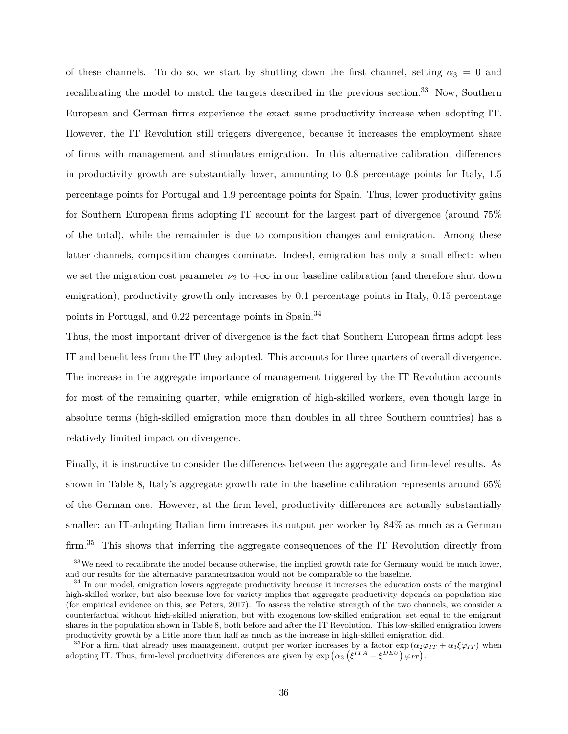of these channels. To do so, we start by shutting down the first channel, setting $\alpha_3 = 0$ and recalibrating the model to match the targets described in the previous section.[33] Now, Southern European and German firms experience the exact same productivity increase when adopting IT. However, the IT Revolution still triggers divergence, because it increases the employment share of firms with management and stimulates emigration. In this alternative calibration, differences in productivity growth are substantially lower, amounting to 0.8 percentage points for Italy, 1.5 percentage points for Portugal and 1.9 percentage points for Spain. Thus, lower productivity gains for Southern European firms adopting IT account for the largest part of divergence (around 75% of the total), while the remainder is due to composition changes and emigration. Among these latter channels, composition changes dominate. Indeed, emigration has only a small effect: when we set the migration cost parameter $\nu_2$ to $+\infty$ in our baseline calibration (and therefore shut down emigration), productivity growth only increases by 0.1 percentage points in Italy, 0.15 percentage points in Portugal, and 0.22 percentage points in Spain.[34]

Thus, the most important driver of divergence is the fact that Southern European firms adopt less IT and benefit less from the IT they adopted. This accounts for three quarters of overall divergence. The increase in the aggregate importance of management triggered by the IT Revolution accounts for most of the remaining quarter, while emigration of high-skilled workers, even though large in absolute terms (high-skilled emigration more than doubles in all three Southern countries) has a relatively limited impact on divergence.

Finally, it is instructive to consider the differences between the aggregate and firm-level results. As shown in Table 8, Italy's aggregate growth rate in the baseline calibration represents around 65% of the German one. However, at the firm level, productivity differences are actually substantially smaller: an IT-adopting Italian firm increases its output per worker by 84% as much as a German firm.[35] This shows that inferring the aggregate consequences of the IT Revolution directly from

[33] We need to recalibrate the model because otherwise, the implied growth rate for Germany would be much lower, and our results for the alternative parametrization would not be comparable to the baseline.

[34] In our model, emigration lowers aggregate productivity because it increases the education costs of the marginal high-skilled worker, but also because love for variety implies that aggregate productivity depends on population size (for empirical evidence on this, see Peters, 2017). To assess the relative strength of the two channels, we consider a counterfactual without high-skilled migration, but with exogenous low-skilled emigration, set equal to the emigrant shares in the population shown in Table 8, both before and after the IT Revolution. This low-skilled emigration lowers productivity growth by a little more than half as much as the increase in high-skilled emigration did.

[35] For a firm that already uses management, output per worker increases by a factor $\exp\left(\alpha_2 \varphi_{IT} + \alpha_3 \xi \varphi_{IT}\right)$ when adopting IT. Thus, firm-level productivity differences are given by $\exp\left(\alpha_3 \left(\xi^{ITA} - \xi^{DEU}\right) \varphi_{IT}\right)$.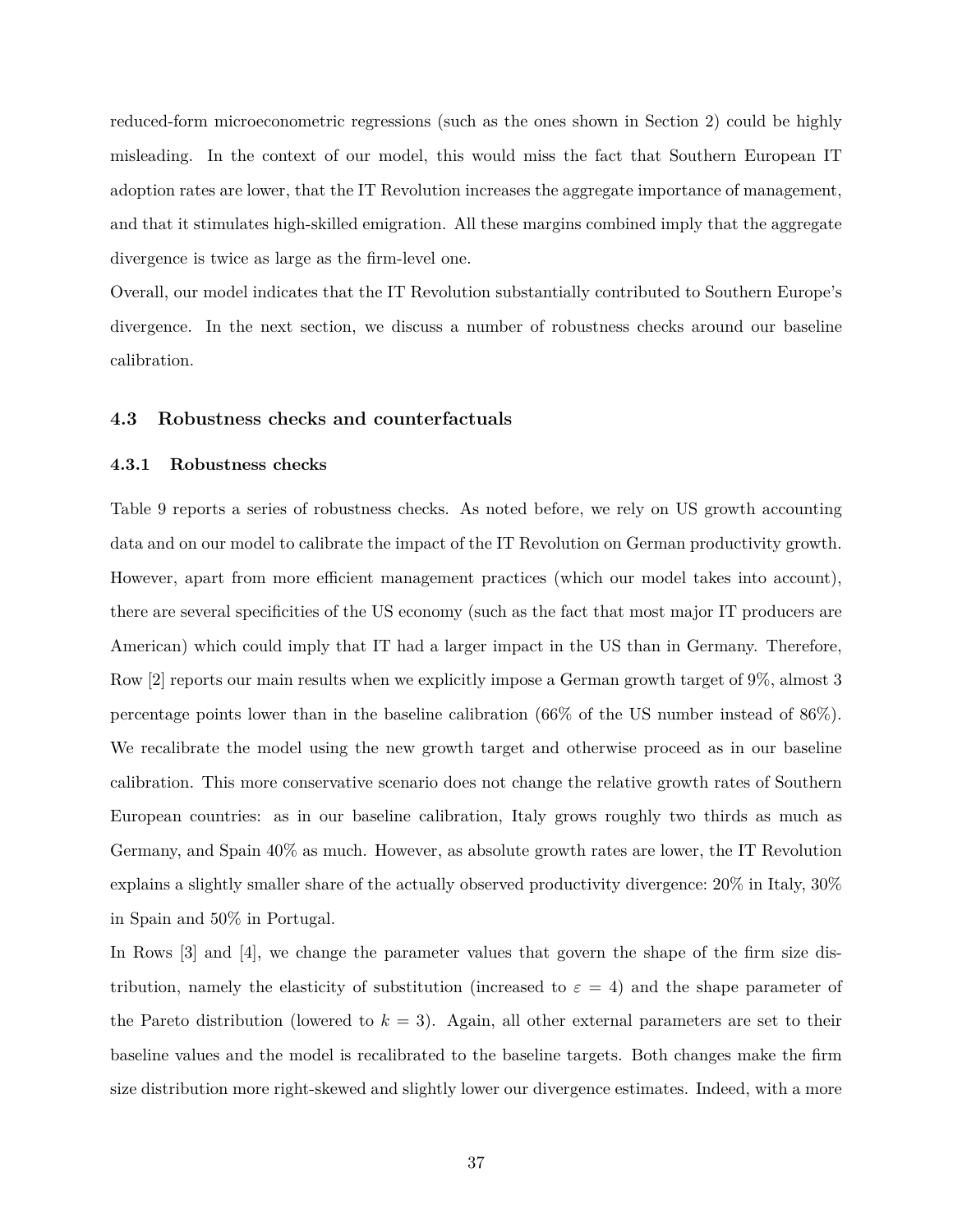reduced-form microeconometric regressions (such as the ones shown in Section 2) could be highly misleading. In the context of our model, this would miss the fact that Southern European IT adoption rates are lower, that the IT Revolution increases the aggregate importance of management, and that it stimulates high-skilled emigration. All these margins combined imply that the aggregate divergence is twice as large as the firm-level one.

Overall, our model indicates that the IT Revolution substantially contributed to Southern Europe's divergence. In the next section, we discuss a number of robustness checks around our baseline calibration.

### 4.3 Robustness checks and counterfactuals

#### 4.3.1 Robustness checks

Table 9 reports a series of robustness checks. As noted before, we rely on US growth accounting data and on our model to calibrate the impact of the IT Revolution on German productivity growth. However, apart from more efficient management practices (which our model takes into account), there are several specificities of the US economy (such as the fact that most major IT producers are American) which could imply that IT had a larger impact in the US than in Germany. Therefore, Row [2] reports our main results when we explicitly impose a German growth target of 9%, almost 3 percentage points lower than in the baseline calibration (66% of the US number instead of 86%). We recalibrate the model using the new growth target and otherwise proceed as in our baseline calibration. This more conservative scenario does not change the relative growth rates of Southern European countries: as in our baseline calibration, Italy grows roughly two thirds as much as Germany, and Spain 40% as much. However, as absolute growth rates are lower, the IT Revolution explains a slightly smaller share of the actually observed productivity divergence: 20% in Italy, 30% in Spain and 50% in Portugal.

In Rows [3] and [4], we change the parameter values that govern the shape of the firm size distribution, namely the elasticity of substitution (increased to $\varepsilon = 4$) and the shape parameter of the Pareto distribution (lowered to $k = 3$). Again, all other external parameters are set to their baseline values and the model is recalibrated to the baseline targets. Both changes make the firm size distribution more right-skewed and slightly lower our divergence estimates. Indeed, with a more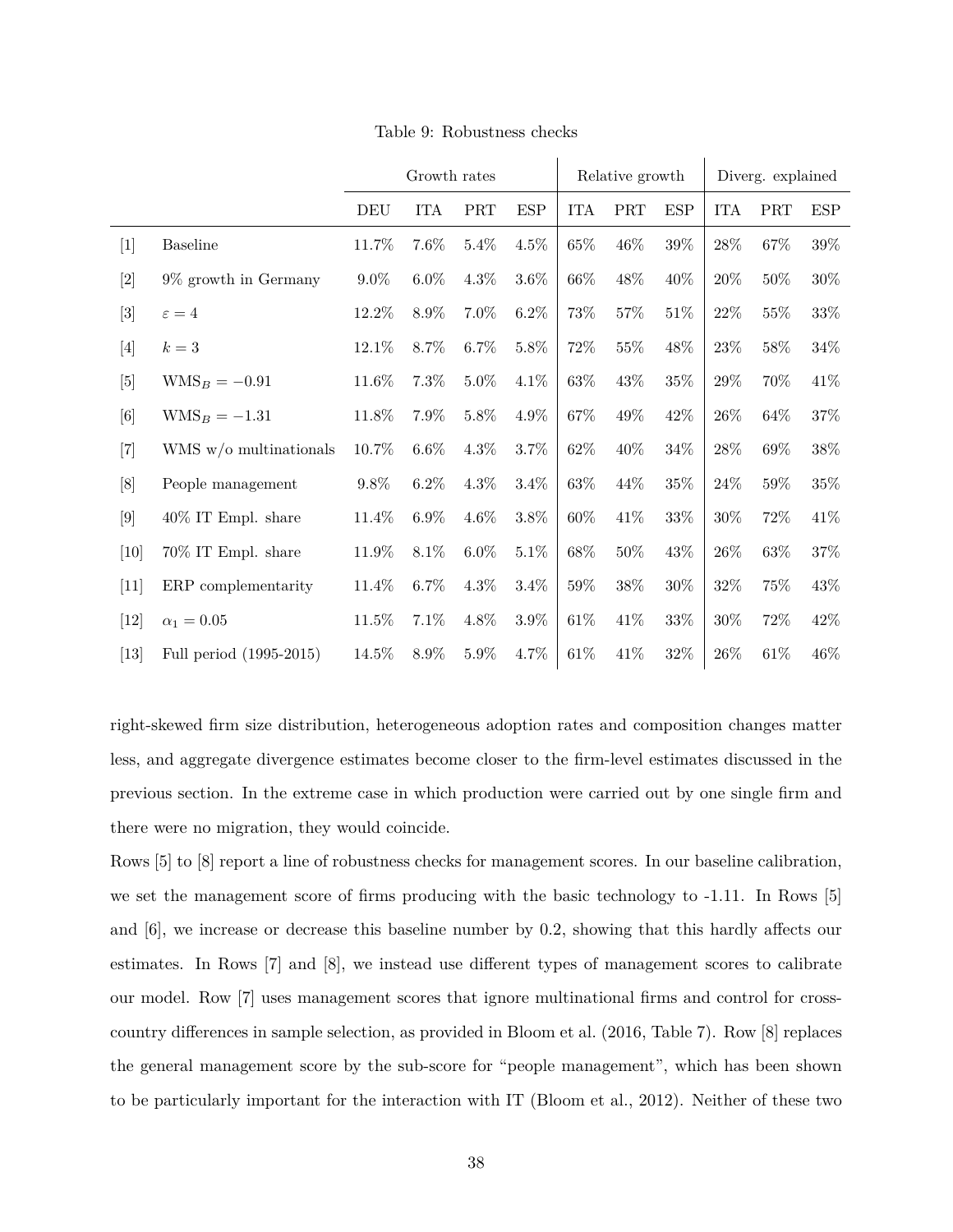Table 9: Robustness checks

| | | Growth rates | | | | Relative growth | | | Diverg. explained | | |
|---|---|---|---|---|---|---|---|---|---|---|---|
| | | DEU | ITA | PRT | ESP | ITA | PRT | ESP | ITA | PRT | ESP |
| [1] | Baseline | 11.7% | 7.6% | 5.4% | 4.5% | 65% | 46% | 39% | 28% | 67% | 39% |
| [2] | 9% growth in Germany | 9.0% | 6.0% | 4.3% | 3.6% | 66% | 48% | 40% | 20% | 50% | 30% |
| [3] | $\varepsilon = 4$ | 12.2% | 8.9% | 7.0% | 6.2% | 73% | 57% | 51% | 22% | 55% | 33% |
| [4] | $k = 3$ | 12.1% | 8.7% | 6.7% | 5.8% | 72% | 55% | 48% | 23% | 58% | 34% |
| [5] | $\text{WMS}_B = -0.91$ | 11.6% | 7.3% | 5.0% | 4.1% | 63% | 43% | 35% | 29% | 70% | 41% |
| [6] | $\text{WMS}_B = -1.31$ | 11.8% | 7.9% | 5.8% | 4.9% | 67% | 49% | 42% | 26% | 64% | 37% |
| [7] | WMS w/o multinationals | 10.7% | 6.6% | 4.3% | 3.7% | 62% | 40% | 34% | 28% | 69% | 38% |
| [8] | People management | 9.8% | 6.2% | 4.3% | 3.4% | 63% | 44% | 35% | 24% | 59% | 35% |
| [9] | 40% IT Empl. share | 11.4% | 6.9% | 4.6% | 3.8% | 60% | 41% | 33% | 30% | 72% | 41% |
| [10] | 70% IT Empl. share | 11.9% | 8.1% | 6.0% | 5.1% | 68% | 50% | 43% | 26% | 63% | 37% |
| [11] | ERP complementarity | 11.4% | 6.7% | 4.3% | 3.4% | 59% | 38% | 30% | 32% | 75% | 43% |
| [12] | $\alpha_1 = 0.05$ | 11.5% | 7.1% | 4.8% | 3.9% | 61% | 41% | 33% | 30% | 72% | 42% |
| [13] | Full period (1995-2015) | 14.5% | 8.9% | 5.9% | 4.7% | 61% | 41% | 32% | 26% | 61% | 46% |

right-skewed firm size distribution, heterogeneous adoption rates and composition changes matter less, and aggregate divergence estimates become closer to the firm-level estimates discussed in the previous section. In the extreme case in which production were carried out by one single firm and there were no migration, they would coincide.

Rows [5] to [8] report a line of robustness checks for management scores. In our baseline calibration, we set the management score of firms producing with the basic technology to -1.11. In Rows [5] and [6], we increase or decrease this baseline number by 0.2, showing that this hardly affects our estimates. In Rows [7] and [8], we instead use different types of management scores to calibrate our model. Row [7] uses management scores that ignore multinational firms and control for cross-country differences in sample selection, as provided in Bloom et al. (2016, Table 7). Row [8] replaces the general management score by the sub-score for "people management", which has been shown to be particularly important for the interaction with IT (Bloom et al., 2012). Neither of these two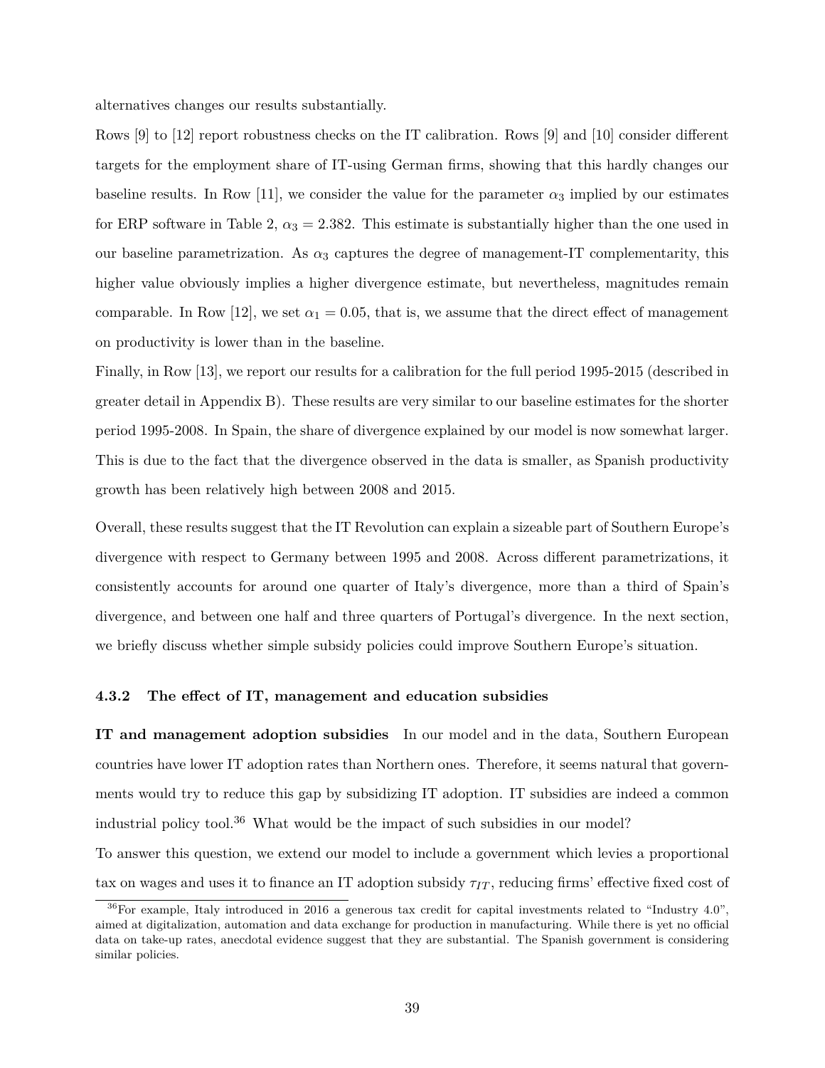alternatives changes our results substantially.

Rows [9] to [12] report robustness checks on the IT calibration. Rows [9] and [10] consider different targets for the employment share of IT-using German firms, showing that this hardly changes our baseline results. In Row [11], we consider the value for the parameter $\alpha_3$ implied by our estimates for ERP software in Table 2, $\alpha_3 = 2.382$. This estimate is substantially higher than the one used in our baseline parametrization. As $\alpha_3$ captures the degree of management-IT complementarity, this higher value obviously implies a higher divergence estimate, but nevertheless, magnitudes remain comparable. In Row [12], we set $\alpha_1 = 0.05$, that is, we assume that the direct effect of management on productivity is lower than in the baseline.

Finally, in Row [13], we report our results for a calibration for the full period 1995-2015 (described in greater detail in Appendix B). These results are very similar to our baseline estimates for the shorter period 1995-2008. In Spain, the share of divergence explained by our model is now somewhat larger. This is due to the fact that the divergence observed in the data is smaller, as Spanish productivity growth has been relatively high between 2008 and 2015.

Overall, these results suggest that the IT Revolution can explain a sizeable part of Southern Europe's divergence with respect to Germany between 1995 and 2008. Across different parametrizations, it consistently accounts for around one quarter of Italy's divergence, more than a third of Spain's divergence, and between one half and three quarters of Portugal's divergence. In the next section, we briefly discuss whether simple subsidy policies could improve Southern Europe's situation.

#### 4.3.2 The effect of IT, management and education subsidies

**IT and management adoption subsidies** In our model and in the data, Southern European countries have lower IT adoption rates than Northern ones. Therefore, it seems natural that governments would try to reduce this gap by subsidizing IT adoption. IT subsidies are indeed a common industrial policy tool.[36] What would be the impact of such subsidies in our model?

To answer this question, we extend our model to include a government which levies a proportional tax on wages and uses it to finance an IT adoption subsidy $\tau_{IT}$, reducing firms' effective fixed cost of

[36] For example, Italy introduced in 2016 a generous tax credit for capital investments related to "Industry 4.0", aimed at digitalization, automation and data exchange for production in manufacturing. While there is yet no official data on take-up rates, anecdotal evidence suggest that they are substantial. The Spanish government is considering similar policies.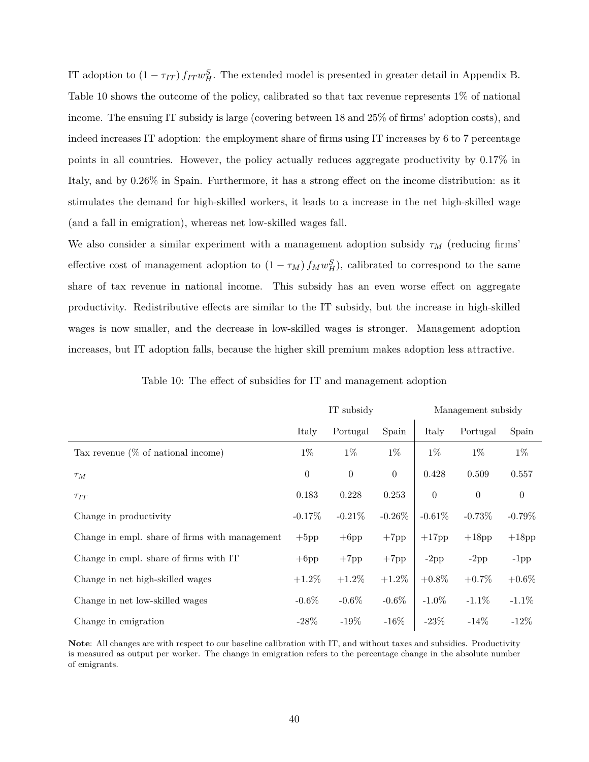IT adoption to $(1 - \tau_{IT}) f_{IT} w_H^S$. The extended model is presented in greater detail in Appendix B. Table 10 shows the outcome of the policy, calibrated so that tax revenue represents 1% of national income. The ensuing IT subsidy is large (covering between 18 and 25% of firms' adoption costs), and indeed increases IT adoption: the employment share of firms using IT increases by 6 to 7 percentage points in all countries. However, the policy actually reduces aggregate productivity by 0.17% in Italy, and by 0.26% in Spain. Furthermore, it has a strong effect on the income distribution: as it stimulates the demand for high-skilled workers, it leads to a increase in the net high-skilled wage (and a fall in emigration), whereas net low-skilled wages fall.

We also consider a similar experiment with a management adoption subsidy $\tau_M$ (reducing firms' effective cost of management adoption to $(1 - \tau_M) f_M w_H^S$), calibrated to correspond to the same share of tax revenue in national income. This subsidy has an even worse effect on aggregate productivity. Redistributive effects are similar to the IT subsidy, but the increase in high-skilled wages is now smaller, and the decrease in low-skilled wages is stronger. Management adoption increases, but IT adoption falls, because the higher skill premium makes adoption less attractive.

Table 10: The effect of subsidies for IT and management adoption

| | IT subsidy | | | Management subsidy | | |
|---|---|---|---|---|---|---|
| | Italy | Portugal | Spain | Italy | Portugal | Spain |
| Tax revenue (% of national income) | 1% | 1% | 1% | 1% | 1% | 1% |
| $\tau_M$ | 0 | 0 | 0 | 0.428 | 0.509 | 0.557 |
| $\tau_{IT}$ | 0.183 | 0.228 | 0.253 | 0 | 0 | 0 |
| Change in productivity | -0.17% | -0.21% | -0.26% | -0.61% | -0.73% | -0.79% |
| Change in empl. share of firms with management | +5pp | +6pp | +7pp | +17pp | +18pp | +18pp |
| Change in empl. share of firms with IT | +6pp | +7pp | +7pp | -2pp | -2pp | -1pp |
| Change in net high-skilled wages | +1.2% | +1.2% | +1.2% | +0.8% | +0.7% | +0.6% |
| Change in net low-skilled wages | -0.6% | -0.6% | -0.6% | -1.0% | -1.1% | -1.1% |
| Change in emigration | -28% | -19% | -16% | -23% | -14% | -12% |

**Note**: All changes are with respect to our baseline calibration with IT, and without taxes and subsidies. Productivity is measured as output per worker. The change in emigration refers to the percentage change in the absolute number of emigrants.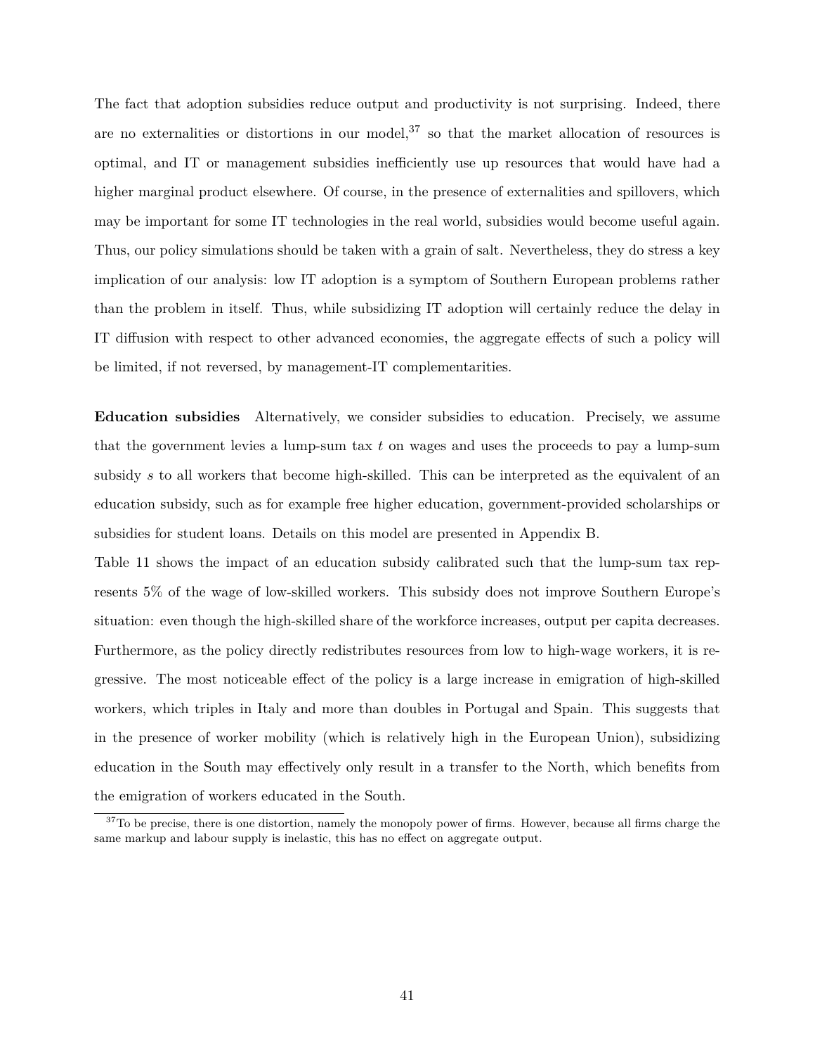The fact that adoption subsidies reduce output and productivity is not surprising. Indeed, there are no externalities or distortions in our model,[37] so that the market allocation of resources is optimal, and IT or management subsidies inefficiently use up resources that would have had a higher marginal product elsewhere. Of course, in the presence of externalities and spillovers, which may be important for some IT technologies in the real world, subsidies would become useful again. Thus, our policy simulations should be taken with a grain of salt. Nevertheless, they do stress a key implication of our analysis: low IT adoption is a symptom of Southern European problems rather than the problem in itself. Thus, while subsidizing IT adoption will certainly reduce the delay in IT diffusion with respect to other advanced economies, the aggregate effects of such a policy will be limited, if not reversed, by management-IT complementarities.

**Education subsidies** Alternatively, we consider subsidies to education. Precisely, we assume that the government levies a lump-sum tax $t$ on wages and uses the proceeds to pay a lump-sum subsidy $s$ to all workers that become high-skilled. This can be interpreted as the equivalent of an education subsidy, such as for example free higher education, government-provided scholarships or subsidies for student loans. Details on this model are presented in Appendix B.

Table 11 shows the impact of an education subsidy calibrated such that the lump-sum tax represents 5% of the wage of low-skilled workers. This subsidy does not improve Southern Europe's situation: even though the high-skilled share of the workforce increases, output per capita decreases. Furthermore, as the policy directly redistributes resources from low to high-wage workers, it is regressive. The most noticeable effect of the policy is a large increase in emigration of high-skilled workers, which triples in Italy and more than doubles in Portugal and Spain. This suggests that in the presence of worker mobility (which is relatively high in the European Union), subsidizing education in the South may effectively only result in a transfer to the North, which benefits from the emigration of workers educated in the South.

[37] To be precise, there is one distortion, namely the monopoly power of firms. However, because all firms charge the same markup and labour supply is inelastic, this has no effect on aggregate output.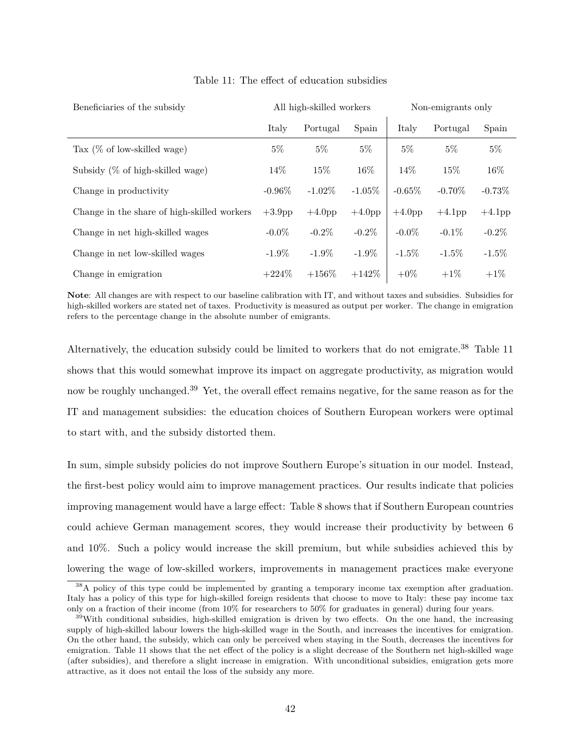Table 11: The effect of education subsidies

| Beneficiaries of the subsidy | All high-skilled workers | | | Non-emigrants only | | |
|---|---|---|---|---|---|---|
| | Italy | Portugal | Spain | Italy | Portugal | Spain |
| Tax (% of low-skilled wage) | 5% | 5% | 5% | 5% | 5% | 5% |
| Subsidy (% of high-skilled wage) | 14% | 15% | 16% | 14% | 15% | 16% |
| Change in productivity | -0.96% | -1.02% | -1.05% | -0.65% | -0.70% | -0.73% |
| Change in the share of high-skilled workers | +3.9pp | +4.0pp | +4.0pp | +4.0pp | +4.1pp | +4.1pp |
| Change in net high-skilled wages | -0.0% | -0.2% | -0.2% | -0.0% | -0.1% | -0.2% |
| Change in net low-skilled wages | -1.9% | -1.9% | -1.9% | -1.5% | -1.5% | -1.5% |
| Change in emigration | +224% | +156% | +142% | +0% | +1% | +1% |

**Note**: All changes are with respect to our baseline calibration with IT, and without taxes and subsidies. Subsidies for high-skilled workers are stated net of taxes. Productivity is measured as output per worker. The change in emigration refers to the percentage change in the absolute number of emigrants.

Alternatively, the education subsidy could be limited to workers that do not emigrate.[38] Table 11 shows that this would somewhat improve its impact on aggregate productivity, as migration would now be roughly unchanged.[39] Yet, the overall effect remains negative, for the same reason as for the IT and management subsidies: the education choices of Southern European workers were optimal to start with, and the subsidy distorted them.

In sum, simple subsidy policies do not improve Southern Europe's situation in our model. Instead, the first-best policy would aim to improve management practices. Our results indicate that policies improving management would have a large effect: Table 8 shows that if Southern European countries could achieve German management scores, they would increase their productivity by between 6 and 10%. Such a policy would increase the skill premium, but while subsidies achieved this by lowering the wage of low-skilled workers, improvements in management practices make everyone

[38] A policy of this type could be implemented by granting a temporary income tax exemption after graduation. Italy has a policy of this type for high-skilled foreign residents that choose to move to Italy: these pay income tax only on a fraction of their income (from 10% for researchers to 50% for graduates in general) during four years.

[39] With conditional subsidies, high-skilled emigration is driven by two effects. On the one hand, the increasing supply of high-skilled labour lowers the high-skilled wage in the South, and increases the incentives for emigration. On the other hand, the subsidy, which can only be perceived when staying in the South, decreases the incentives for emigration. Table 11 shows that the net effect of the policy is a slight decrease of the Southern net high-skilled wage (after subsidies), and therefore a slight increase in emigration. With unconditional subsidies, emigration gets more attractive, as it does not entail the loss of the subsidy any more.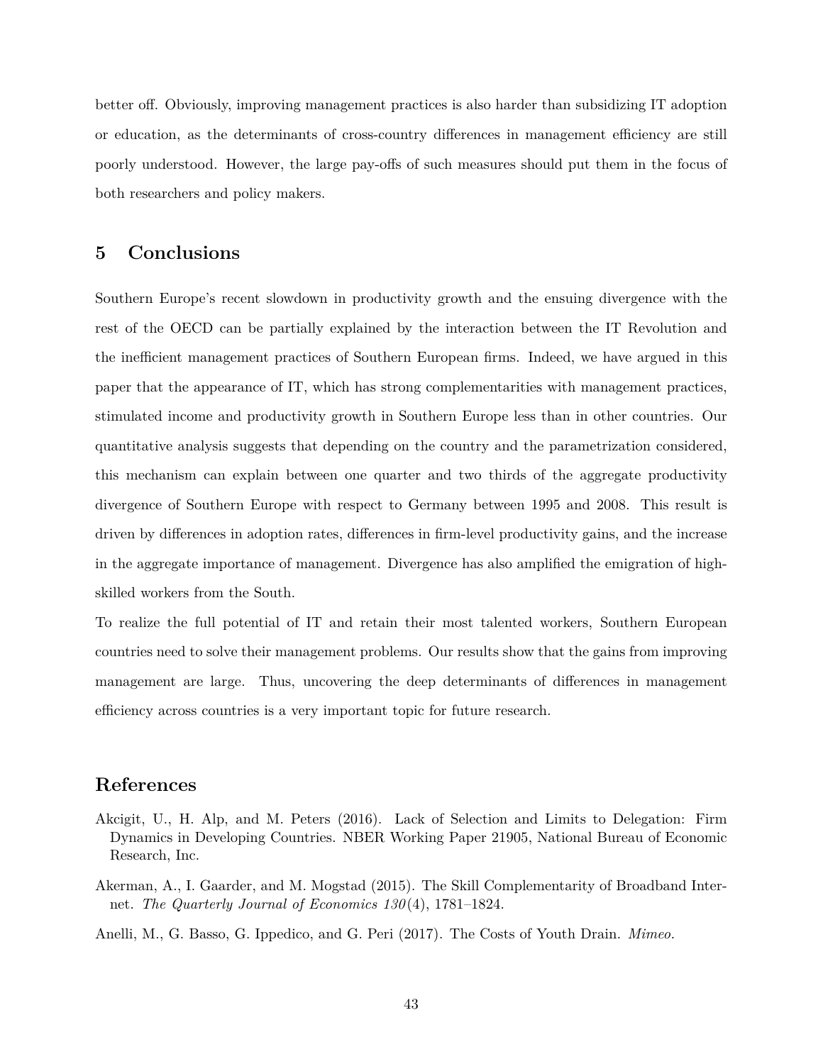better off. Obviously, improving management practices is also harder than subsidizing IT adoption or education, as the determinants of cross-country differences in management efficiency are still poorly understood. However, the large pay-offs of such measures should put them in the focus of both researchers and policy makers.

## 5 Conclusions

Southern Europe's recent slowdown in productivity growth and the ensuing divergence with the rest of the OECD can be partially explained by the interaction between the IT Revolution and the inefficient management practices of Southern European firms. Indeed, we have argued in this paper that the appearance of IT, which has strong complementarities with management practices, stimulated income and productivity growth in Southern Europe less than in other countries. Our quantitative analysis suggests that depending on the country and the parametrization considered, this mechanism can explain between one quarter and two thirds of the aggregate productivity divergence of Southern Europe with respect to Germany between 1995 and 2008. This result is driven by differences in adoption rates, differences in firm-level productivity gains, and the increase in the aggregate importance of management. Divergence has also amplified the emigration of high-skilled workers from the South.

To realize the full potential of IT and retain their most talented workers, Southern European countries need to solve their management problems. Our results show that the gains from improving management are large. Thus, uncovering the deep determinants of differences in management efficiency across countries is a very important topic for future research.

## References

Akcigit, U., H. Alp, and M. Peters (2016). Lack of Selection and Limits to Delegation: Firm Dynamics in Developing Countries. NBER Working Paper 21905, National Bureau of Economic Research, Inc.

Akerman, A., I. Gaarder, and M. Mogstad (2015). The Skill Complementarity of Broadband Internet. *The Quarterly Journal of Economics 130*(4), 1781–1824.

Anelli, M., G. Basso, G. Ippedico, and G. Peri (2017). The Costs of Youth Drain. *Mimeo.*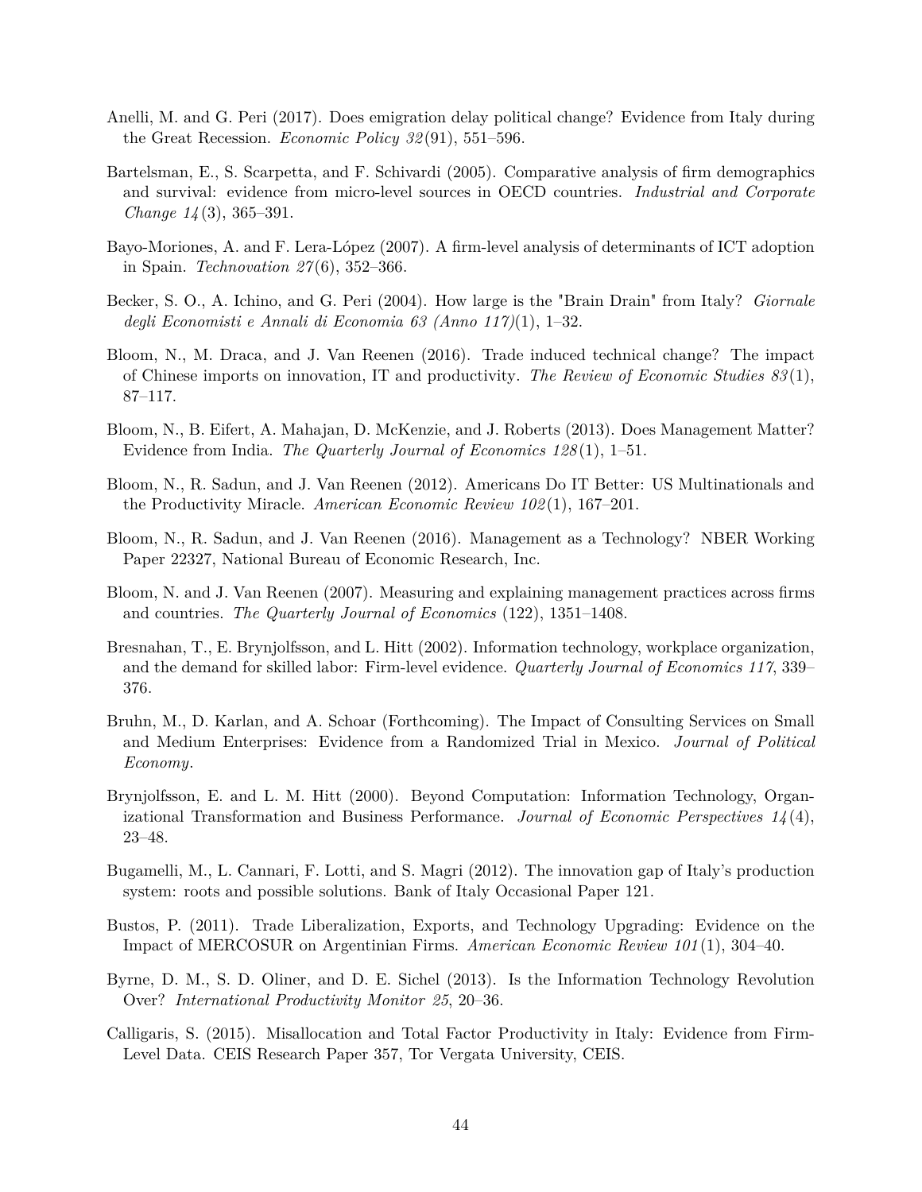Anelli, M. and G. Peri (2017). Does emigration delay political change? Evidence from Italy during the Great Recession. *Economic Policy 32*(91), 551–596.

Bartelsman, E., S. Scarpetta, and F. Schivardi (2005). Comparative analysis of firm demographics and survival: evidence from micro-level sources in OECD countries. *Industrial and Corporate Change 14*(3), 365–391.

Bayo-Moriones, A. and F. Lera-López (2007). A firm-level analysis of determinants of ICT adoption in Spain. *Technovation 27*(6), 352–366.

Becker, S. O., A. Ichino, and G. Peri (2004). How large is the "Brain Drain" from Italy? *Giornale degli Economisti e Annali di Economia 63 (Anno 117)*(1), 1–32.

Bloom, N., M. Draca, and J. Van Reenen (2016). Trade induced technical change? The impact of Chinese imports on innovation, IT and productivity. *The Review of Economic Studies 83*(1), 87–117.

Bloom, N., B. Eifert, A. Mahajan, D. McKenzie, and J. Roberts (2013). Does Management Matter? Evidence from India. *The Quarterly Journal of Economics 128*(1), 1–51.

Bloom, N., R. Sadun, and J. Van Reenen (2012). Americans Do IT Better: US Multinationals and the Productivity Miracle. *American Economic Review 102*(1), 167–201.

Bloom, N., R. Sadun, and J. Van Reenen (2016). Management as a Technology? NBER Working Paper 22327, National Bureau of Economic Research, Inc.

Bloom, N. and J. Van Reenen (2007). Measuring and explaining management practices across firms and countries. *The Quarterly Journal of Economics* (122), 1351–1408.

Bresnahan, T., E. Brynjolfsson, and L. Hitt (2002). Information technology, workplace organization, and the demand for skilled labor: Firm-level evidence. *Quarterly Journal of Economics 117*, 339–376.

Bruhn, M., D. Karlan, and A. Schoar (Forthcoming). The Impact of Consulting Services on Small and Medium Enterprises: Evidence from a Randomized Trial in Mexico. *Journal of Political Economy*.

Brynjolfsson, E. and L. M. Hitt (2000). Beyond Computation: Information Technology, Organizational Transformation and Business Performance. *Journal of Economic Perspectives 14*(4), 23–48.

Bugamelli, M., L. Cannari, F. Lotti, and S. Magri (2012). The innovation gap of Italy's production system: roots and possible solutions. Bank of Italy Occasional Paper 121.

Bustos, P. (2011). Trade Liberalization, Exports, and Technology Upgrading: Evidence on the Impact of MERCOSUR on Argentinian Firms. *American Economic Review 101*(1), 304–40.

Byrne, D. M., S. D. Oliner, and D. E. Sichel (2013). Is the Information Technology Revolution Over? *International Productivity Monitor 25*, 20–36.

Calligaris, S. (2015). Misallocation and Total Factor Productivity in Italy: Evidence from Firm-Level Data. CEIS Research Paper 357, Tor Vergata University, CEIS.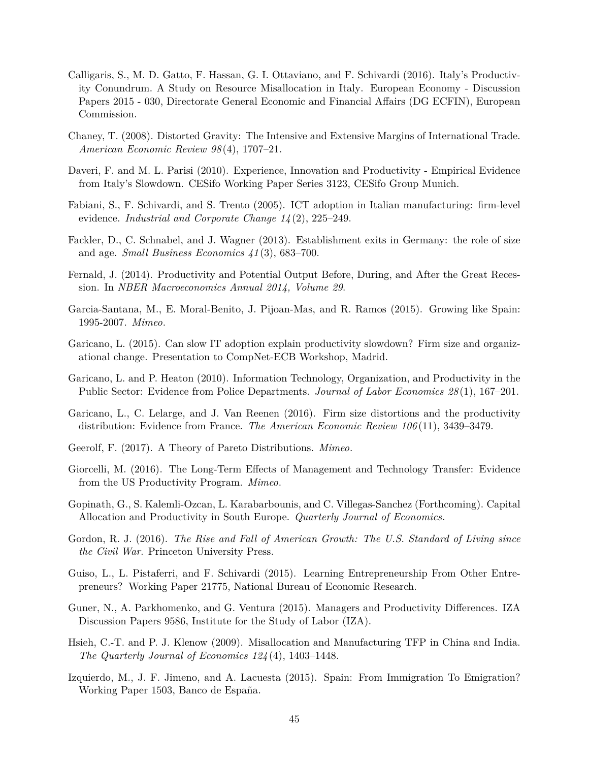Calligaris, S., M. D. Gatto, F. Hassan, G. I. Ottaviano, and F. Schivardi (2016). Italy's Productivity Conundrum. A Study on Resource Misallocation in Italy. European Economy - Discussion Papers 2015 - 030, Directorate General Economic and Financial Affairs (DG ECFIN), European Commission.

Chaney, T. (2008). Distorted Gravity: The Intensive and Extensive Margins of International Trade. *American Economic Review 98*(4), 1707–21.

Daveri, F. and M. L. Parisi (2010). Experience, Innovation and Productivity - Empirical Evidence from Italy's Slowdown. CESifo Working Paper Series 3123, CESifo Group Munich.

Fabiani, S., F. Schivardi, and S. Trento (2005). ICT adoption in Italian manufacturing: firm-level evidence. *Industrial and Corporate Change 14*(2), 225–249.

Fackler, D., C. Schnabel, and J. Wagner (2013). Establishment exits in Germany: the role of size and age. *Small Business Economics 41*(3), 683–700.

Fernald, J. (2014). Productivity and Potential Output Before, During, and After the Great Recession. In *NBER Macroeconomics Annual 2014, Volume 29*.

Garcia-Santana, M., E. Moral-Benito, J. Pijoan-Mas, and R. Ramos (2015). Growing like Spain: 1995-2007. *Mimeo*.

Garicano, L. (2015). Can slow IT adoption explain productivity slowdown? Firm size and organizational change. Presentation to CompNet-ECB Workshop, Madrid.

Garicano, L. and P. Heaton (2010). Information Technology, Organization, and Productivity in the Public Sector: Evidence from Police Departments. *Journal of Labor Economics 28*(1), 167–201.

Garicano, L., C. Lelarge, and J. Van Reenen (2016). Firm size distortions and the productivity distribution: Evidence from France. *The American Economic Review 106*(11), 3439–3479.

Geerolf, F. (2017). A Theory of Pareto Distributions. *Mimeo*.

Giorcelli, M. (2016). The Long-Term Effects of Management and Technology Transfer: Evidence from the US Productivity Program. *Mimeo*.

Gopinath, G., S. Kalemli-Ozcan, L. Karabarbounis, and C. Villegas-Sanchez (Forthcoming). Capital Allocation and Productivity in South Europe. *Quarterly Journal of Economics*.

Gordon, R. J. (2016). *The Rise and Fall of American Growth: The U.S. Standard of Living since the Civil War*. Princeton University Press.

Guiso, L., L. Pistaferri, and F. Schivardi (2015). Learning Entrepreneurship From Other Entrepreneurs? Working Paper 21775, National Bureau of Economic Research.

Guner, N., A. Parkhomenko, and G. Ventura (2015). Managers and Productivity Differences. IZA Discussion Papers 9586, Institute for the Study of Labor (IZA).

Hsieh, C.-T. and P. J. Klenow (2009). Misallocation and Manufacturing TFP in China and India. *The Quarterly Journal of Economics 124*(4), 1403–1448.

Izquierdo, M., J. F. Jimeno, and A. Lacuesta (2015). Spain: From Immigration To Emigration? Working Paper 1503, Banco de España.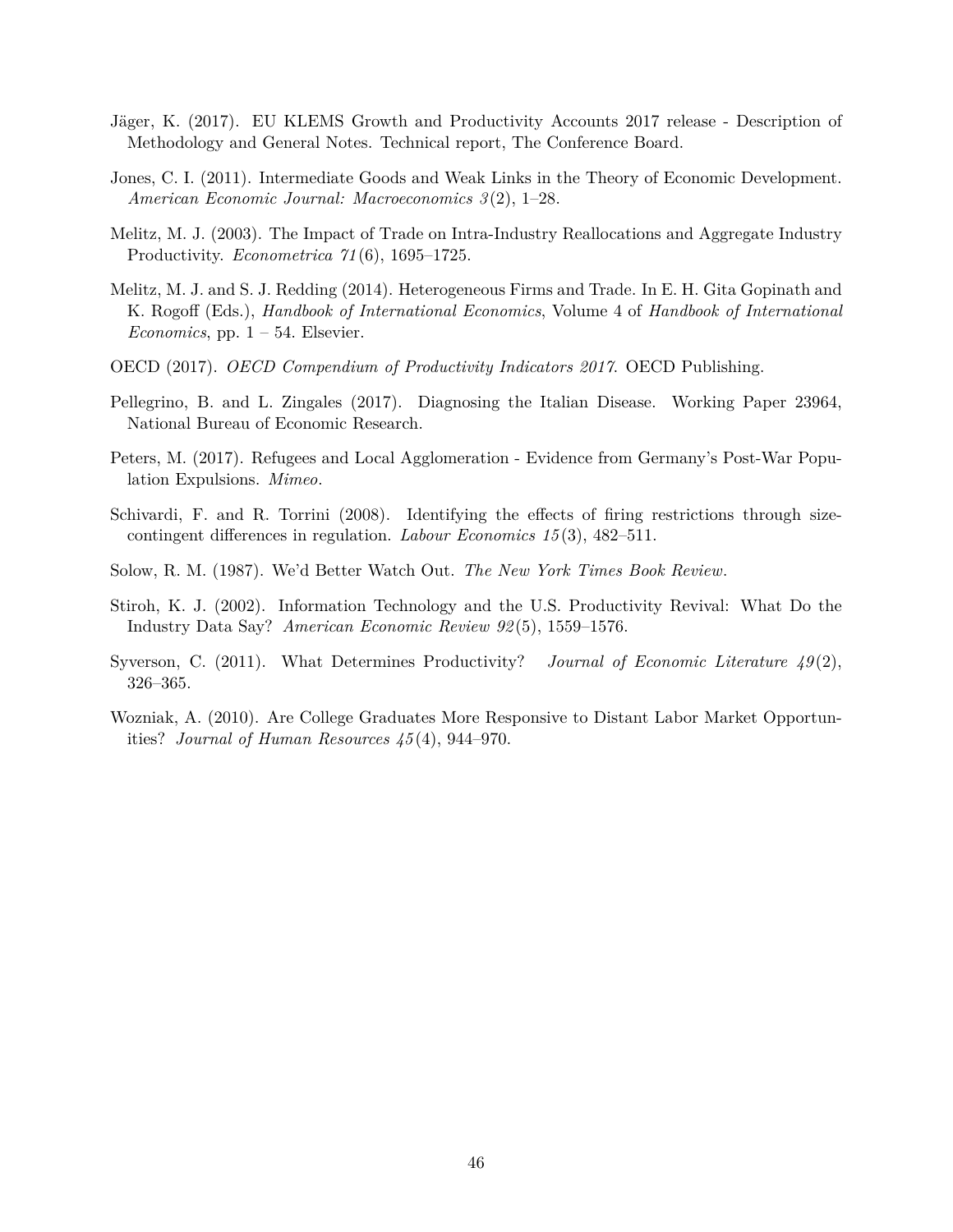Jäger, K. (2017). EU KLEMS Growth and Productivity Accounts 2017 release - Description of Methodology and General Notes. Technical report, The Conference Board.

Jones, C. I. (2011). Intermediate Goods and Weak Links in the Theory of Economic Development. *American Economic Journal: Macroeconomics 3*(2), 1–28.

Melitz, M. J. (2003). The Impact of Trade on Intra-Industry Reallocations and Aggregate Industry Productivity. *Econometrica 71*(6), 1695–1725.

Melitz, M. J. and S. J. Redding (2014). Heterogeneous Firms and Trade. In E. H. Gita Gopinath and K. Rogoff (Eds.), *Handbook of International Economics*, Volume 4 of *Handbook of International Economics*, pp. 1 – 54. Elsevier.

OECD (2017). *OECD Compendium of Productivity Indicators 2017*. OECD Publishing.

Pellegrino, B. and L. Zingales (2017). Diagnosing the Italian Disease. Working Paper 23964, National Bureau of Economic Research.

Peters, M. (2017). Refugees and Local Agglomeration - Evidence from Germany's Post-War Population Expulsions. *Mimeo*.

Schivardi, F. and R. Torrini (2008). Identifying the effects of firing restrictions through size-contingent differences in regulation. *Labour Economics 15*(3), 482–511.

Solow, R. M. (1987). We'd Better Watch Out. *The New York Times Book Review*.

Stiroh, K. J. (2002). Information Technology and the U.S. Productivity Revival: What Do the Industry Data Say? *American Economic Review 92*(5), 1559–1576.

Syverson, C. (2011). What Determines Productivity? *Journal of Economic Literature 49*(2), 326–365.

Wozniak, A. (2010). Are College Graduates More Responsive to Distant Labor Market Opportunities? *Journal of Human Resources 45*(4), 944–970.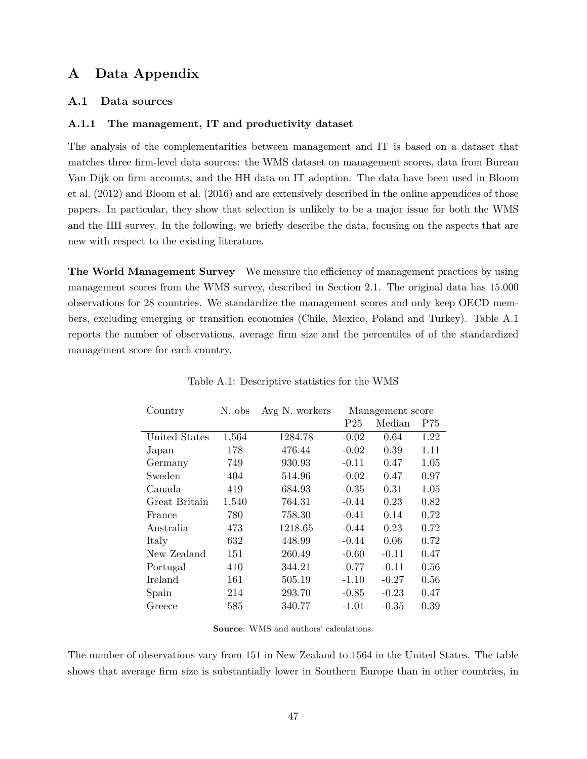# A Data Appendix

## A.1 Data sources

### A.1.1 The management, IT and productivity dataset

The analysis of the complementarities between management and IT is based on a dataset that matches three firm-level data sources: the WMS dataset on management scores, data from Bureau Van Dijk on firm accounts, and the HH data on IT adoption. The data have been used in Bloom et al. (2012) and Bloom et al. (2016) and are extensively described in the online appendices of those papers. In particular, they show that selection is unlikely to be a major issue for both the WMS and the HH survey. In the following, we briefly describe the data, focusing on the aspects that are new with respect to the existing literature.

**The World Management Survey** We measure the efficiency of management practices by using management scores from the WMS survey, described in Section 2.1. The original data has 15.000 observations for 28 countries. We standardize the management scores and only keep OECD members, excluding emerging or transition economies (Chile, Mexico, Poland and Turkey). Table A.1 reports the number of observations, average firm size and the percentiles of of the standardized management score for each country.

Table A.1: Descriptive statistics for the WMS

| Country | N. obs | Avg N. workers | Management score | | |
|---|---|---|---|---|---|
| | | | P25 | Median | P75 |
| United States | 1,564 | 1284.78 | -0.02 | 0.64 | 1.22 |
| Japan | 178 | 476.44 | -0.02 | 0.39 | 1.11 |
| Germany | 749 | 930.93 | -0.11 | 0.47 | 1.05 |
| Sweden | 404 | 514.96 | -0.02 | 0.47 | 0.97 |
| Canada | 419 | 684.93 | -0.35 | 0.31 | 1.05 |
| Great Britain | 1,540 | 764.31 | -0.44 | 0.23 | 0.82 |
| France | 780 | 758.30 | -0.41 | 0.14 | 0.72 |
| Australia | 473 | 1218.65 | -0.44 | 0.23 | 0.72 |
| Italy | 632 | 448.99 | -0.44 | 0.06 | 0.72 |
| New Zealand | 151 | 260.49 | -0.60 | -0.11 | 0.47 |
| Portugal | 410 | 344.21 | -0.77 | -0.11 | 0.56 |
| Ireland | 161 | 505.19 | -1.10 | -0.27 | 0.56 |
| Spain | 214 | 293.70 | -0.85 | -0.23 | 0.47 |
| Greece | 585 | 340.77 | -1.01 | -0.35 | 0.39 |

**Source**: WMS and authors' calculations.

The number of observations vary from 151 in New Zealand to 1564 in the United States. The table shows that average firm size is substantially lower in Southern Europe than in other countries, in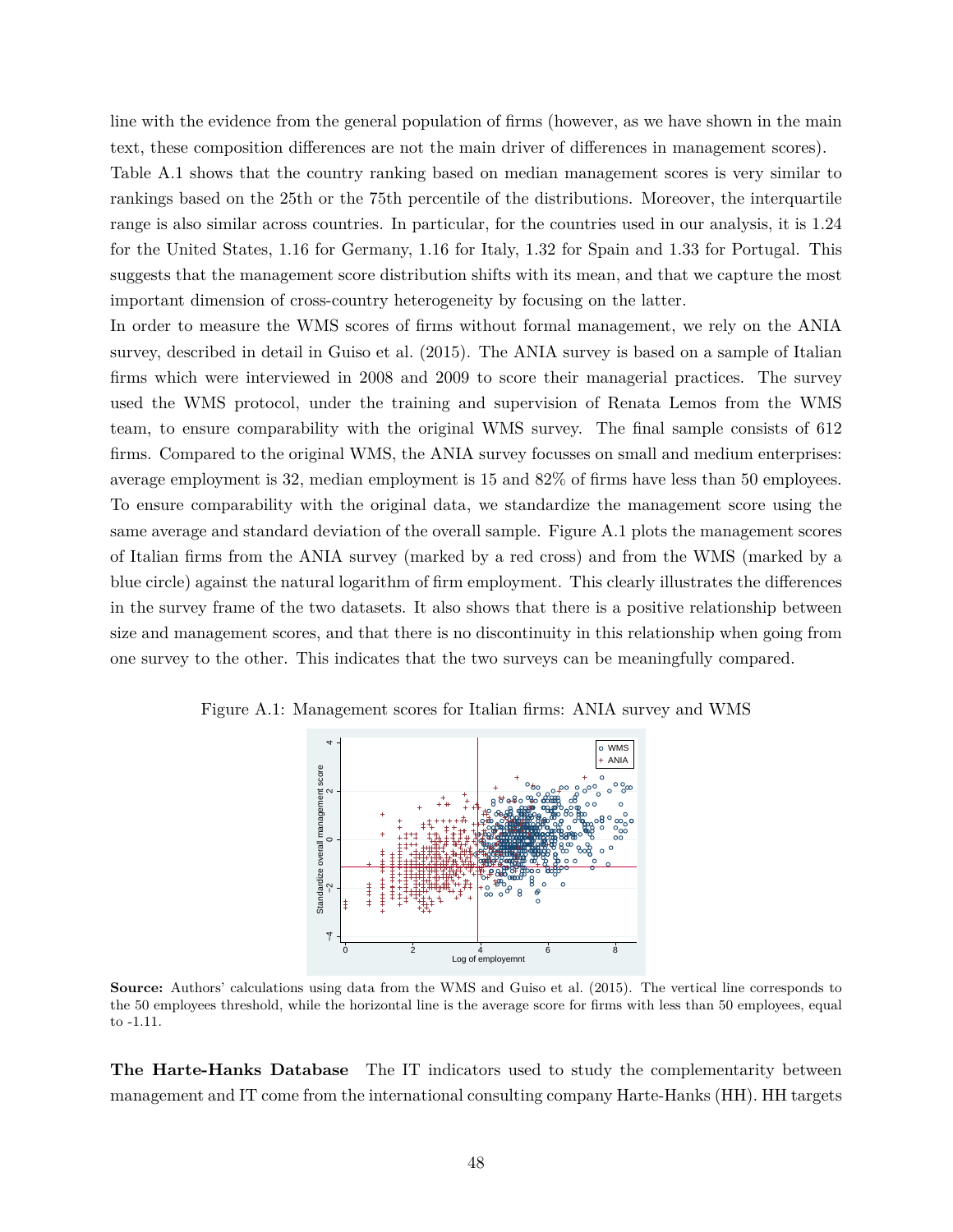line with the evidence from the general population of firms (however, as we have shown in the main text, these composition differences are not the main driver of differences in management scores).

Table A.1 shows that the country ranking based on median management scores is very similar to rankings based on the 25th or the 75th percentile of the distributions. Moreover, the interquartile range is also similar across countries. In particular, for the countries used in our analysis, it is 1.24 for the United States, 1.16 for Germany, 1.16 for Italy, 1.32 for Spain and 1.33 for Portugal. This suggests that the management score distribution shifts with its mean, and that we capture the most important dimension of cross-country heterogeneity by focusing on the latter.

In order to measure the WMS scores of firms without formal management, we rely on the ANIA survey, described in detail in Guiso et al. (2015). The ANIA survey is based on a sample of Italian firms which were interviewed in 2008 and 2009 to score their managerial practices. The survey used the WMS protocol, under the training and supervision of Renata Lemos from the WMS team, to ensure comparability with the original WMS survey. The final sample consists of 612 firms. Compared to the original WMS, the ANIA survey focusses on small and medium enterprises: average employment is 32, median employment is 15 and 82% of firms have less than 50 employees. To ensure comparability with the original data, we standardize the management score using the same average and standard deviation of the overall sample. Figure A.1 plots the management scores of Italian firms from the ANIA survey (marked by a red cross) and from the WMS (marked by a blue circle) against the natural logarithm of firm employment. This clearly illustrates the differences in the survey frame of the two datasets. It also shows that there is a positive relationship between size and management scores, and that there is no discontinuity in this relationship when going from one survey to the other. This indicates that the two surveys can be meaningfully compared.

Figure A.1: Management scores for Italian firms: ANIA survey and WMS

**Source:** Authors' calculations using data from the WMS and Guiso et al. (2015). The vertical line corresponds to the 50 employees threshold, while the horizontal line is the average score for firms with less than 50 employees, equal to -1.11.

**The Harte-Hanks Database** The IT indicators used to study the complementarity between management and IT come from the international consulting company Harte-Hanks (HH). HH targets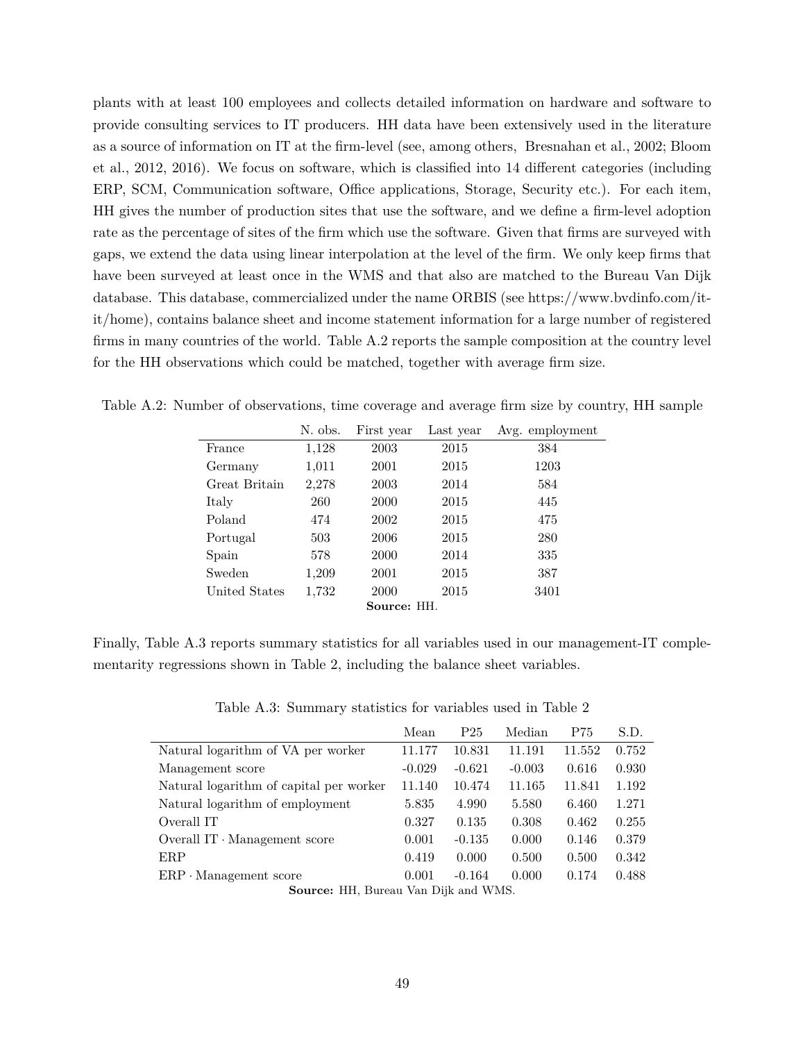plants with at least 100 employees and collects detailed information on hardware and software to provide consulting services to IT producers. HH data have been extensively used in the literature as a source of information on IT at the firm-level (see, among others, Bresnahan et al., 2002; Bloom et al., 2012, 2016). We focus on software, which is classified into 14 different categories (including ERP, SCM, Communication software, Office applications, Storage, Security etc.). For each item, HH gives the number of production sites that use the software, and we define a firm-level adoption rate as the percentage of sites of the firm which use the software. Given that firms are surveyed with gaps, we extend the data using linear interpolation at the level of the firm. We only keep firms that have been surveyed at least once in the WMS and that also are matched to the Bureau Van Dijk database. This database, commercialized under the name ORBIS (see https://www.bvdinfo.com/it-it/home), contains balance sheet and income statement information for a large number of registered firms in many countries of the world. Table A.2 reports the sample composition at the country level for the HH observations which could be matched, together with average firm size.

Table A.2: Number of observations, time coverage and average firm size by country, HH sample

| | N. obs. | First year | Last year | Avg. employment |
|---|---|---|---|---|
| France | 1,128 | 2003 | 2015 | 384 |
| Germany | 1,011 | 2001 | 2015 | 1203 |
| Great Britain | 2,278 | 2003 | 2014 | 584 |
| Italy | 260 | 2000 | 2015 | 445 |
| Poland | 474 | 2002 | 2015 | 475 |
| Portugal | 503 | 2006 | 2015 | 280 |
| Spain | 578 | 2000 | 2014 | 335 |
| Sweden | 1,209 | 2001 | 2015 | 387 |
| United States | 1,732 | 2000 | 2015 | 3401 |

**Source:** HH.

Finally, Table A.3 reports summary statistics for all variables used in our management-IT complementarity regressions shown in Table 2, including the balance sheet variables.

Table A.3: Summary statistics for variables used in Table 2

| | Mean | P25 | Median | P75 | S.D. |
|---|---|---|---|---|---|
| Natural logarithm of VA per worker | 11.177 | 10.831 | 11.191 | 11.552 | 0.752 |
| Management score | -0.029 | -0.621 | -0.003 | 0.616 | 0.930 |
| Natural logarithm of capital per worker | 11.140 | 10.474 | 11.165 | 11.841 | 1.192 |
| Natural logarithm of employment | 5.835 | 4.990 | 5.580 | 6.460 | 1.271 |
| Overall IT | 0.327 | 0.135 | 0.308 | 0.462 | 0.255 |
| Overall IT · Management score | 0.001 | -0.135 | 0.000 | 0.146 | 0.379 |
| ERP | 0.419 | 0.000 | 0.500 | 0.500 | 0.342 |
| ERP · Management score | 0.001 | -0.164 | 0.000 | 0.174 | 0.488 |

**Source:** HH, Bureau Van Dijk and WMS.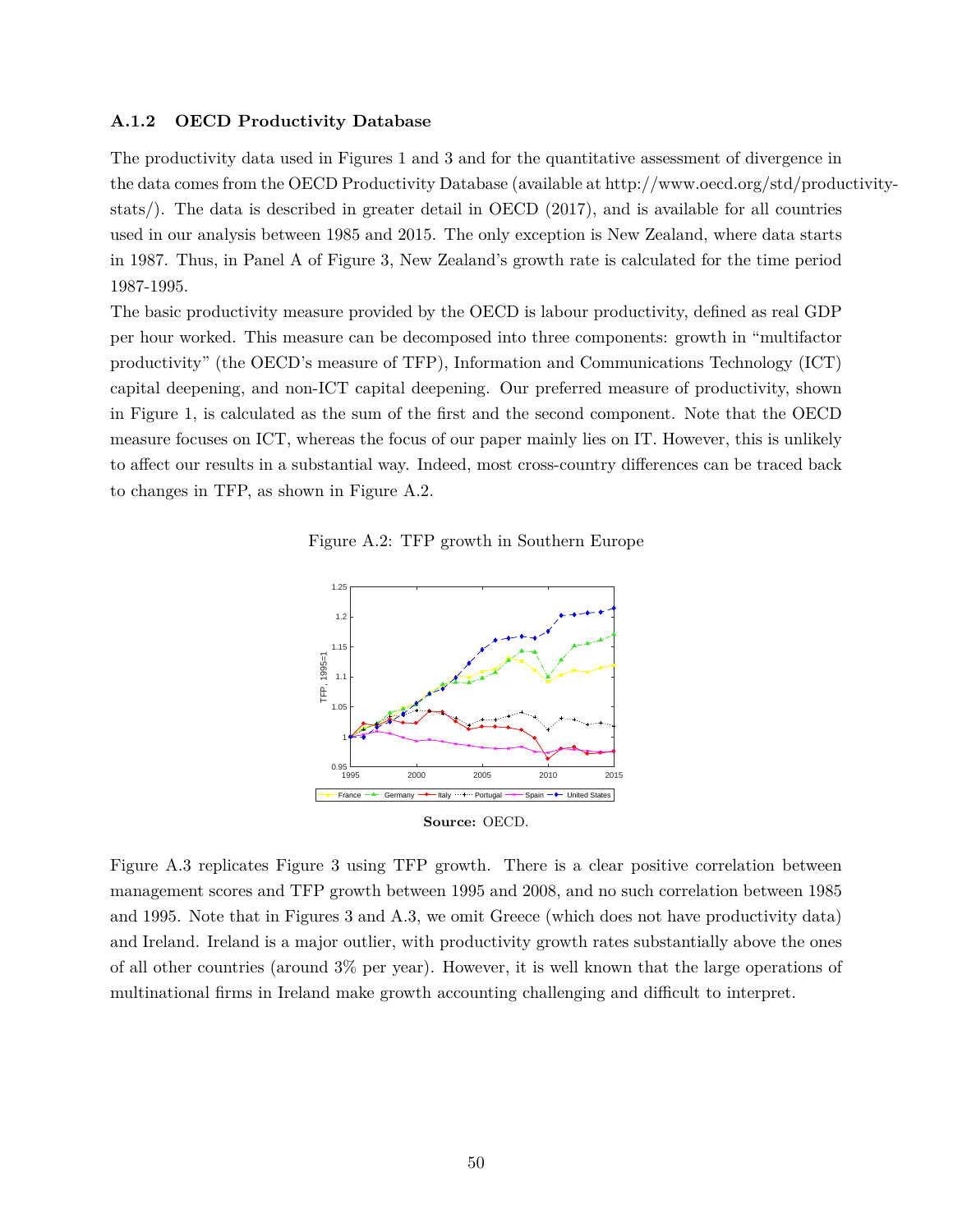### A.1.2 OECD Productivity Database

The productivity data used in Figures 1 and 3 and for the quantitative assessment of divergence in the data comes from the OECD Productivity Database (available at http://www.oecd.org/std/productivity-stats/). The data is described in greater detail in OECD (2017), and is available for all countries used in our analysis between 1985 and 2015. The only exception is New Zealand, where data starts in 1987. Thus, in Panel A of Figure 3, New Zealand's growth rate is calculated for the time period 1987-1995.

The basic productivity measure provided by the OECD is labour productivity, defined as real GDP per hour worked. This measure can be decomposed into three components: growth in "multifactor productivity" (the OECD's measure of TFP), Information and Communications Technology (ICT) capital deepening, and non-ICT capital deepening. Our preferred measure of productivity, shown in Figure 1, is calculated as the sum of the first and the second component. Note that the OECD measure focuses on ICT, whereas the focus of our paper mainly lies on IT. However, this is unlikely to affect our results in a substantial way. Indeed, most cross-country differences can be traced back to changes in TFP, as shown in Figure A.2.

Figure A.2: TFP growth in Southern Europe

**Source:** OECD.

Figure A.3 replicates Figure 3 using TFP growth. There is a clear positive correlation between management scores and TFP growth between 1995 and 2008, and no such correlation between 1985 and 1995. Note that in Figures 3 and A.3, we omit Greece (which does not have productivity data) and Ireland. Ireland is a major outlier, with productivity growth rates substantially above the ones of all other countries (around 3% per year). However, it is well known that the large operations of multinational firms in Ireland make growth accounting challenging and difficult to interpret.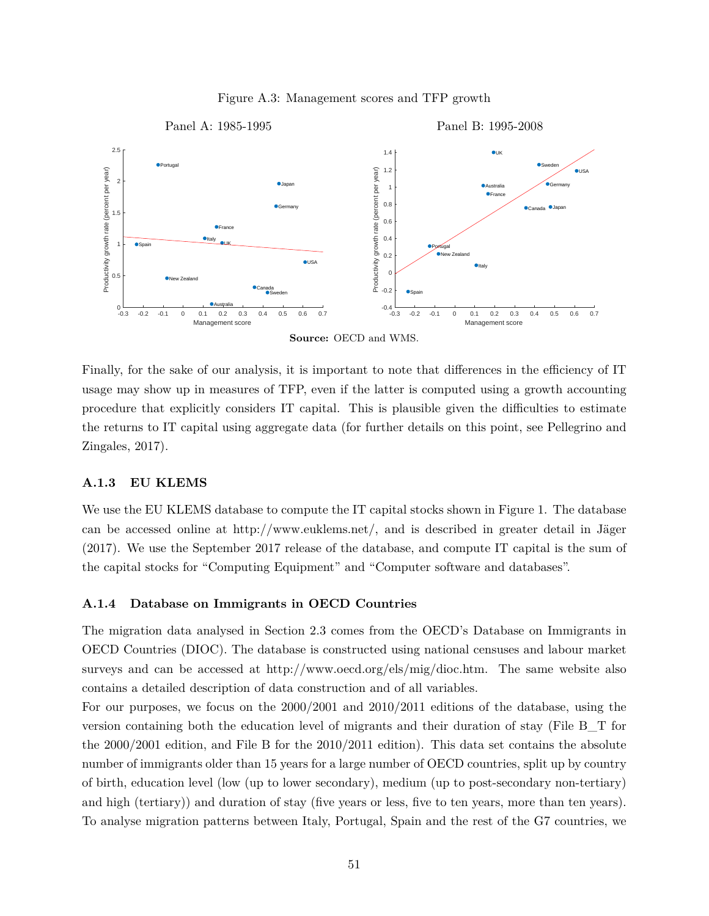Figure A.3: Management scores and TFP growth

Panel A: 1985-1995

Panel B: 1995-2008

**Source:** OECD and WMS.

Finally, for the sake of our analysis, it is important to note that differences in the efficiency of IT usage may show up in measures of TFP, even if the latter is computed using a growth accounting procedure that explicitly considers IT capital. This is plausible given the difficulties to estimate the returns to IT capital using aggregate data (for further details on this point, see Pellegrino and Zingales, 2017).

### A.1.3 EU KLEMS

We use the EU KLEMS database to compute the IT capital stocks shown in Figure 1. The database can be accessed online at http://www.euklems.net/, and is described in greater detail in Jäger (2017). We use the September 2017 release of the database, and compute IT capital is the sum of the capital stocks for "Computing Equipment" and "Computer software and databases".

### A.1.4 Database on Immigrants in OECD Countries

The migration data analysed in Section 2.3 comes from the OECD's Database on Immigrants in OECD Countries (DIOC). The database is constructed using national censuses and labour market surveys and can be accessed at http://www.oecd.org/els/mig/dioc.htm. The same website also contains a detailed description of data construction and of all variables.

For our purposes, we focus on the 2000/2001 and 2010/2011 editions of the database, using the version containing both the education level of migrants and their duration of stay (File B_T for the 2000/2001 edition, and File B for the 2010/2011 edition). This data set contains the absolute number of immigrants older than 15 years for a large number of OECD countries, split up by country of birth, education level (low (up to lower secondary), medium (up to post-secondary non-tertiary) and high (tertiary)) and duration of stay (five years or less, five to ten years, more than ten years). To analyse migration patterns between Italy, Portugal, Spain and the rest of the G7 countries, we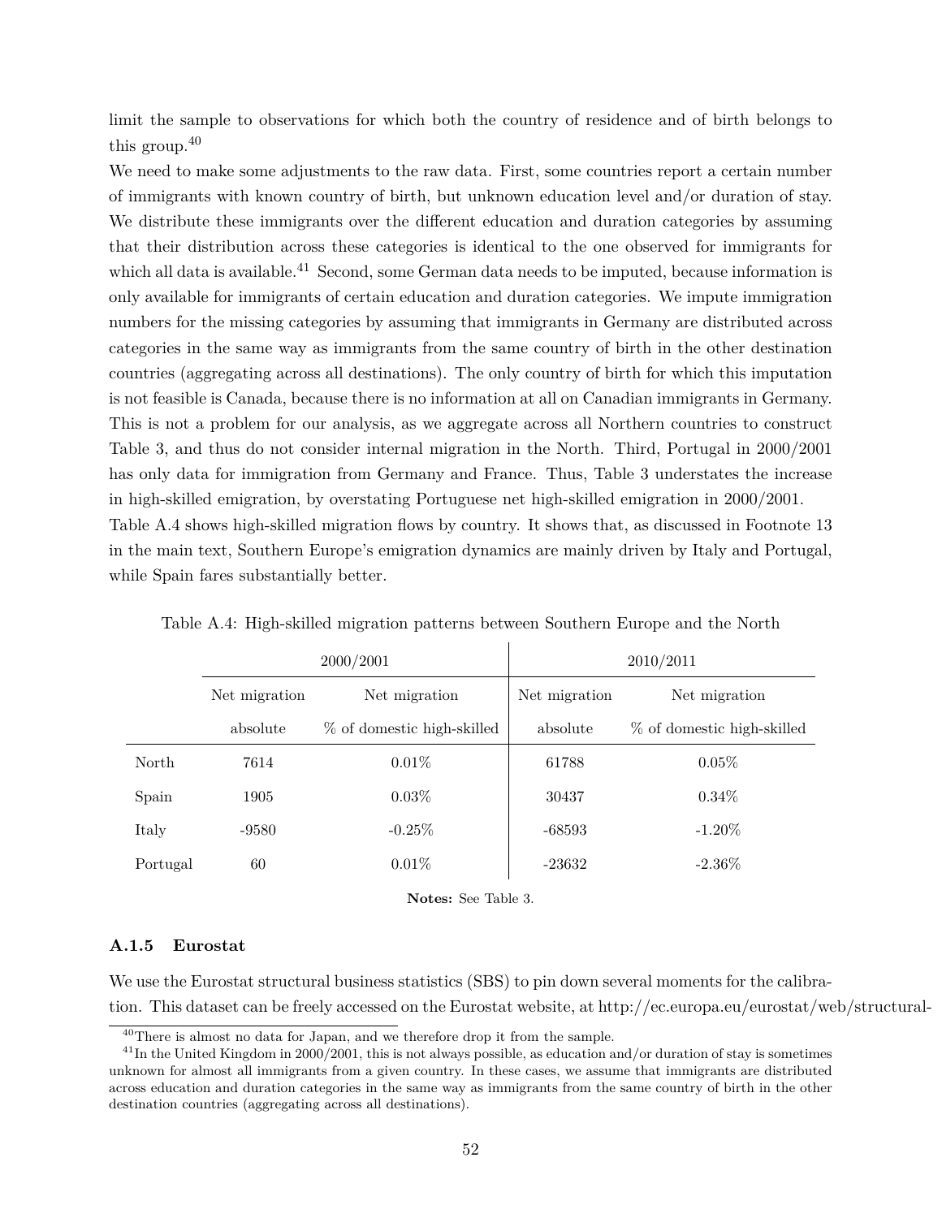limit the sample to observations for which both the country of residence and of birth belongs to this group.[40]

We need to make some adjustments to the raw data. First, some countries report a certain number of immigrants with known country of birth, but unknown education level and/or duration of stay. We distribute these immigrants over the different education and duration categories by assuming that their distribution across these categories is identical to the one observed for immigrants for which all data is available.[41] Second, some German data needs to be imputed, because information is only available for immigrants of certain education and duration categories. We impute immigration numbers for the missing categories by assuming that immigrants in Germany are distributed across categories in the same way as immigrants from the same country of birth in the other destination countries (aggregating across all destinations). The only country of birth for which this imputation is not feasible is Canada, because there is no information at all on Canadian immigrants in Germany. This is not a problem for our analysis, as we aggregate across all Northern countries to construct Table 3, and thus do not consider internal migration in the North. Third, Portugal in 2000/2001 has only data for immigration from Germany and France. Thus, Table 3 understates the increase in high-skilled emigration, by overstating Portuguese net high-skilled emigration in 2000/2001.

Table A.4 shows high-skilled migration flows by country. It shows that, as discussed in Footnote 13 in the main text, Southern Europe's emigration dynamics are mainly driven by Italy and Portugal, while Spain fares substantially better.

Table A.4: High-skilled migration patterns between Southern Europe and the North

| | 2000/2001 | | 2010/2011 | |
|---|---|---|---|---|
| | Net migration absolute | Net migration % of domestic high-skilled | Net migration absolute | Net migration % of domestic high-skilled |
| North | 7614 | 0.01% | 61788 | 0.05% |
| Spain | 1905 | 0.03% | 30437 | 0.34% |
| Italy | -9580 | -0.25% | -68593 | -1.20% |
| Portugal | 60 | 0.01% | -23632 | -2.36% |

**Notes:** See Table 3.

### A.1.5 Eurostat

We use the Eurostat structural business statistics (SBS) to pin down several moments for the calibration. This dataset can be freely accessed on the Eurostat website, at http://ec.europa.eu/eurostat/web/structural-

[40] There is almost no data for Japan, and we therefore drop it from the sample.

[41] In the United Kingdom in 2000/2001, this is not always possible, as education and/or duration of stay is sometimes unknown for almost all immigrants from a given country. In these cases, we assume that immigrants are distributed across education and duration categories in the same way as immigrants from the same country of birth in the other destination countries (aggregating across all destinations).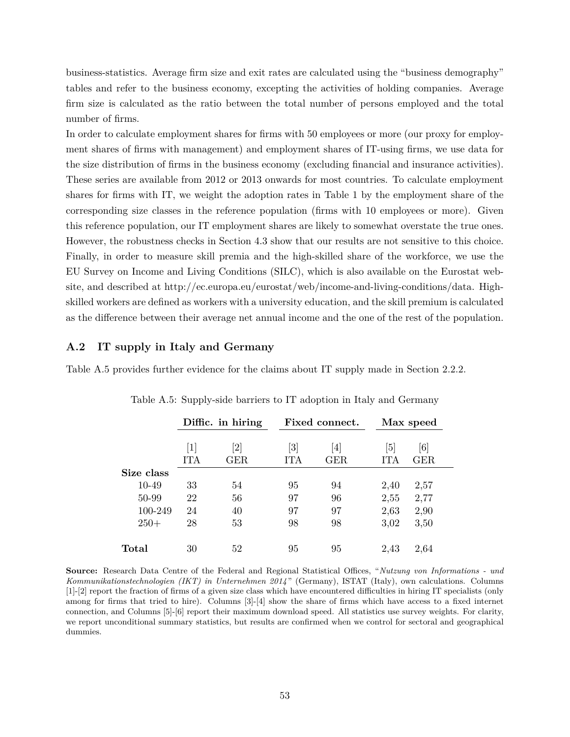business-statistics. Average firm size and exit rates are calculated using the "business demography" tables and refer to the business economy, excepting the activities of holding companies. Average firm size is calculated as the ratio between the total number of persons employed and the total number of firms.

In order to calculate employment shares for firms with 50 employees or more (our proxy for employment shares of firms with management) and employment shares of IT-using firms, we use data for the size distribution of firms in the business economy (excluding financial and insurance activities). These series are available from 2012 or 2013 onwards for most countries. To calculate employment shares for firms with IT, we weight the adoption rates in Table 1 by the employment share of the corresponding size classes in the reference population (firms with 10 employees or more). Given this reference population, our IT employment shares are likely to somewhat overstate the true ones. However, the robustness checks in Section 4.3 show that our results are not sensitive to this choice. Finally, in order to measure skill premia and the high-skilled share of the workforce, we use the EU Survey on Income and Living Conditions (SILC), which is also available on the Eurostat website, and described at http://ec.europa.eu/eurostat/web/income-and-living-conditions/data. High-skilled workers are defined as workers with a university education, and the skill premium is calculated as the difference between their average net annual income and the one of the rest of the population.

## A.2 IT supply in Italy and Germany

Table A.5 provides further evidence for the claims about IT supply made in Section 2.2.2.

Table A.5: Supply-side barriers to IT adoption in Italy and Germany

| | **Diffic. in hiring** | | **Fixed connect.** | | **Max speed** | |
|---|---|---|---|---|---|---|
| | [1] ITA | [2] GER | [3] ITA | [4] GER | [5] ITA | [6] GER |
| **Size class** | | | | | | |
| 10-49 | 33 | 54 | 95 | 94 | 2,40 | 2,57 |
| 50-99 | 22 | 56 | 97 | 96 | 2,55 | 2,77 |
| 100-249 | 24 | 40 | 97 | 97 | 2,63 | 2,90 |
| 250+ | 28 | 53 | 98 | 98 | 3,02 | 3,50 |
| **Total** | 30 | 52 | 95 | 95 | 2,43 | 2,64 |

**Source:** Research Data Centre of the Federal and Regional Statistical Offices, "*Nutzung von Informations - und Kommunikationstechnologien (IKT) in Unternehmen 2014*" (Germany), ISTAT (Italy), own calculations. Columns [1]-[2] report the fraction of firms of a given size class which have encountered difficulties in hiring IT specialists (only among for firms that tried to hire). Columns [3]-[4] show the share of firms which have access to a fixed internet connection, and Columns [5]-[6] report their maximum download speed. All statistics use survey weights. For clarity, we report unconditional summary statistics, but results are confirmed when we control for sectoral and geographical dummies.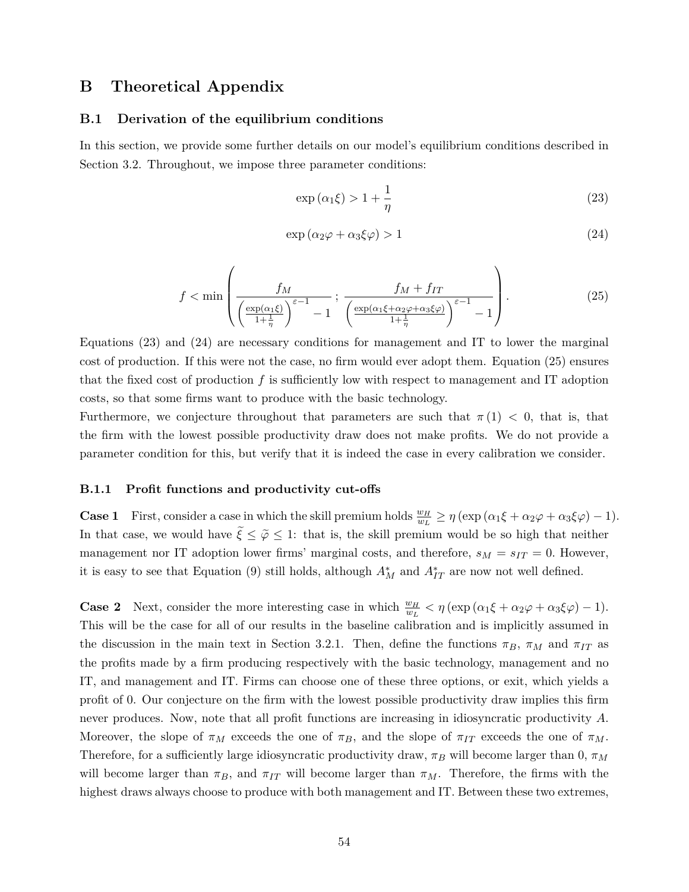# B Theoretical Appendix

## B.1 Derivation of the equilibrium conditions

In this section, we provide some further details on our model's equilibrium conditions described in Section 3.2. Throughout, we impose three parameter conditions:

$$\exp\left(\alpha_1 \xi\right) > 1 + \frac{1}{\eta} \tag{23}$$

$$\exp\left(\alpha_2 \varphi + \alpha_3 \xi \varphi\right) > 1 \tag{24}$$

$$f < \min\left( \frac{f_M}{\left(\frac{\exp(\alpha_1 \xi)}{1+\frac{1}{\eta}}\right)^{\varepsilon-1} - 1} \, ; \, \frac{f_M + f_{IT}}{\left(\frac{\exp(\alpha_1 \xi + \alpha_2 \varphi + \alpha_3 \xi \varphi)}{1+\frac{1}{\eta}}\right)^{\varepsilon-1} - 1} \right). \tag{25}$$

Equations (23) and (24) are necessary conditions for management and IT to lower the marginal cost of production. If this were not the case, no firm would ever adopt them. Equation (25) ensures that the fixed cost of production $f$ is sufficiently low with respect to management and IT adoption costs, so that some firms want to produce with the basic technology.

Furthermore, we conjecture throughout that parameters are such that $\pi(1) < 0$, that is, that the firm with the lowest possible productivity draw does not make profits. We do not provide a parameter condition for this, but verify that it is indeed the case in every calibration we consider.

### B.1.1 Profit functions and productivity cut-offs

**Case 1** First, consider a case in which the skill premium holds $\frac{w_H}{w_L} \geq \eta\left(\exp\left(\alpha_1 \xi + \alpha_2 \varphi + \alpha_3 \xi \varphi\right) - 1\right)$. In that case, we would have $\widetilde{\xi} \leq \widetilde{\varphi} \leq 1$: that is, the skill premium would be so high that neither management nor IT adoption lower firms' marginal costs, and therefore, $s_M = s_{IT} = 0$. However, it is easy to see that Equation (9) still holds, although $A^*_M$ and $A^*_{IT}$ are now not well defined.

**Case 2** Next, consider the more interesting case in which $\frac{w_H}{w_L} < \eta\left(\exp\left(\alpha_1 \xi + \alpha_2 \varphi + \alpha_3 \xi \varphi\right) - 1\right)$. This will be the case for all of our results in the baseline calibration and is implicitly assumed in the discussion in the main text in Section 3.2.1. Then, define the functions $\pi_B$, $\pi_M$ and $\pi_{IT}$ as the profits made by a firm producing respectively with the basic technology, management and no IT, and management and IT. Firms can choose one of these three options, or exit, which yields a profit of 0. Our conjecture on the firm with the lowest possible productivity draw implies this firm never produces. Now, note that all profit functions are increasing in idiosyncratic productivity $A$. Moreover, the slope of $\pi_M$ exceeds the one of $\pi_B$, and the slope of $\pi_{IT}$ exceeds the one of $\pi_M$. Therefore, for a sufficiently large idiosyncratic productivity draw, $\pi_B$ will become larger than 0, $\pi_M$ will become larger than $\pi_B$, and $\pi_{IT}$ will become larger than $\pi_M$. Therefore, the firms with the highest draws always choose to produce with both management and IT. Between these two extremes,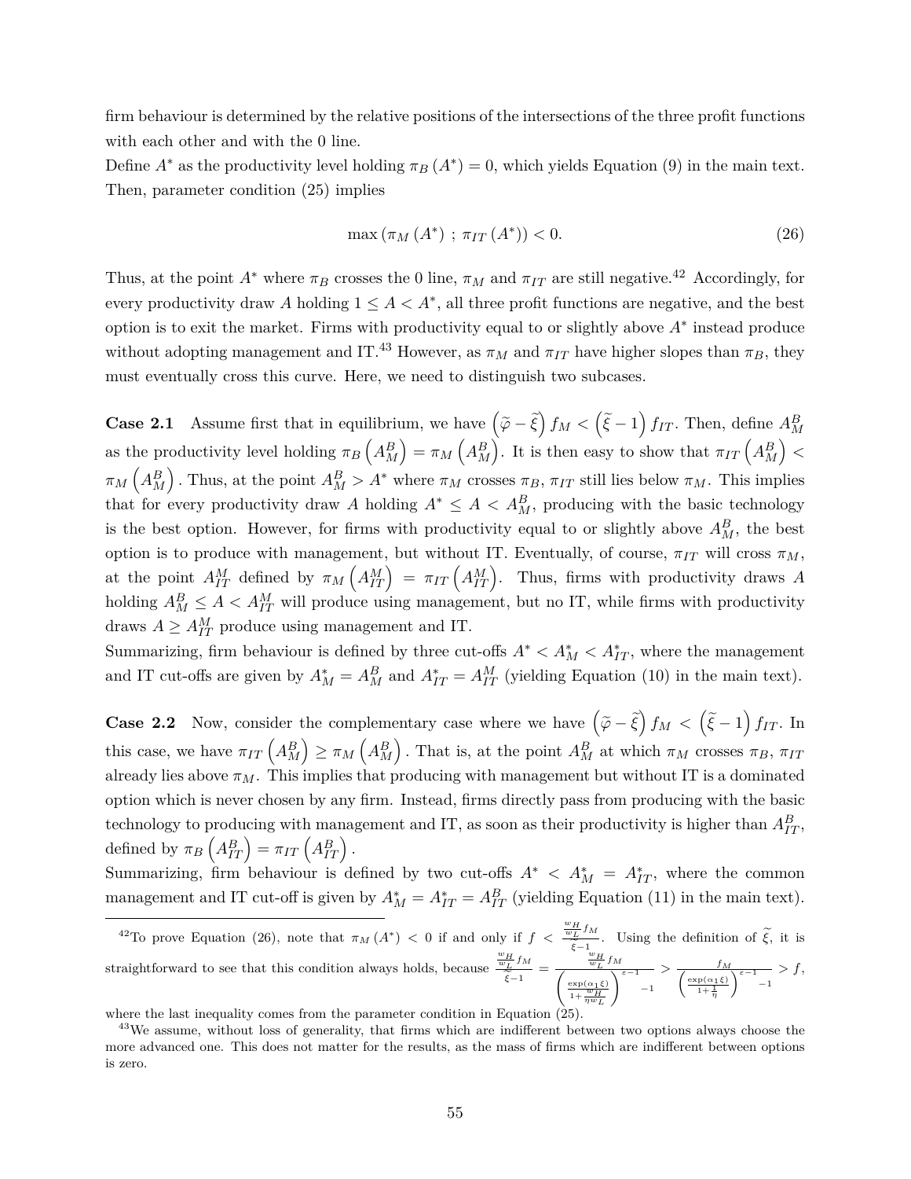firm behaviour is determined by the relative positions of the intersections of the three profit functions with each other and with the 0 line.

Define $A^*$ as the productivity level holding $\pi_B(A^*) = 0$, which yields Equation (9) in the main text. Then, parameter condition (25) implies

$$\max\left(\pi_M(A^*)\ ;\ \pi_{IT}(A^*)\right) < 0. \tag{26}$$

Thus, at the point $A^*$ where $\pi_B$ crosses the 0 line, $\pi_M$ and $\pi_{IT}$ are still negative.[42] Accordingly, for every productivity draw $A$ holding $1 \leq A < A^*$, all three profit functions are negative, and the best option is to exit the market. Firms with productivity equal to or slightly above $A^*$ instead produce without adopting management and IT.[43] However, as $\pi_M$ and $\pi_{IT}$ have higher slopes than $\pi_B$, they must eventually cross this curve. Here, we need to distinguish two subcases.

**Case 2.1** Assume first that in equilibrium, we have $\left(\widetilde{\varphi} - \widetilde{\xi}\right) f_M < \left(\widetilde{\xi} - 1\right) f_{IT}$. Then, define $A_M^B$ as the productivity level holding $\pi_B\left(A_M^B\right) = \pi_M\left(A_M^B\right)$. It is then easy to show that $\pi_{IT}\left(A_M^B\right) < \pi_M\left(A_M^B\right)$. Thus, at the point $A_M^B > A^*$ where $\pi_M$ crosses $\pi_B$, $\pi_{IT}$ still lies below $\pi_M$. This implies that for every productivity draw $A$ holding $A^* \leq A < A_M^B$, producing with the basic technology is the best option. However, for firms with productivity equal to or slightly above $A_M^B$, the best option is to produce with management, but without IT. Eventually, of course, $\pi_{IT}$ will cross $\pi_M$, at the point $A_{IT}^M$ defined by $\pi_M\left(A_{IT}^M\right) = \pi_{IT}\left(A_{IT}^M\right)$. Thus, firms with productivity draws $A$ holding $A_M^B \leq A < A_{IT}^M$ will produce using management, but no IT, while firms with productivity draws $A \geq A_{IT}^M$ produce using management and IT.

Summarizing, firm behaviour is defined by three cut-offs $A^* < A_M^* < A_{IT}^*$, where the management and IT cut-offs are given by $A_M^* = A_M^B$ and $A_{IT}^* = A_{IT}^M$ (yielding Equation (10) in the main text).

**Case 2.2** Now, consider the complementary case where we have $\left(\widetilde{\varphi} - \widetilde{\xi}\right) f_M < \left(\widetilde{\xi} - 1\right) f_{IT}$. In this case, we have $\pi_{IT}\left(A_M^B\right) \geq \pi_M\left(A_M^B\right)$. That is, at the point $A_M^B$ at which $\pi_M$ crosses $\pi_B$, $\pi_{IT}$ already lies above $\pi_M$. This implies that producing with management but without IT is a dominated option which is never chosen by any firm. Instead, firms directly pass from producing with the basic technology to producing with management and IT, as soon as their productivity is higher than $A_{IT}^B$, defined by $\pi_B\left(A_{IT}^B\right) = \pi_{IT}\left(A_{IT}^B\right)$.

Summarizing, firm behaviour is defined by two cut-offs $A^* < A_M^* = A_{IT}^*$, where the common management and IT cut-off is given by $A_M^* = A_{IT}^* = A_{IT}^B$ (yielding Equation (11) in the main text).

---

[42] To prove Equation (26), note that $\pi_M(A^*) < 0$ if and only if $f < \frac{\frac{w_H}{w_L} f_M}{\widetilde{\xi} - 1}$. Using the definition of $\widetilde{\xi}$, it is straightforward to see that this condition always holds, because $\frac{\frac{w_H}{w_L} f_M}{\widetilde{\xi} - 1} = \frac{\frac{w_H}{w_L} f_M}{\left(\frac{\exp(\alpha_1 \xi)}{1 + \frac{w_H}{\eta w_L}}\right)^{\varepsilon - 1} - 1} > \frac{f_M}{\left(\frac{\exp(\alpha_1 \xi)}{1 + \frac{1}{\eta}}\right)^{\varepsilon - 1} - 1} > f$, where the last inequality comes from the parameter condition in Equation (25).

[43] We assume, without loss of generality, that firms which are indifferent between two options always choose the more advanced one. This does not matter for the results, as the mass of firms which are indifferent between options is zero.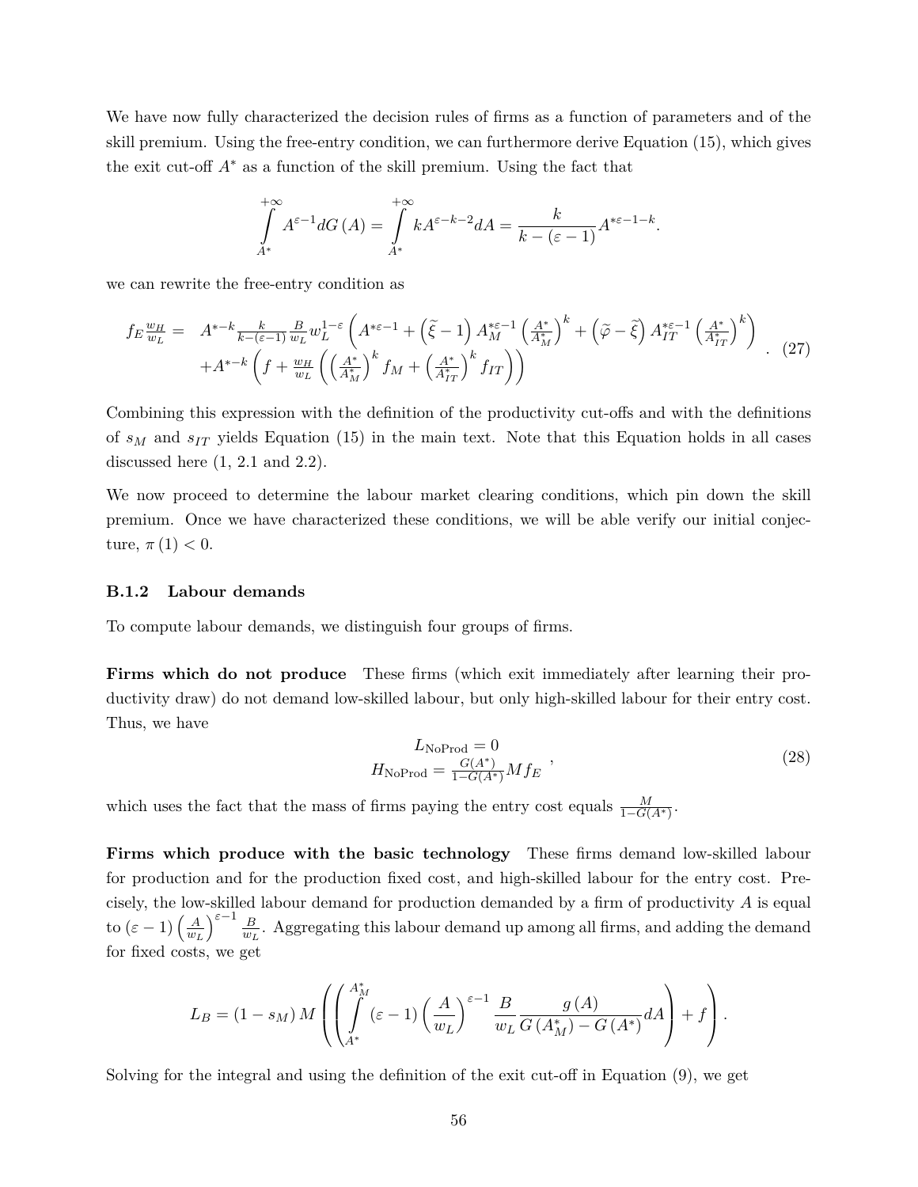We have now fully characterized the decision rules of firms as a function of parameters and of the skill premium. Using the free-entry condition, we can furthermore derive Equation (15), which gives the exit cut-off $A^*$ as a function of the skill premium. Using the fact that

$$\int_{A^*}^{+\infty} A^{\varepsilon-1} dG(A) = \int_{A^*}^{+\infty} k A^{\varepsilon-k-2} dA = \frac{k}{k-(\varepsilon-1)} A^{*\varepsilon-1-k}.$$

we can rewrite the free-entry condition as

$$\begin{aligned} f_E \frac{w_H}{w_L} = \;& A^{*-k} \frac{k}{k-(\varepsilon-1)} \frac{B}{w_L} w_L^{1-\varepsilon} \left( A^{*\varepsilon-1} + \left(\widetilde{\xi}-1\right) A_M^{*\varepsilon-1} \left(\frac{A^*}{A_M^*}\right)^k + \left(\widetilde{\varphi}-\widetilde{\xi}\right) A_{IT}^{*\varepsilon-1} \left(\frac{A^*}{A_{IT}^*}\right)^k \right) \\ & + A^{*-k} \left( f + \frac{w_H}{w_L} \left( \left(\frac{A^*}{A_M^*}\right)^k f_M + \left(\frac{A^*}{A_{IT}^*}\right)^k f_{IT} \right) \right) \end{aligned} . \quad (27)$$

Combining this expression with the definition of the productivity cut-offs and with the definitions of $s_M$ and $s_{IT}$ yields Equation (15) in the main text. Note that this Equation holds in all cases discussed here (1, 2.1 and 2.2).

We now proceed to determine the labour market clearing conditions, which pin down the skill premium. Once we have characterized these conditions, we will be able verify our initial conjecture, $\pi(1) < 0$.

### B.1.2 Labour demands

To compute labour demands, we distinguish four groups of firms.

**Firms which do not produce** These firms (which exit immediately after learning their productivity draw) do not demand low-skilled labour, but only high-skilled labour for their entry cost. Thus, we have

$$\begin{aligned} L_{\text{NoProd}} &= 0 \\ H_{\text{NoProd}} &= \frac{G(A^*)}{1-G(A^*)} M f_E \end{aligned} , \quad (28)$$

which uses the fact that the mass of firms paying the entry cost equals $\frac{M}{1-G(A^*)}$.

**Firms which produce with the basic technology** These firms demand low-skilled labour for production and for the production fixed cost, and high-skilled labour for the entry cost. Precisely, the low-skilled labour demand for production demanded by a firm of productivity $A$ is equal to $(\varepsilon-1)\left(\frac{A}{w_L}\right)^{\varepsilon-1} \frac{B}{w_L}$. Aggregating this labour demand up among all firms, and adding the demand for fixed costs, we get

$$L_B = (1-s_M) M \left( \left( \int_{A^*}^{A_M^*} (\varepsilon-1) \left(\frac{A}{w_L}\right)^{\varepsilon-1} \frac{B}{w_L} \frac{g(A)}{G(A_M^*) - G(A^*)} dA \right) + f \right).$$

Solving for the integral and using the definition of the exit cut-off in Equation (9), we get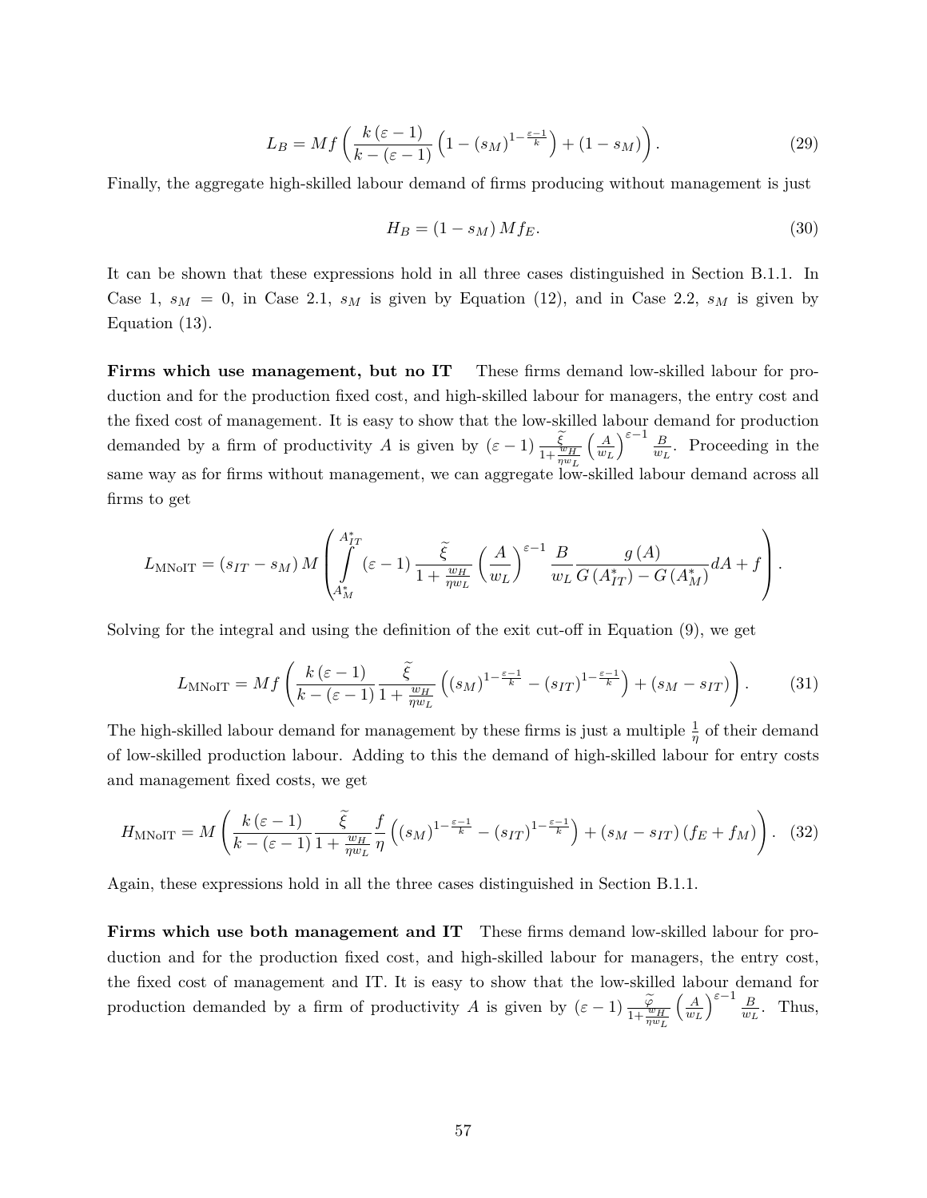$$L_B = Mf\left(\frac{k(\varepsilon-1)}{k-(\varepsilon-1)}\left(1-(s_M)^{1-\frac{\varepsilon-1}{k}}\right)+(1-s_M)\right). \tag{29}$$

Finally, the aggregate high-skilled labour demand of firms producing without management is just

$$H_B = (1-s_M)\,Mf_E. \tag{30}$$

It can be shown that these expressions hold in all three cases distinguished in Section B.1.1. In Case 1, $s_M = 0$, in Case 2.1, $s_M$ is given by Equation (12), and in Case 2.2, $s_M$ is given by Equation (13).

**Firms which use management, but no IT** These firms demand low-skilled labour for production and for the production fixed cost, and high-skilled labour for managers, the entry cost and the fixed cost of management. It is easy to show that the low-skilled labour demand for production demanded by a firm of productivity $A$ is given by $(\varepsilon-1)\frac{\widetilde{\xi}}{1+\frac{w_H}{\eta w_L}}\left(\frac{A}{w_L}\right)^{\varepsilon-1}\frac{B}{w_L}$. Proceeding in the same way as for firms without management, we can aggregate low-skilled labour demand across all firms to get

$$L_{\text{MNoIT}} = (s_{IT}-s_M)\,M\left(\int_{A_M^*}^{A_{IT}^*}(\varepsilon-1)\frac{\widetilde{\xi}}{1+\frac{w_H}{\eta w_L}}\left(\frac{A}{w_L}\right)^{\varepsilon-1}\frac{B}{w_L}\frac{g(A)}{G(A_{IT}^*)-G(A_M^*)}dA+f\right).$$

Solving for the integral and using the definition of the exit cut-off in Equation (9), we get

$$L_{\text{MNoIT}} = Mf\left(\frac{k(\varepsilon-1)}{k-(\varepsilon-1)}\frac{\widetilde{\xi}}{1+\frac{w_H}{\eta w_L}}\left((s_M)^{1-\frac{\varepsilon-1}{k}}-(s_{IT})^{1-\frac{\varepsilon-1}{k}}\right)+(s_M-s_{IT})\right). \tag{31}$$

The high-skilled labour demand for management by these firms is just a multiple $\frac{1}{\eta}$ of their demand of low-skilled production labour. Adding to this the demand of high-skilled labour for entry costs and management fixed costs, we get

$$H_{\text{MNoIT}} = M\left(\frac{k(\varepsilon-1)}{k-(\varepsilon-1)}\frac{\widetilde{\xi}}{1+\frac{w_H}{\eta w_L}}\frac{f}{\eta}\left((s_M)^{1-\frac{\varepsilon-1}{k}}-(s_{IT})^{1-\frac{\varepsilon-1}{k}}\right)+(s_M-s_{IT})(f_E+f_M)\right). \tag{32}$$

Again, these expressions hold in all the three cases distinguished in Section B.1.1.

**Firms which use both management and IT** These firms demand low-skilled labour for production and for the production fixed cost, and high-skilled labour for managers, the entry cost, the fixed cost of management and IT. It is easy to show that the low-skilled labour demand for production demanded by a firm of productivity $A$ is given by $(\varepsilon-1)\frac{\widetilde{\varphi}}{1+\frac{w_H}{\eta w_L}}\left(\frac{A}{w_L}\right)^{\varepsilon-1}\frac{B}{w_L}$. Thus,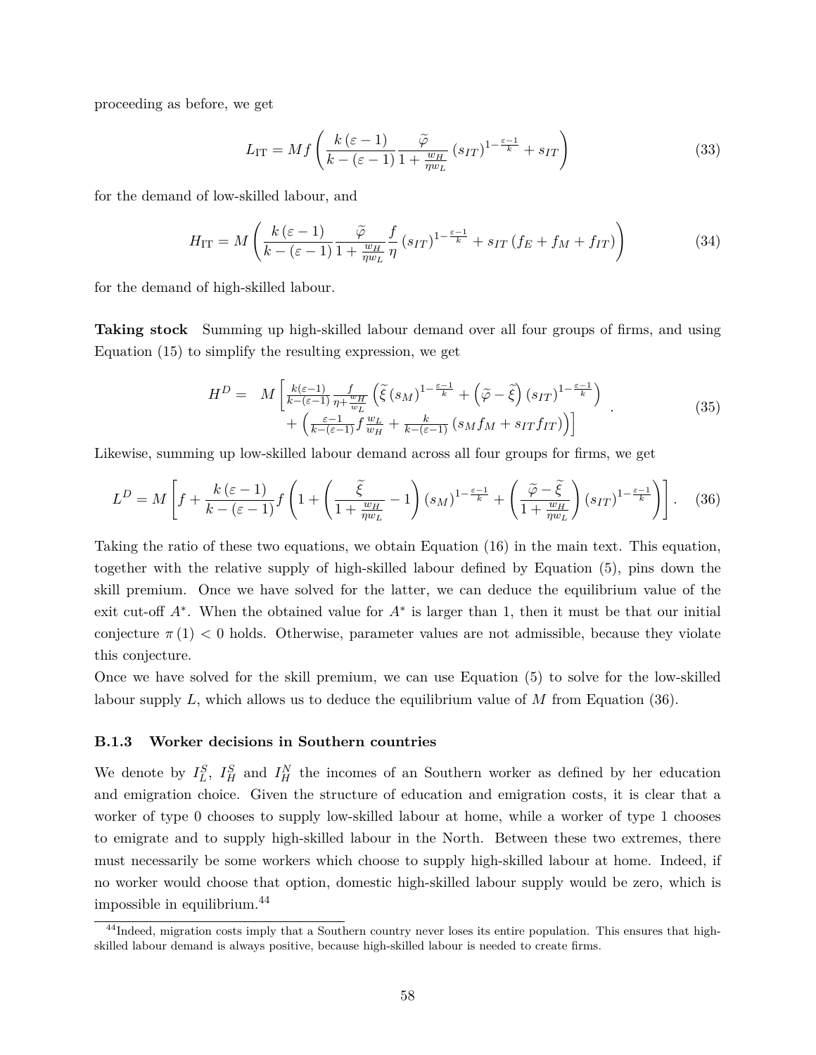proceeding as before, we get

$$L_{\mathrm{IT}} = Mf\left(\frac{k(\varepsilon-1)}{k-(\varepsilon-1)}\frac{\widetilde{\varphi}}{1+\frac{w_H}{\eta w_L}}(s_{IT})^{1-\frac{\varepsilon-1}{k}} + s_{IT}\right) \tag{33}$$

for the demand of low-skilled labour, and

$$H_{\mathrm{IT}} = M\left(\frac{k(\varepsilon-1)}{k-(\varepsilon-1)}\frac{\widetilde{\varphi}}{1+\frac{w_H}{\eta w_L}}\frac{f}{\eta}(s_{IT})^{1-\frac{\varepsilon-1}{k}} + s_{IT}(f_E+f_M+f_{IT})\right) \tag{34}$$

for the demand of high-skilled labour.

**Taking stock** Summing up high-skilled labour demand over all four groups of firms, and using Equation (15) to simplify the resulting expression, we get

$$\begin{aligned} H^D = \ & M\Big[\tfrac{k(\varepsilon-1)}{k-(\varepsilon-1)}\tfrac{f}{\eta+\frac{w_H}{w_L}}\left(\widetilde{\xi}(s_M)^{1-\frac{\varepsilon-1}{k}} + \left(\widetilde{\varphi}-\widetilde{\xi}\right)(s_{IT})^{1-\frac{\varepsilon-1}{k}}\right) \\ & + \left(\tfrac{\varepsilon-1}{k-(\varepsilon-1)}f\tfrac{w_L}{w_H} + \tfrac{k}{k-(\varepsilon-1)}(s_M f_M + s_{IT} f_{IT})\right)\Big] \end{aligned}. \tag{35}$$

Likewise, summing up low-skilled labour demand across all four groups for firms, we get

$$L^D = M\left[f + \frac{k(\varepsilon-1)}{k-(\varepsilon-1)}f\left(1+\left(\frac{\widetilde{\xi}}{1+\frac{w_H}{\eta w_L}}-1\right)(s_M)^{1-\frac{\varepsilon-1}{k}} + \left(\frac{\widetilde{\varphi}-\widetilde{\xi}}{1+\frac{w_H}{\eta w_L}}\right)(s_{IT})^{1-\frac{\varepsilon-1}{k}}\right)\right]. \tag{36}$$

Taking the ratio of these two equations, we obtain Equation (16) in the main text. This equation, together with the relative supply of high-skilled labour defined by Equation (5), pins down the skill premium. Once we have solved for the latter, we can deduce the equilibrium value of the exit cut-off $A^*$. When the obtained value for $A^*$ is larger than 1, then it must be that our initial conjecture $\pi(1) < 0$ holds. Otherwise, parameter values are not admissible, because they violate this conjecture.

Once we have solved for the skill premium, we can use Equation (5) to solve for the low-skilled labour supply $L$, which allows us to deduce the equilibrium value of $M$ from Equation (36).

### B.1.3 Worker decisions in Southern countries

We denote by $I_L^S$, $I_H^S$ and $I_H^N$ the incomes of an Southern worker as defined by her education and emigration choice. Given the structure of education and emigration costs, it is clear that a worker of type 0 chooses to supply low-skilled labour at home, while a worker of type 1 chooses to emigrate and to supply high-skilled labour in the North. Between these two extremes, there must necessarily be some workers which choose to supply high-skilled labour at home. Indeed, if no worker would choose that option, domestic high-skilled labour supply would be zero, which is impossible in equilibrium.[44]

[44]Indeed, migration costs imply that a Southern country never loses its entire population. This ensures that high-skilled labour demand is always positive, because high-skilled labour is needed to create firms.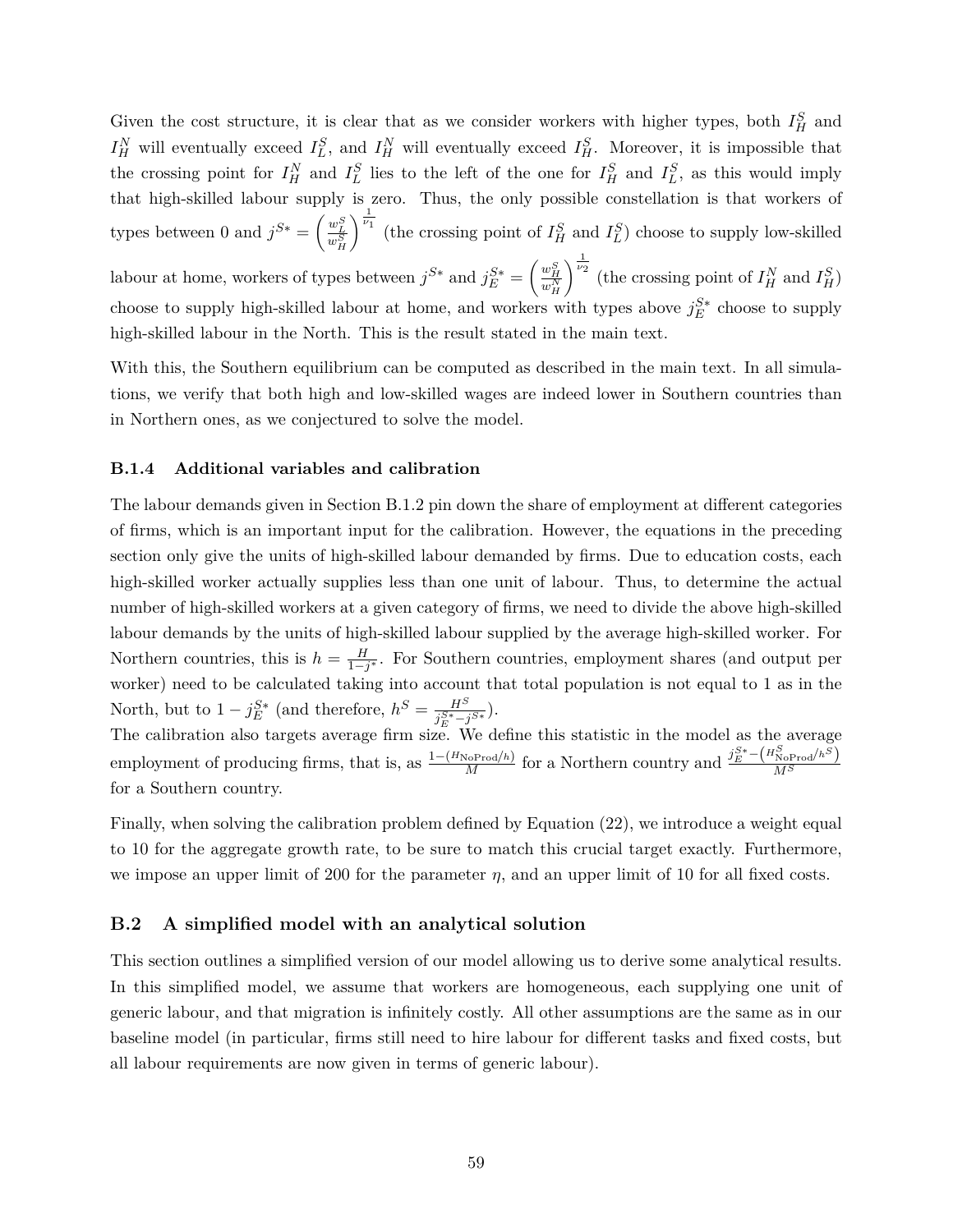Given the cost structure, it is clear that as we consider workers with higher types, both $I_H^S$ and $I_H^N$ will eventually exceed $I_L^S$, and $I_H^N$ will eventually exceed $I_H^S$. Moreover, it is impossible that the crossing point for $I_H^N$ and $I_L^S$ lies to the left of the one for $I_H^S$ and $I_L^S$, as this would imply that high-skilled labour supply is zero. Thus, the only possible constellation is that workers of types between 0 and $j^{S*} = \left(\frac{w_L^S}{w_H^S}\right)^{\frac{1}{\nu_1}}$ (the crossing point of $I_H^S$ and $I_L^S$) choose to supply low-skilled labour at home, workers of types between $j^{S*}$ and $j_E^{S*} = \left(\frac{w_H^S}{w_H^N}\right)^{\frac{1}{\nu_2}}$ (the crossing point of $I_H^N$ and $I_H^S$) choose to supply high-skilled labour at home, and workers with types above $j_E^{S*}$ choose to supply high-skilled labour in the North. This is the result stated in the main text.

With this, the Southern equilibrium can be computed as described in the main text. In all simulations, we verify that both high and low-skilled wages are indeed lower in Southern countries than in Northern ones, as we conjectured to solve the model.

#### B.1.4 Additional variables and calibration

The labour demands given in Section B.1.2 pin down the share of employment at different categories of firms, which is an important input for the calibration. However, the equations in the preceding section only give the units of high-skilled labour demanded by firms. Due to education costs, each high-skilled worker actually supplies less than one unit of labour. Thus, to determine the actual number of high-skilled workers at a given category of firms, we need to divide the above high-skilled labour demands by the units of high-skilled labour supplied by the average high-skilled worker. For Northern countries, this is $h = \frac{H}{1-j^*}$. For Southern countries, employment shares (and output per worker) need to be calculated taking into account that total population is not equal to 1 as in the North, but to $1 - j_E^{S*}$ (and therefore, $h^S = \frac{H^S}{j_E^{S*} - j^{S*}}$).
The calibration also targets average firm size. We define this statistic in the model as the average employment of producing firms, that is, as $\frac{1-(H_{\text{NoProd}}/h)}{M}$ for a Northern country and $\frac{j_E^{S*} - \left(H_{\text{NoProd}}^S/h^S\right)}{M^S}$ for a Southern country.

Finally, when solving the calibration problem defined by Equation (22), we introduce a weight equal to 10 for the aggregate growth rate, to be sure to match this crucial target exactly. Furthermore, we impose an upper limit of 200 for the parameter $\eta$, and an upper limit of 10 for all fixed costs.

### B.2 A simplified model with an analytical solution

This section outlines a simplified version of our model allowing us to derive some analytical results. In this simplified model, we assume that workers are homogeneous, each supplying one unit of generic labour, and that migration is infinitely costly. All other assumptions are the same as in our baseline model (in particular, firms still need to hire labour for different tasks and fixed costs, but all labour requirements are now given in terms of generic labour).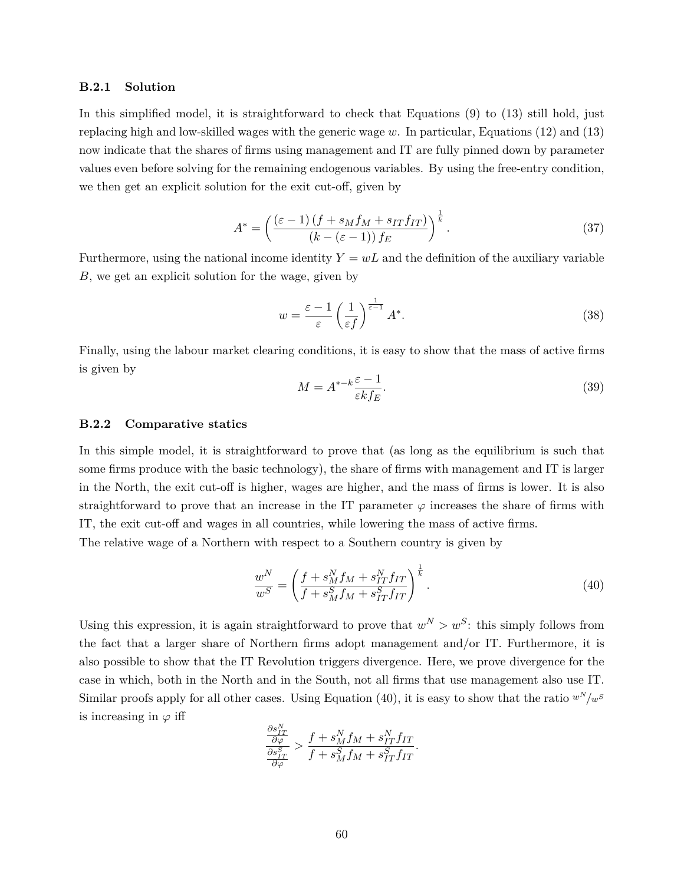#### B.2.1 Solution

In this simplified model, it is straightforward to check that Equations (9) to (13) still hold, just replacing high and low-skilled wages with the generic wage $w$. In particular, Equations (12) and (13) now indicate that the shares of firms using management and IT are fully pinned down by parameter values even before solving for the remaining endogenous variables. By using the free-entry condition, we then get an explicit solution for the exit cut-off, given by

$$A^* = \left( \frac{(\varepsilon - 1)(f + s_M f_M + s_{IT} f_{IT})}{(k - (\varepsilon - 1)) f_E} \right)^{\frac{1}{k}}. \tag{37}$$

Furthermore, using the national income identity $Y = wL$ and the definition of the auxiliary variable $B$, we get an explicit solution for the wage, given by

$$w = \frac{\varepsilon - 1}{\varepsilon} \left( \frac{1}{\varepsilon f} \right)^{\frac{1}{\varepsilon - 1}} A^*. \tag{38}$$

Finally, using the labour market clearing conditions, it is easy to show that the mass of active firms is given by

$$M = A^{*-k} \frac{\varepsilon - 1}{\varepsilon k f_E}. \tag{39}$$

#### B.2.2 Comparative statics

In this simple model, it is straightforward to prove that (as long as the equilibrium is such that some firms produce with the basic technology), the share of firms with management and IT is larger in the North, the exit cut-off is higher, wages are higher, and the mass of firms is lower. It is also straightforward to prove that an increase in the IT parameter $\varphi$ increases the share of firms with IT, the exit cut-off and wages in all countries, while lowering the mass of active firms.

The relative wage of a Northern with respect to a Southern country is given by

$$\frac{w^N}{w^S} = \left( \frac{f + s_M^N f_M + s_{IT}^N f_{IT}}{f + s_M^S f_M + s_{IT}^S f_{IT}} \right)^{\frac{1}{k}}. \tag{40}$$

Using this expression, it is again straightforward to prove that $w^N > w^S$: this simply follows from the fact that a larger share of Northern firms adopt management and/or IT. Furthermore, it is also possible to show that the IT Revolution triggers divergence. Here, we prove divergence for the case in which, both in the North and in the South, not all firms that use management also use IT. Similar proofs apply for all other cases. Using Equation (40), it is easy to show that the ratio $w^N/w^S$ is increasing in $\varphi$ iff

$$\frac{\frac{\partial s_{IT}^N}{\partial \varphi}}{\frac{\partial s_{IT}^S}{\partial \varphi}} > \frac{f + s_M^N f_M + s_{IT}^N f_{IT}}{f + s_M^S f_M + s_{IT}^S f_{IT}}.$$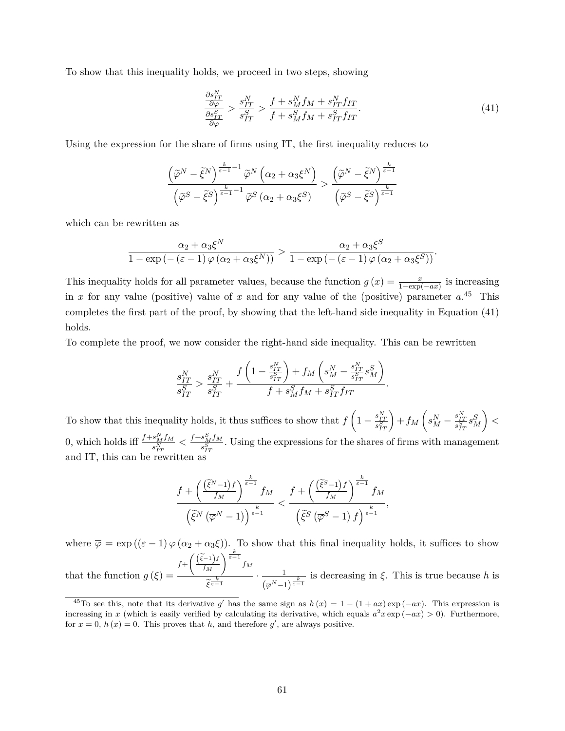To show that this inequality holds, we proceed in two steps, showing

$$\frac{\frac{\partial s_{IT}^{N}}{\partial \varphi}}{\frac{\partial s_{IT}^{S}}{\partial \varphi}} > \frac{s_{IT}^{N}}{s_{IT}^{S}} > \frac{f + s_{M}^{N} f_{M} + s_{IT}^{N} f_{IT}}{f + s_{M}^{S} f_{M} + s_{IT}^{S} f_{IT}}. \tag{41}$$

Using the expression for the share of firms using IT, the first inequality reduces to

$$\frac{\left(\widetilde{\varphi}^{N} - \widetilde{\xi}^{N}\right)^{\frac{k}{\varepsilon-1}-1} \widetilde{\varphi}^{N}\left(\alpha_{2} + \alpha_{3}\xi^{N}\right)}{\left(\widetilde{\varphi}^{S} - \widetilde{\xi}^{S}\right)^{\frac{k}{\varepsilon-1}-1} \widetilde{\varphi}^{S}\left(\alpha_{2} + \alpha_{3}\xi^{S}\right)} > \frac{\left(\widetilde{\varphi}^{N} - \widetilde{\xi}^{N}\right)^{\frac{k}{\varepsilon-1}}}{\left(\widetilde{\varphi}^{S} - \widetilde{\xi}^{S}\right)^{\frac{k}{\varepsilon-1}}}$$

which can be rewritten as

$$\frac{\alpha_{2} + \alpha_{3}\xi^{N}}{1 - \exp\left(-\left(\varepsilon - 1\right)\varphi\left(\alpha_{2} + \alpha_{3}\xi^{N}\right)\right)} > \frac{\alpha_{2} + \alpha_{3}\xi^{S}}{1 - \exp\left(-\left(\varepsilon - 1\right)\varphi\left(\alpha_{2} + \alpha_{3}\xi^{S}\right)\right)}.$$

This inequality holds for all parameter values, because the function $g(x) = \frac{x}{1-\exp(-ax)}$ is increasing in $x$ for any value (positive) value of $x$ and for any value of the (positive) parameter $a$.[45] This completes the first part of the proof, by showing that the left-hand side inequality in Equation (41) holds.

To complete the proof, we now consider the right-hand side inequality. This can be rewritten

$$\frac{s_{IT}^{N}}{s_{IT}^{S}} > \frac{s_{IT}^{N}}{s_{IT}^{S}} + \frac{f\left(1 - \frac{s_{IT}^{N}}{s_{IT}^{S}}\right) + f_{M}\left(s_{M}^{N} - \frac{s_{IT}^{N}}{s_{IT}^{S}} s_{M}^{S}\right)}{f + s_{M}^{S} f_{M} + s_{IT}^{S} f_{IT}}.$$

To show that this inequality holds, it thus suffices to show that $f\left(1 - \frac{s_{IT}^{N}}{s_{IT}^{S}}\right) + f_{M}\left(s_{M}^{N} - \frac{s_{IT}^{N}}{s_{IT}^{S}} s_{M}^{S}\right) < 0$, which holds iff $\frac{f + s_{M}^{N} f_{M}}{s_{IT}^{N}} < \frac{f + s_{M}^{S} f_{M}}{s_{IT}^{S}}$. Using the expressions for the shares of firms with management and IT, this can be rewritten as

$$\frac{f + \left(\frac{\left(\widetilde{\xi}^{N}-1\right)f}{f_{M}}\right)^{\frac{k}{\varepsilon-1}} f_{M}}{\left(\widetilde{\xi}^{N}\left(\overline{\varphi}^{N} - 1\right)\right)^{\frac{k}{\varepsilon-1}}} < \frac{f + \left(\frac{\left(\widetilde{\xi}^{S}-1\right)f}{f_{M}}\right)^{\frac{k}{\varepsilon-1}} f_{M}}{\left(\widetilde{\xi}^{S}\left(\overline{\varphi}^{S} - 1\right)f\right)^{\frac{k}{\varepsilon-1}}},$$

where $\overline{\varphi} = \exp\left(\left(\varepsilon - 1\right)\varphi\left(\alpha_{2} + \alpha_{3}\xi\right)\right)$. To show that this final inequality holds, it suffices to show that the function $g(\xi) = \frac{f + \left(\frac{\left(\widetilde{\xi}-1\right)f}{f_{M}}\right)^{\frac{k}{\varepsilon-1}} f_{M}}{\widetilde{\xi}^{\frac{k}{\varepsilon-1}}} \cdot \frac{1}{\left(\overline{\varphi}^{N}-1\right)^{\frac{k}{\varepsilon-1}}}$ is decreasing in $\xi$. This is true because $h$ is

[45] To see this, note that its derivative $g'$ has the same sign as $h(x) = 1 - (1 + ax)\exp(-ax)$. This expression is increasing in $x$ (which is easily verified by calculating its derivative, which equals $a^2 x \exp(-ax) > 0$). Furthermore, for $x = 0$, $h(x) = 0$. This proves that $h$, and therefore $g'$, are always positive.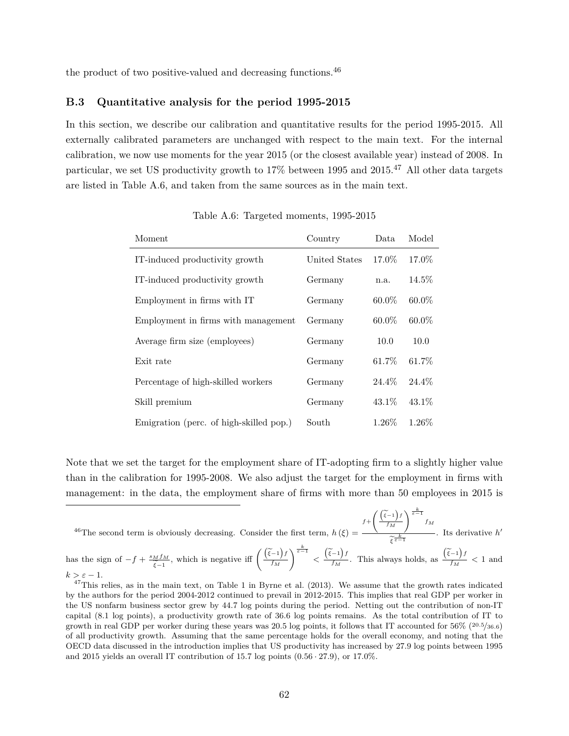the product of two positive-valued and decreasing functions.[46]

### B.3 Quantitative analysis for the period 1995-2015

In this section, we describe our calibration and quantitative results for the period 1995-2015. All externally calibrated parameters are unchanged with respect to the main text. For the internal calibration, we now use moments for the year 2015 (or the closest available year) instead of 2008. In particular, we set US productivity growth to 17% between 1995 and 2015.[47] All other data targets are listed in Table A.6, and taken from the same sources as in the main text.

Table A.6: Targeted moments, 1995-2015

| Moment | Country | Data | Model |
|---|---|---|---|
| IT-induced productivity growth | United States | 17.0% | 17.0% |
| IT-induced productivity growth | Germany | n.a. | 14.5% |
| Employment in firms with IT | Germany | 60.0% | 60.0% |
| Employment in firms with management | Germany | 60.0% | 60.0% |
| Average firm size (employees) | Germany | 10.0 | 10.0 |
| Exit rate | Germany | 61.7% | 61.7% |
| Percentage of high-skilled workers | Germany | 24.4% | 24.4% |
| Skill premium | Germany | 43.1% | 43.1% |
| Emigration (perc. of high-skilled pop.) | South | 1.26% | 1.26% |

Note that we set the target for the employment share of IT-adopting firm to a slightly higher value than in the calibration for 1995-2008. We also adjust the target for the employment in firms with management: in the data, the employment share of firms with more than 50 employees in 2015 is

---

[46] The second term is obviously decreasing. Consider the first term, $h(\xi) = \frac{f + \left(\frac{(\tilde{\xi}-1)f}{f_M}\right)^{\frac{k}{\varepsilon-1}} f_M}{\tilde{\xi}^{\frac{k}{\varepsilon-1}}}$. Its derivative $h'$ has the sign of $-f + \frac{s_M f_M}{\tilde{\xi}-1}$, which is negative iff $\left(\frac{(\tilde{\xi}-1)f}{f_M}\right)^{\frac{k}{\varepsilon-1}} < \frac{(\tilde{\xi}-1)f}{f_M}$. This always holds, as $\frac{(\tilde{\xi}-1)f}{f_M} < 1$ and $k > \varepsilon - 1$.

[47] This relies, as in the main text, on Table 1 in Byrne et al. (2013). We assume that the growth rates indicated by the authors for the period 2004-2012 continued to prevail in 2012-2015. This implies that real GDP per worker in the US nonfarm business sector grew by 44.7 log points during the period. Netting out the contribution of non-IT capital (8.1 log points), a productivity growth rate of 36.6 log points remains. As the total contribution of IT to growth in real GDP per worker during these years was 20.5 log points, it follows that IT accounted for 56% ($^{20.5}/_{36.6}$) of all productivity growth. Assuming that the same percentage holds for the overall economy, and noting that the OECD data discussed in the introduction implies that US productivity has increased by 27.9 log points between 1995 and 2015 yields an overall IT contribution of 15.7 log points ($0.56 \cdot 27.9$), or 17.0%.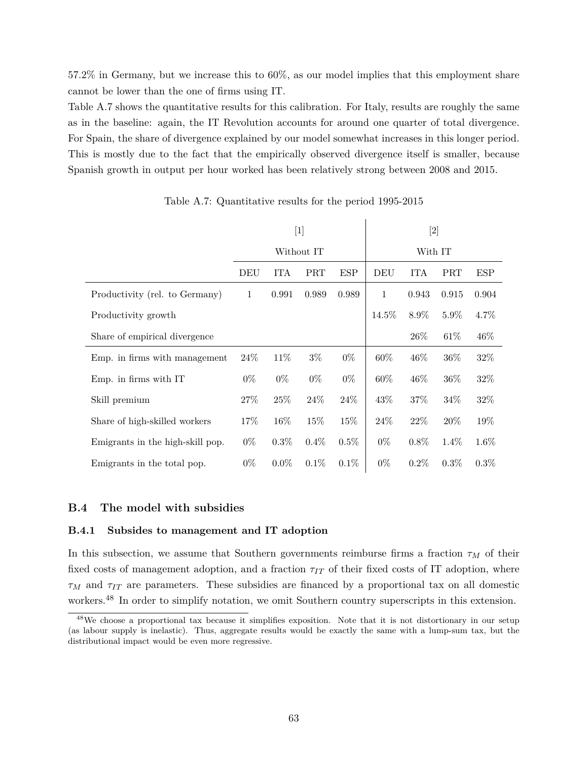57.2% in Germany, but we increase this to 60%, as our model implies that this employment share cannot be lower than the one of firms using IT.

Table A.7 shows the quantitative results for this calibration. For Italy, results are roughly the same as in the baseline: again, the IT Revolution accounts for around one quarter of total divergence. For Spain, the share of divergence explained by our model somewhat increases in this longer period. This is mostly due to the fact that the empirically observed divergence itself is smaller, because Spanish growth in output per hour worked has been relatively strong between 2008 and 2015.

Table A.7: Quantitative results for the period 1995-2015

| | [1] | | | | [2] | | | |
|---|---|---|---|---|---|---|---|---|
| | Without IT | | | | With IT | | | |
| | DEU | ITA | PRT | ESP | DEU | ITA | PRT | ESP |
| Productivity (rel. to Germany) | 1 | 0.991 | 0.989 | 0.989 | 1 | 0.943 | 0.915 | 0.904 |
| Productivity growth | | | | | 14.5% | 8.9% | 5.9% | 4.7% |
| Share of empirical divergence | | | | | | 26% | 61% | 46% |
| Emp. in firms with management | 24% | 11% | 3% | 0% | 60% | 46% | 36% | 32% |
| Emp. in firms with IT | 0% | 0% | 0% | 0% | 60% | 46% | 36% | 32% |
| Skill premium | 27% | 25% | 24% | 24% | 43% | 37% | 34% | 32% |
| Share of high-skilled workers | 17% | 16% | 15% | 15% | 24% | 22% | 20% | 19% |
| Emigrants in the high-skill pop. | 0% | 0.3% | 0.4% | 0.5% | 0% | 0.8% | 1.4% | 1.6% |
| Emigrants in the total pop. | 0% | 0.0% | 0.1% | 0.1% | 0% | 0.2% | 0.3% | 0.3% |

## B.4 The model with subsidies

### B.4.1 Subsides to management and IT adoption

In this subsection, we assume that Southern governments reimburse firms a fraction $\tau_M$ of their fixed costs of management adoption, and a fraction $\tau_{IT}$ of their fixed costs of IT adoption, where $\tau_M$ and $\tau_{IT}$ are parameters. These subsidies are financed by a proportional tax on all domestic workers.[48] In order to simplify notation, we omit Southern country superscripts in this extension.

[48] We choose a proportional tax because it simplifies exposition. Note that it is not distortionary in our setup (as labour supply is inelastic). Thus, aggregate results would be exactly the same with a lump-sum tax, but the distributional impact would be even more regressive.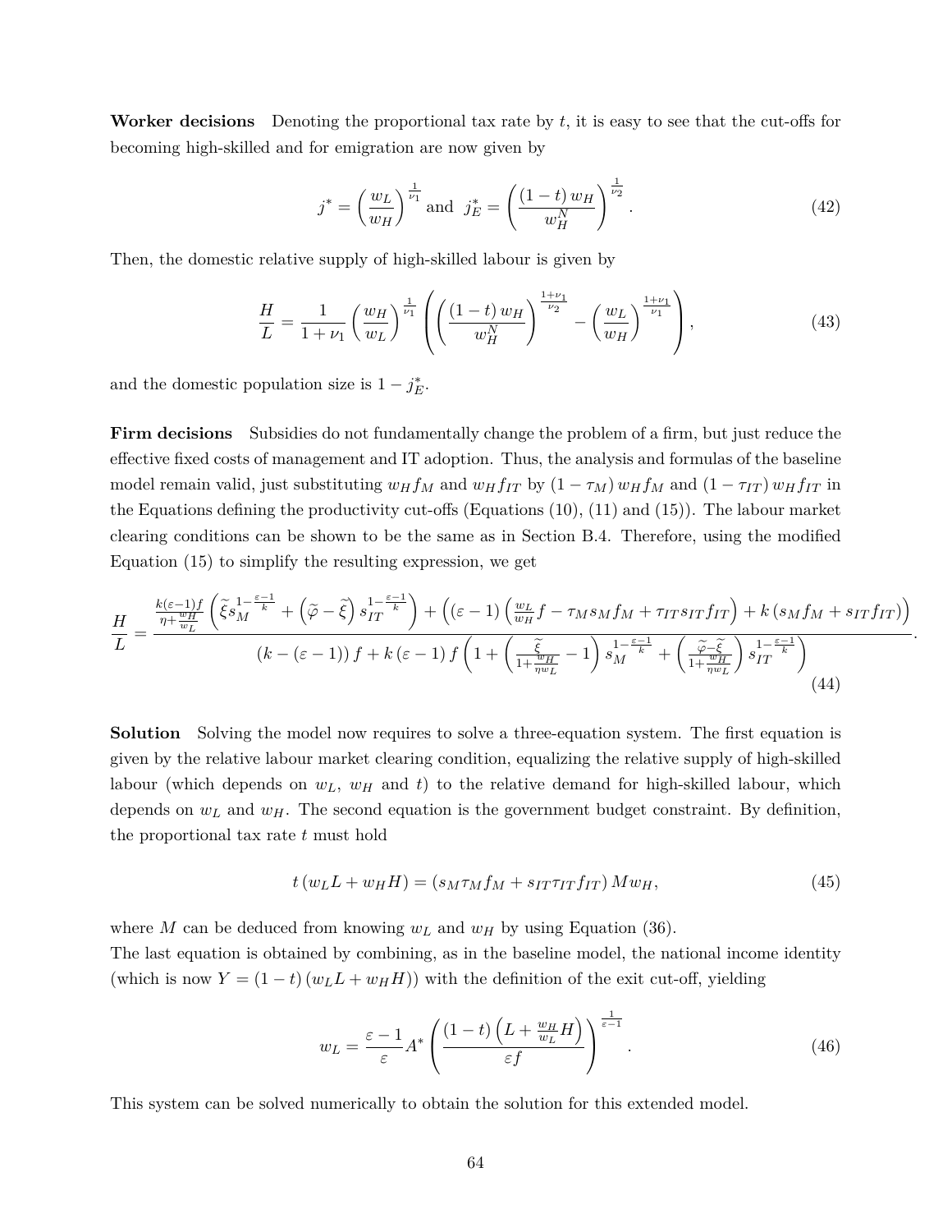**Worker decisions** Denoting the proportional tax rate by $t$, it is easy to see that the cut-offs for becoming high-skilled and for emigration are now given by

$$j^* = \left(\frac{w_L}{w_H}\right)^{\frac{1}{\nu_1}} \text{ and } j_E^* = \left(\frac{(1-t)\,w_H}{w_H^N}\right)^{\frac{1}{\nu_2}}. \tag{42}$$

Then, the domestic relative supply of high-skilled labour is given by

$$\frac{H}{L} = \frac{1}{1+\nu_1}\left(\frac{w_H}{w_L}\right)^{\frac{1}{\nu_1}}\left(\left(\frac{(1-t)\,w_H}{w_H^N}\right)^{\frac{1+\nu_1}{\nu_2}} - \left(\frac{w_L}{w_H}\right)^{\frac{1+\nu_1}{\nu_1}}\right), \tag{43}$$

and the domestic population size is $1 - j_E^*$.

**Firm decisions** Subsidies do not fundamentally change the problem of a firm, but just reduce the effective fixed costs of management and IT adoption. Thus, the analysis and formulas of the baseline model remain valid, just substituting $w_H f_M$ and $w_H f_{IT}$ by $(1-\tau_M)\,w_H f_M$ and $(1-\tau_{IT})\,w_H f_{IT}$ in the Equations defining the productivity cut-offs (Equations (10), (11) and (15)). The labour market clearing conditions can be shown to be the same as in Section B.4. Therefore, using the modified Equation (15) to simplify the resulting expression, we get

$$\frac{H}{L} = \frac{\frac{k(\varepsilon-1)f}{\eta+\frac{w_H}{w_L}}\left(\widetilde{\xi} s_M^{1-\frac{\varepsilon-1}{k}} + \left(\widetilde{\varphi}-\widetilde{\xi}\right) s_{IT}^{1-\frac{\varepsilon-1}{k}}\right) + \left((\varepsilon-1)\left(\frac{w_L}{w_H}f - \tau_M s_M f_M + \tau_{IT} s_{IT} f_{IT}\right) + k\left(s_M f_M + s_{IT} f_{IT}\right)\right)}{(k-(\varepsilon-1))\,f + k\,(\varepsilon-1)\,f\left(1 + \left(\frac{\widetilde{\xi}}{1+\frac{w_H}{\eta w_L}} - 1\right) s_M^{1-\frac{\varepsilon-1}{k}} + \left(\frac{\widetilde{\varphi}-\widetilde{\xi}}{1+\frac{w_H}{\eta w_L}}\right) s_{IT}^{1-\frac{\varepsilon-1}{k}}\right)}. \tag{44}$$

**Solution** Solving the model now requires to solve a three-equation system. The first equation is given by the relative labour market clearing condition, equalizing the relative supply of high-skilled labour (which depends on $w_L$, $w_H$ and $t$) to the relative demand for high-skilled labour, which depends on $w_L$ and $w_H$. The second equation is the government budget constraint. By definition, the proportional tax rate $t$ must hold

$$t\,(w_L L + w_H H) = (s_M \tau_M f_M + s_{IT}\tau_{IT} f_{IT})\,M w_H, \tag{45}$$

where $M$ can be deduced from knowing $w_L$ and $w_H$ by using Equation (36).
The last equation is obtained by combining, as in the baseline model, the national income identity (which is now $Y = (1-t)\,(w_L L + w_H H)$) with the definition of the exit cut-off, yielding

$$w_L = \frac{\varepsilon-1}{\varepsilon} A^* \left(\frac{(1-t)\left(L + \frac{w_H}{w_L}H\right)}{\varepsilon f}\right)^{\frac{1}{\varepsilon-1}}. \tag{46}$$

This system can be solved numerically to obtain the solution for this extended model.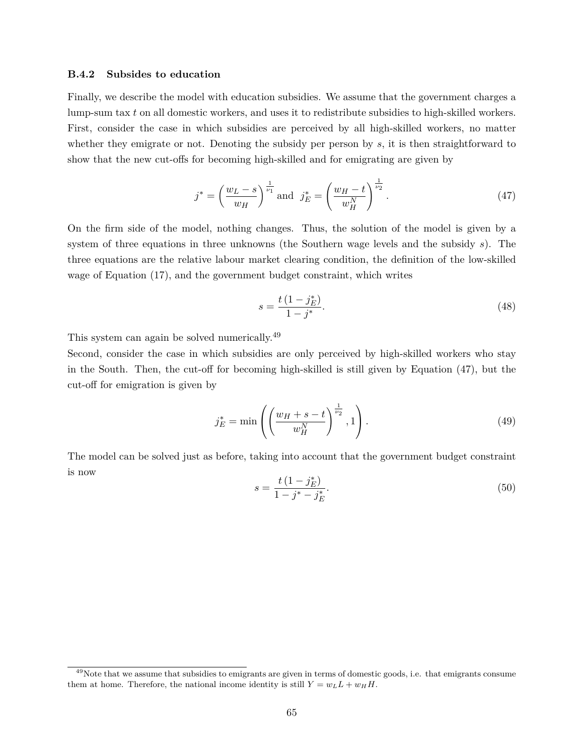### B.4.2 Subsides to education

Finally, we describe the model with education subsidies. We assume that the government charges a lump-sum tax $t$ on all domestic workers, and uses it to redistribute subsidies to high-skilled workers. First, consider the case in which subsidies are perceived by all high-skilled workers, no matter whether they emigrate or not. Denoting the subsidy per person by $s$, it is then straightforward to show that the new cut-offs for becoming high-skilled and for emigrating are given by

$$j^* = \left(\frac{w_L - s}{w_H}\right)^{\frac{1}{\nu_1}} \text{ and } \; j_E^* = \left(\frac{w_H - t}{w_H^N}\right)^{\frac{1}{\nu_2}}. \tag{47}$$

On the firm side of the model, nothing changes. Thus, the solution of the model is given by a system of three equations in three unknowns (the Southern wage levels and the subsidy $s$). The three equations are the relative labour market clearing condition, the definition of the low-skilled wage of Equation (17), and the government budget constraint, which writes

$$s = \frac{t\,(1 - j_E^*)}{1 - j^*}. \tag{48}$$

This system can again be solved numerically.[49]

Second, consider the case in which subsidies are only perceived by high-skilled workers who stay in the South. Then, the cut-off for becoming high-skilled is still given by Equation (47), but the cut-off for emigration is given by

$$j_E^* = \min\left(\left(\frac{w_H + s - t}{w_H^N}\right)^{\frac{1}{\nu_2}}, 1\right). \tag{49}$$

The model can be solved just as before, taking into account that the government budget constraint is now

$$s = \frac{t\,(1 - j_E^*)}{1 - j^* - j_E^*}. \tag{50}$$

[49] Note that we assume that subsidies to emigrants are given in terms of domestic goods, i.e. that emigrants consume them at home. Therefore, the national income identity is still $Y = w_L L + w_H H$.